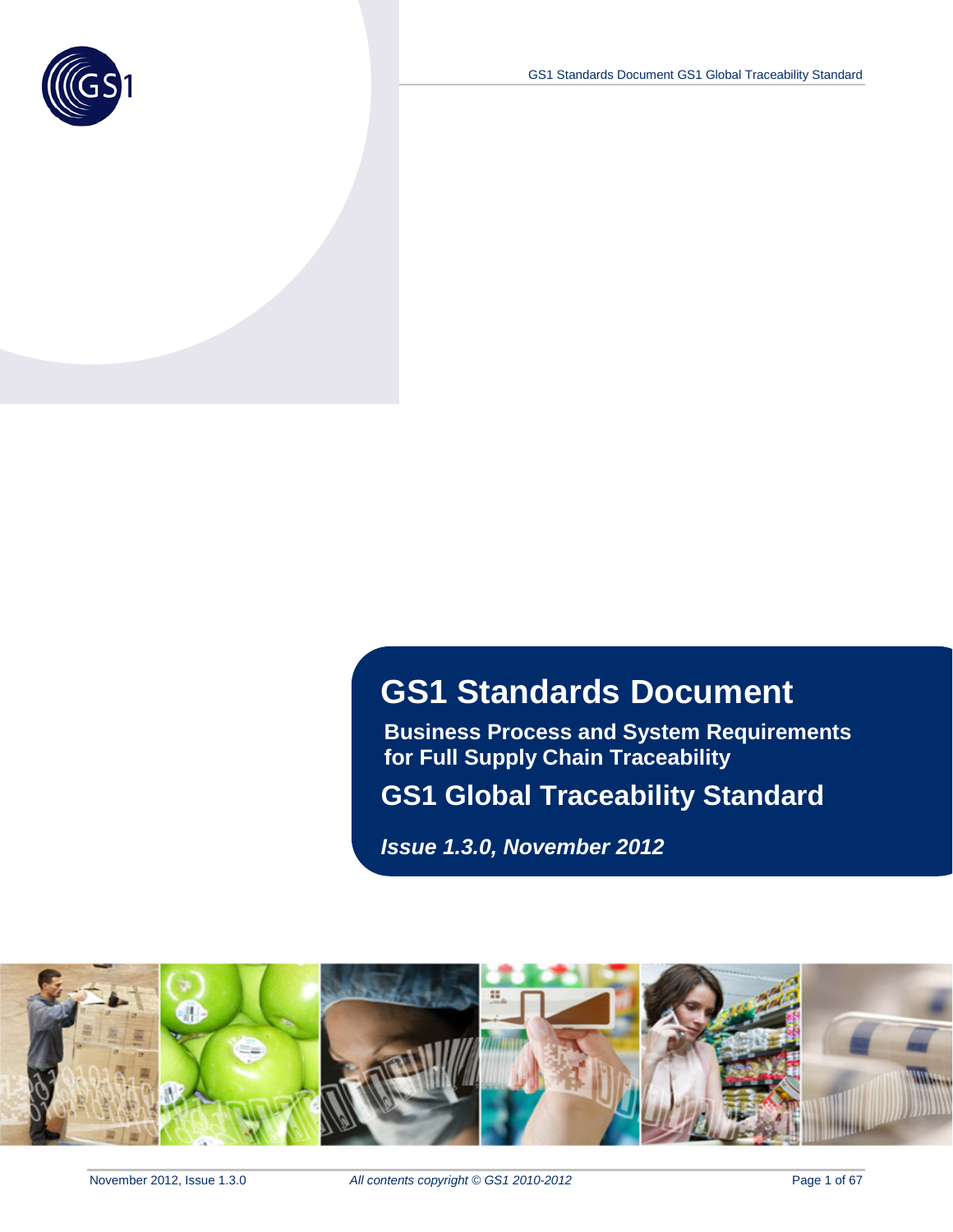# GS1 Standards Document

**Business Process and System Requirements for Full Supply Chain Traceability**

## GS1 Global Traceability Standard

***Issue 1.3.0, November 2012***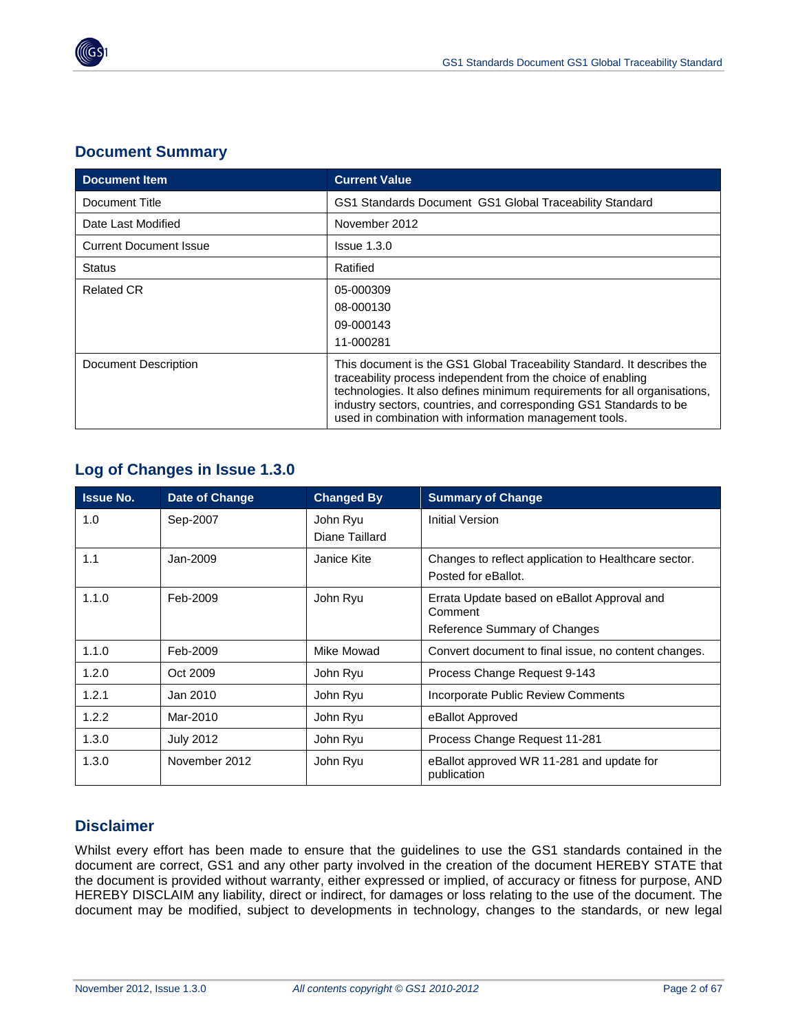## Document Summary

| Document Item | Current Value |
|---|---|
| Document Title | GS1 Standards Document GS1 Global Traceability Standard |
| Date Last Modified | November 2012 |
| Current Document Issue | Issue 1.3.0 |
| Status | Ratified |
| Related CR | 05-000309<br>08-000130<br>09-000143<br>11-000281 |
| Document Description | This document is the GS1 Global Traceability Standard. It describes the traceability process independent from the choice of enabling technologies. It also defines minimum requirements for all organisations, industry sectors, countries, and corresponding GS1 Standards to be used in combination with information management tools. |

## Log of Changes in Issue 1.3.0

| Issue No. | Date of Change | Changed By | Summary of Change |
|---|---|---|---|
| 1.0 | Sep-2007 | John Ryu<br>Diane Taillard | Initial Version |
| 1.1 | Jan-2009 | Janice Kite | Changes to reflect application to Healthcare sector.<br>Posted for eBallot. |
| 1.1.0 | Feb-2009 | John Ryu | Errata Update based on eBallot Approval and Comment<br>Reference Summary of Changes |
| 1.1.0 | Feb-2009 | Mike Mowad | Convert document to final issue, no content changes. |
| 1.2.0 | Oct 2009 | John Ryu | Process Change Request 9-143 |
| 1.2.1 | Jan 2010 | John Ryu | Incorporate Public Review Comments |
| 1.2.2 | Mar-2010 | John Ryu | eBallot Approved |
| 1.3.0 | July 2012 | John Ryu | Process Change Request 11-281 |
| 1.3.0 | November 2012 | John Ryu | eBallot approved WR 11-281 and update for publication |

## Disclaimer

Whilst every effort has been made to ensure that the guidelines to use the GS1 standards contained in the document are correct, GS1 and any other party involved in the creation of the document HEREBY STATE that the document is provided without warranty, either expressed or implied, of accuracy or fitness for purpose, AND HEREBY DISCLAIM any liability, direct or indirect, for damages or loss relating to the use of the document. The document may be modified, subject to developments in technology, changes to the standards, or new legal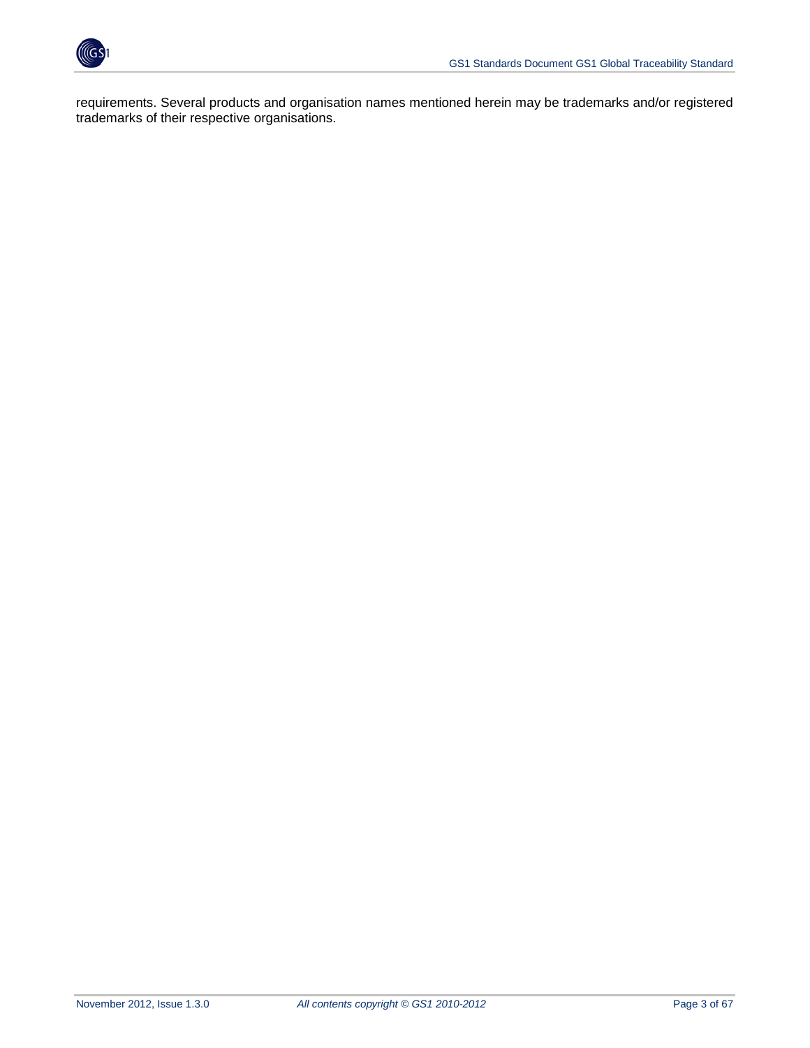requirements. Several products and organisation names mentioned herein may be trademarks and/or registered trademarks of their respective organisations.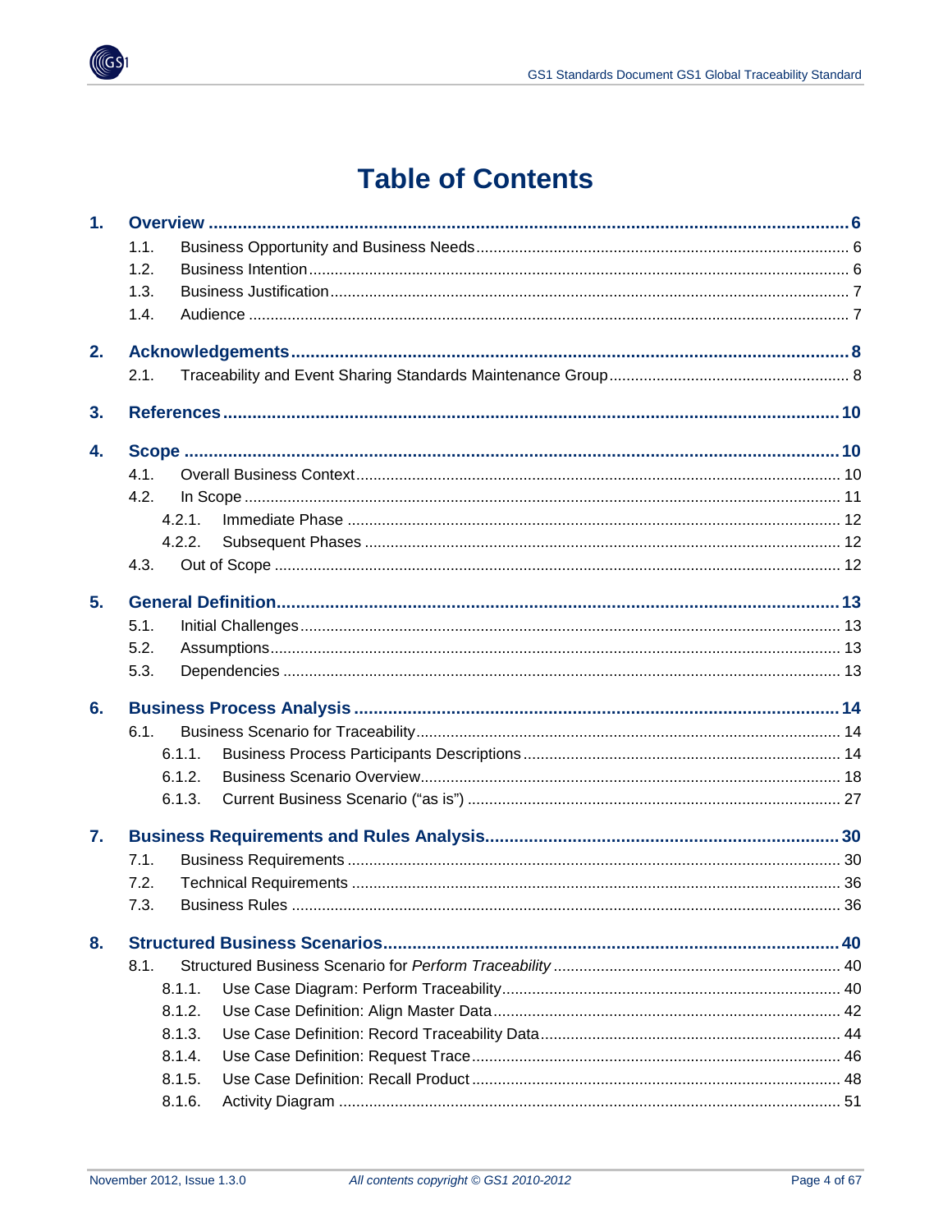# Table of Contents

**1. Overview** ....... **6**

- 1.1. Business Opportunity and Business Needs ....... 6
- 1.2. Business Intention ....... 6
- 1.3. Business Justification ....... 7
- 1.4. Audience ....... 7

**2. Acknowledgements** ....... **8**

- 2.1. Traceability and Event Sharing Standards Maintenance Group ....... 8

**3. References** ....... **10**

**4. Scope** ....... **10**

- 4.1. Overall Business Context ....... 10
- 4.2. In Scope ....... 11
  - 4.2.1. Immediate Phase ....... 12
  - 4.2.2. Subsequent Phases ....... 12
- 4.3. Out of Scope ....... 12

**5. General Definition** ....... **13**

- 5.1. Initial Challenges ....... 13
- 5.2. Assumptions ....... 13
- 5.3. Dependencies ....... 13

**6. Business Process Analysis** ....... **14**

- 6.1. Business Scenario for Traceability ....... 14
  - 6.1.1. Business Process Participants Descriptions ....... 14
  - 6.1.2. Business Scenario Overview ....... 18
  - 6.1.3. Current Business Scenario ("as is") ....... 27

**7. Business Requirements and Rules Analysis** ....... **30**

- 7.1. Business Requirements ....... 30
- 7.2. Technical Requirements ....... 36
- 7.3. Business Rules ....... 36

**8. Structured Business Scenarios** ....... **40**

- 8.1. Structured Business Scenario for *Perform Traceability* ....... 40
  - 8.1.1. Use Case Diagram: Perform Traceability ....... 40
  - 8.1.2. Use Case Definition: Align Master Data ....... 42
  - 8.1.3. Use Case Definition: Record Traceability Data ....... 44
  - 8.1.4. Use Case Definition: Request Trace ....... 46
  - 8.1.5. Use Case Definition: Recall Product ....... 48
  - 8.1.6. Activity Diagram ....... 51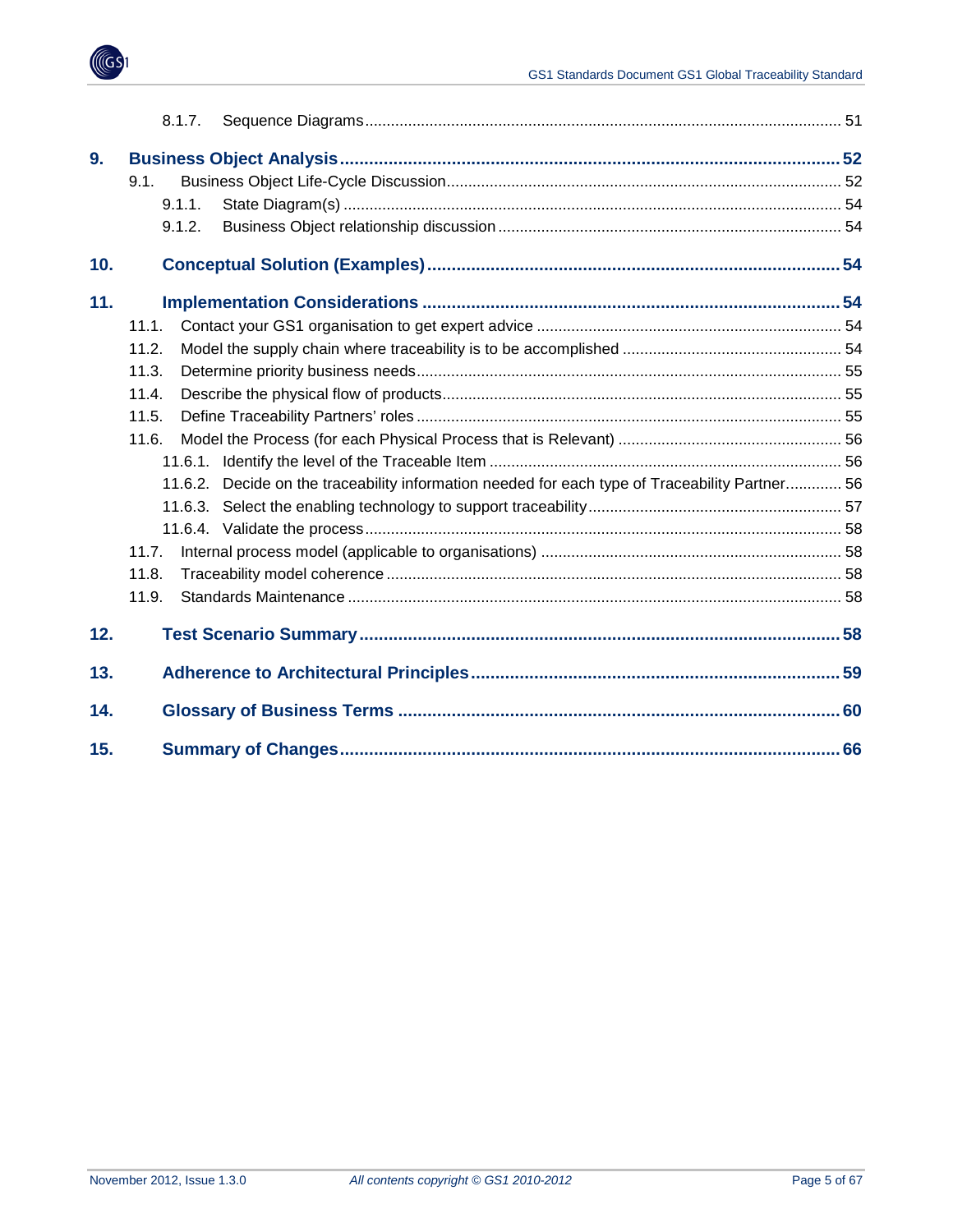8.1.7. Sequence Diagrams ........ 51

**9. Business Object Analysis ........ 52**

9.1. Business Object Life-Cycle Discussion ........ 52

9.1.1. State Diagram(s) ........ 54

9.1.2. Business Object relationship discussion ........ 54

**10. Conceptual Solution (Examples) ........ 54**

**11. Implementation Considerations ........ 54**

11.1. Contact your GS1 organisation to get expert advice ........ 54

11.2. Model the supply chain where traceability is to be accomplished ........ 54

11.3. Determine priority business needs ........ 55

11.4. Describe the physical flow of products ........ 55

11.5. Define Traceability Partners' roles ........ 55

11.6. Model the Process (for each Physical Process that is Relevant) ........ 56

11.6.1. Identify the level of the Traceable Item ........ 56

11.6.2. Decide on the traceability information needed for each type of Traceability Partner ........ 56

11.6.3. Select the enabling technology to support traceability ........ 57

11.6.4. Validate the process ........ 58

11.7. Internal process model (applicable to organisations) ........ 58

11.8. Traceability model coherence ........ 58

11.9. Standards Maintenance ........ 58

**12. Test Scenario Summary ........ 58**

**13. Adherence to Architectural Principles ........ 59**

**14. Glossary of Business Terms ........ 60**

**15. Summary of Changes ........ 66**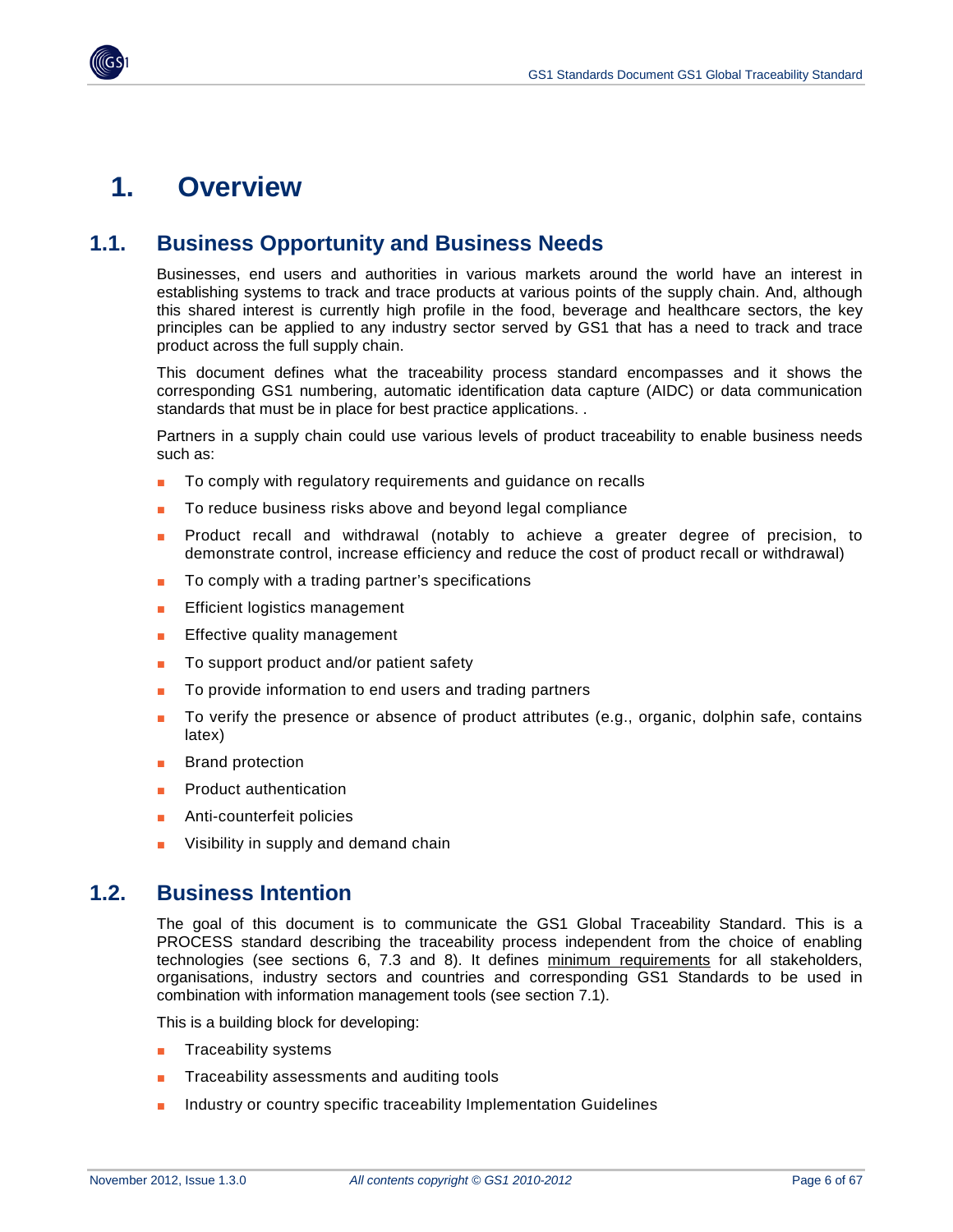# 1. Overview

## 1.1. Business Opportunity and Business Needs

Businesses, end users and authorities in various markets around the world have an interest in establishing systems to track and trace products at various points of the supply chain. And, although this shared interest is currently high profile in the food, beverage and healthcare sectors, the key principles can be applied to any industry sector served by GS1 that has a need to track and trace product across the full supply chain.

This document defines what the traceability process standard encompasses and it shows the corresponding GS1 numbering, automatic identification data capture (AIDC) or data communication standards that must be in place for best practice applications. .

Partners in a supply chain could use various levels of product traceability to enable business needs such as:

- To comply with regulatory requirements and guidance on recalls
- To reduce business risks above and beyond legal compliance
- Product recall and withdrawal (notably to achieve a greater degree of precision, to demonstrate control, increase efficiency and reduce the cost of product recall or withdrawal)
- To comply with a trading partner's specifications
- Efficient logistics management
- Effective quality management
- To support product and/or patient safety
- To provide information to end users and trading partners
- To verify the presence or absence of product attributes (e.g., organic, dolphin safe, contains latex)
- Brand protection
- Product authentication
- Anti-counterfeit policies
- Visibility in supply and demand chain

## 1.2. Business Intention

The goal of this document is to communicate the GS1 Global Traceability Standard. This is a PROCESS standard describing the traceability process independent from the choice of enabling technologies (see sections 6, 7.3 and 8). It defines minimum requirements for all stakeholders, organisations, industry sectors and countries and corresponding GS1 Standards to be used in combination with information management tools (see section 7.1).

This is a building block for developing:

- Traceability systems
- Traceability assessments and auditing tools
- Industry or country specific traceability Implementation Guidelines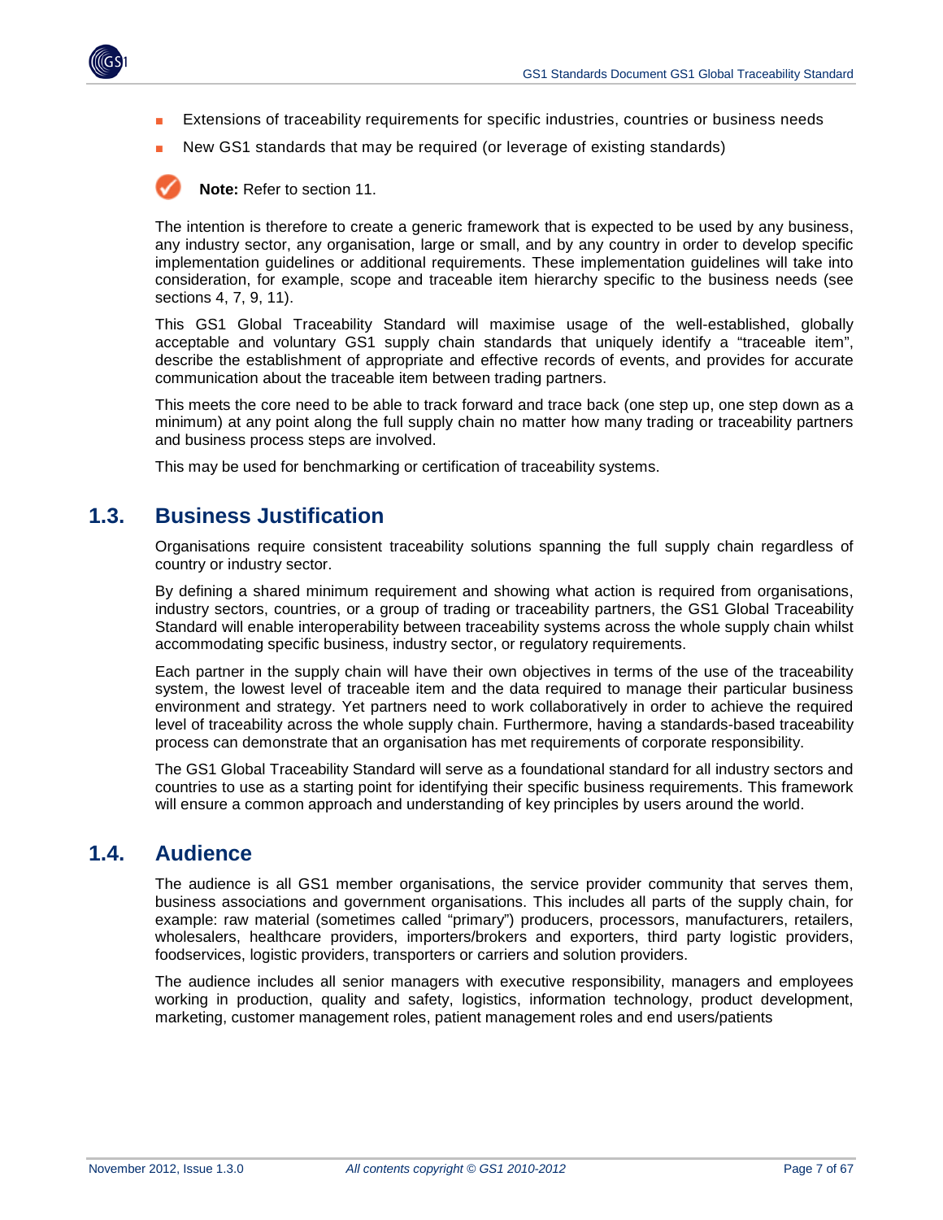- Extensions of traceability requirements for specific industries, countries or business needs
- New GS1 standards that may be required (or leverage of existing standards)

**Note:** Refer to section 11.

The intention is therefore to create a generic framework that is expected to be used by any business, any industry sector, any organisation, large or small, and by any country in order to develop specific implementation guidelines or additional requirements. These implementation guidelines will take into consideration, for example, scope and traceable item hierarchy specific to the business needs (see sections 4, 7, 9, 11).

This GS1 Global Traceability Standard will maximise usage of the well-established, globally acceptable and voluntary GS1 supply chain standards that uniquely identify a "traceable item", describe the establishment of appropriate and effective records of events, and provides for accurate communication about the traceable item between trading partners.

This meets the core need to be able to track forward and trace back (one step up, one step down as a minimum) at any point along the full supply chain no matter how many trading or traceability partners and business process steps are involved.

This may be used for benchmarking or certification of traceability systems.

## 1.3. Business Justification

Organisations require consistent traceability solutions spanning the full supply chain regardless of country or industry sector.

By defining a shared minimum requirement and showing what action is required from organisations, industry sectors, countries, or a group of trading or traceability partners, the GS1 Global Traceability Standard will enable interoperability between traceability systems across the whole supply chain whilst accommodating specific business, industry sector, or regulatory requirements.

Each partner in the supply chain will have their own objectives in terms of the use of the traceability system, the lowest level of traceable item and the data required to manage their particular business environment and strategy. Yet partners need to work collaboratively in order to achieve the required level of traceability across the whole supply chain. Furthermore, having a standards-based traceability process can demonstrate that an organisation has met requirements of corporate responsibility.

The GS1 Global Traceability Standard will serve as a foundational standard for all industry sectors and countries to use as a starting point for identifying their specific business requirements. This framework will ensure a common approach and understanding of key principles by users around the world.

## 1.4. Audience

The audience is all GS1 member organisations, the service provider community that serves them, business associations and government organisations. This includes all parts of the supply chain, for example: raw material (sometimes called "primary") producers, processors, manufacturers, retailers, wholesalers, healthcare providers, importers/brokers and exporters, third party logistic providers, foodservices, logistic providers, transporters or carriers and solution providers.

The audience includes all senior managers with executive responsibility, managers and employees working in production, quality and safety, logistics, information technology, product development, marketing, customer management roles, patient management roles and end users/patients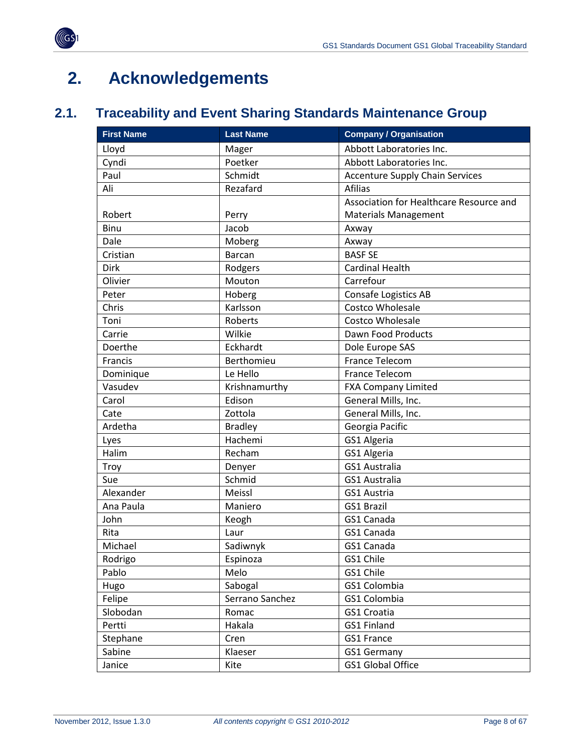# 2. Acknowledgements

## 2.1. Traceability and Event Sharing Standards Maintenance Group

| First Name | Last Name | Company / Organisation |
|---|---|---|
| Lloyd | Mager | Abbott Laboratories Inc. |
| Cyndi | Poetker | Abbott Laboratories Inc. |
| Paul | Schmidt | Accenture Supply Chain Services |
| Ali | Rezafard | Afilias |
| Robert | Perry | Association for Healthcare Resource and Materials Management |
| Binu | Jacob | Axway |
| Dale | Moberg | Axway |
| Cristian | Barcan | BASF SE |
| Dirk | Rodgers | Cardinal Health |
| Olivier | Mouton | Carrefour |
| Peter | Hoberg | Consafe Logistics AB |
| Chris | Karlsson | Costco Wholesale |
| Toni | Roberts | Costco Wholesale |
| Carrie | Wilkie | Dawn Food Products |
| Doerthe | Eckhardt | Dole Europe SAS |
| Francis | Berthomieu | France Telecom |
| Dominique | Le Hello | France Telecom |
| Vasudev | Krishnamurthy | FXA Company Limited |
| Carol | Edison | General Mills, Inc. |
| Cate | Zottola | General Mills, Inc. |
| Ardetha | Bradley | Georgia Pacific |
| Lyes | Hachemi | GS1 Algeria |
| Halim | Recham | GS1 Algeria |
| Troy | Denyer | GS1 Australia |
| Sue | Schmid | GS1 Australia |
| Alexander | Meissl | GS1 Austria |
| Ana Paula | Maniero | GS1 Brazil |
| John | Keogh | GS1 Canada |
| Rita | Laur | GS1 Canada |
| Michael | Sadiwnyk | GS1 Canada |
| Rodrigo | Espinoza | GS1 Chile |
| Pablo | Melo | GS1 Chile |
| Hugo | Sabogal | GS1 Colombia |
| Felipe | Serrano Sanchez | GS1 Colombia |
| Slobodan | Romac | GS1 Croatia |
| Pertti | Hakala | GS1 Finland |
| Stephane | Cren | GS1 France |
| Sabine | Klaeser | GS1 Germany |
| Janice | Kite | GS1 Global Office |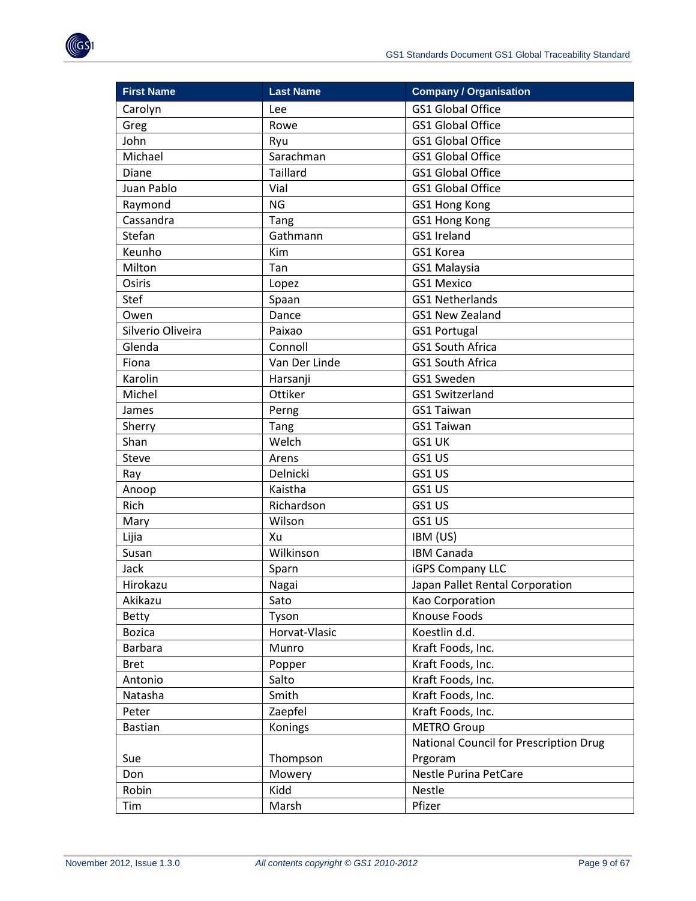| First Name | Last Name | Company / Organisation |
|---|---|---|
| Carolyn | Lee | GS1 Global Office |
| Greg | Rowe | GS1 Global Office |
| John | Ryu | GS1 Global Office |
| Michael | Sarachman | GS1 Global Office |
| Diane | Taillard | GS1 Global Office |
| Juan Pablo | Vial | GS1 Global Office |
| Raymond | NG | GS1 Hong Kong |
| Cassandra | Tang | GS1 Hong Kong |
| Stefan | Gathmann | GS1 Ireland |
| Keunho | Kim | GS1 Korea |
| Milton | Tan | GS1 Malaysia |
| Osiris | Lopez | GS1 Mexico |
| Stef | Spaan | GS1 Netherlands |
| Owen | Dance | GS1 New Zealand |
| Silverio Oliveira | Paixao | GS1 Portugal |
| Glenda | Connoll | GS1 South Africa |
| Fiona | Van Der Linde | GS1 South Africa |
| Karolin | Harsanji | GS1 Sweden |
| Michel | Ottiker | GS1 Switzerland |
| James | Perng | GS1 Taiwan |
| Sherry | Tang | GS1 Taiwan |
| Shan | Welch | GS1 UK |
| Steve | Arens | GS1 US |
| Ray | Delnicki | GS1 US |
| Anoop | Kaistha | GS1 US |
| Rich | Richardson | GS1 US |
| Mary | Wilson | GS1 US |
| Lijia | Xu | IBM (US) |
| Susan | Wilkinson | IBM Canada |
| Jack | Sparn | iGPS Company LLC |
| Hirokazu | Nagai | Japan Pallet Rental Corporation |
| Akikazu | Sato | Kao Corporation |
| Betty | Tyson | Knouse Foods |
| Bozica | Horvat-Vlasic | Koestlin d.d. |
| Barbara | Munro | Kraft Foods, Inc. |
| Bret | Popper | Kraft Foods, Inc. |
| Antonio | Salto | Kraft Foods, Inc. |
| Natasha | Smith | Kraft Foods, Inc. |
| Peter | Zaepfel | Kraft Foods, Inc. |
| Bastian | Konings | METRO Group |
| Sue | Thompson | National Council for Prescription Drug Prgoram |
| Don | Mowery | Nestle Purina PetCare |
| Robin | Kidd | Nestle |
| Tim | Marsh | Pfizer |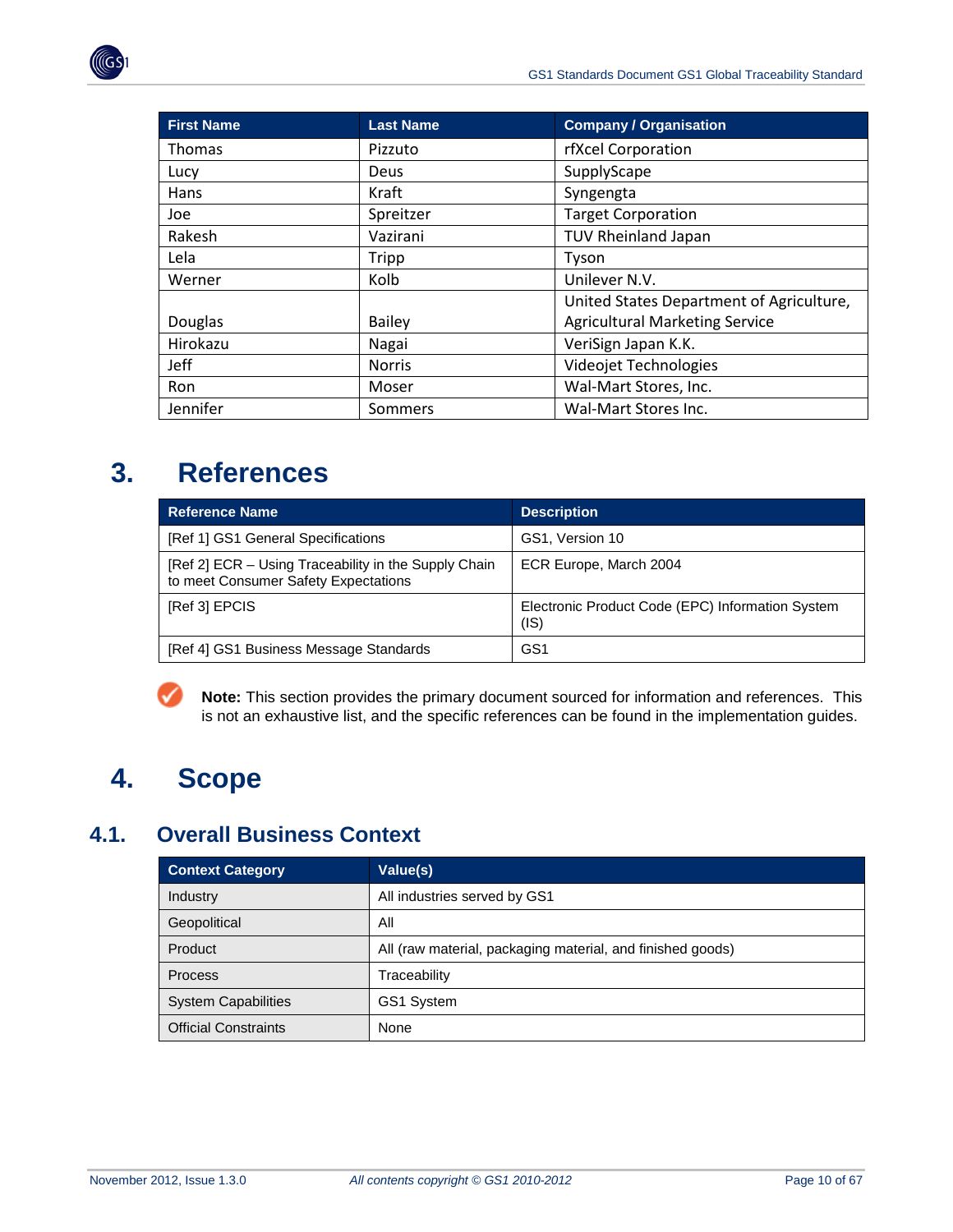| First Name | Last Name | Company / Organisation |
|---|---|---|
| Thomas | Pizzuto | rfXcel Corporation |
| Lucy | Deus | SupplyScape |
| Hans | Kraft | Syngengta |
| Joe | Spreitzer | Target Corporation |
| Rakesh | Vazirani | TUV Rheinland Japan |
| Lela | Tripp | Tyson |
| Werner | Kolb | Unilever N.V. |
| Douglas | Bailey | United States Department of Agriculture, Agricultural Marketing Service |
| Hirokazu | Nagai | VeriSign Japan K.K. |
| Jeff | Norris | Videojet Technologies |
| Ron | Moser | Wal-Mart Stores, Inc. |
| Jennifer | Sommers | Wal-Mart Stores Inc. |

# 3. References

| Reference Name | Description |
|---|---|
| [Ref 1] GS1 General Specifications | GS1, Version 10 |
| [Ref 2] ECR – Using Traceability in the Supply Chain to meet Consumer Safety Expectations | ECR Europe, March 2004 |
| [Ref 3] EPCIS | Electronic Product Code (EPC) Information System (IS) |
| [Ref 4] GS1 Business Message Standards | GS1 |

**Note:** This section provides the primary document sourced for information and references. This is not an exhaustive list, and the specific references can be found in the implementation guides.

# 4. Scope

## 4.1. Overall Business Context

| Context Category | Value(s) |
|---|---|
| Industry | All industries served by GS1 |
| Geopolitical | All |
| Product | All (raw material, packaging material, and finished goods) |
| Process | Traceability |
| System Capabilities | GS1 System |
| Official Constraints | None |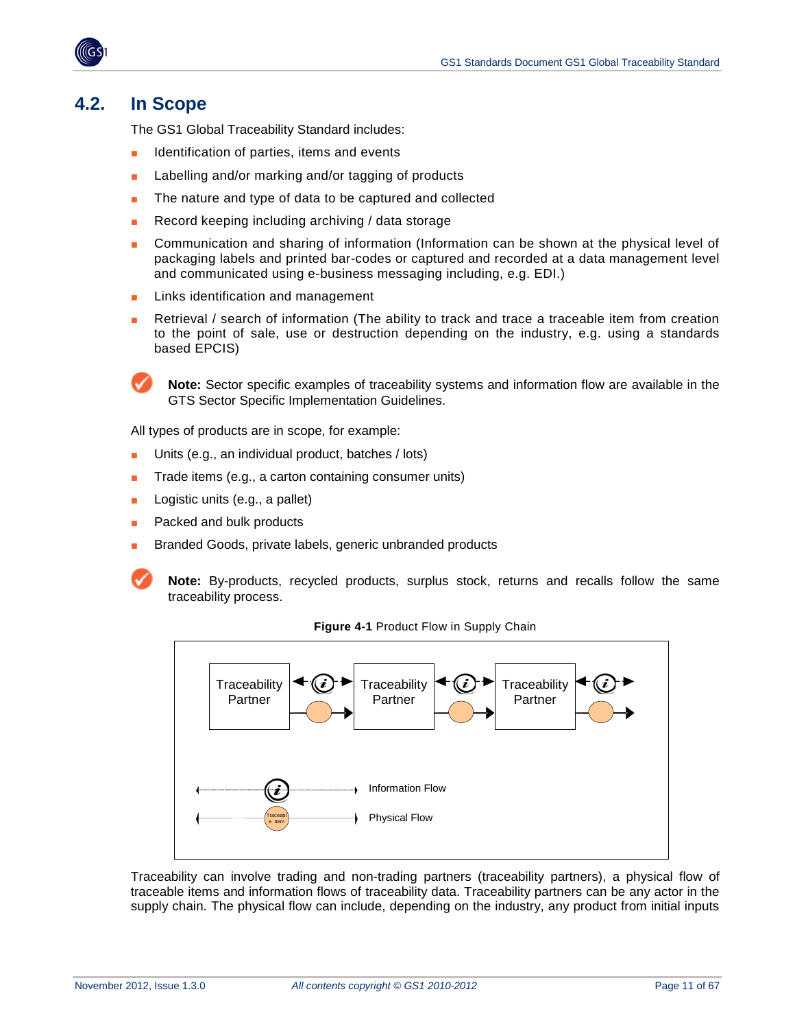## 4.2. In Scope

The GS1 Global Traceability Standard includes:

- Identification of parties, items and events
- Labelling and/or marking and/or tagging of products
- The nature and type of data to be captured and collected
- Record keeping including archiving / data storage
- Communication and sharing of information (Information can be shown at the physical level of packaging labels and printed bar-codes or captured and recorded at a data management level and communicated using e-business messaging including, e.g. EDI.)
- Links identification and management
- Retrieval / search of information (The ability to track and trace a traceable item from creation to the point of sale, use or destruction depending on the industry, e.g. using a standards based EPCIS)

**Note:** Sector specific examples of traceability systems and information flow are available in the GTS Sector Specific Implementation Guidelines.

All types of products are in scope, for example:

- Units (e.g., an individual product, batches / lots)
- Trade items (e.g., a carton containing consumer units)
- Logistic units (e.g., a pallet)
- Packed and bulk products
- Branded Goods, private labels, generic unbranded products

**Note:** By-products, recycled products, surplus stock, returns and recalls follow the same traceability process.

**Figure 4-1** Product Flow in Supply Chain

Traceability Partner — Traceability Partner — Traceability Partner

Information Flow

Physical Flow

Traceability can involve trading and non-trading partners (traceability partners), a physical flow of traceable items and information flows of traceability data. Traceability partners can be any actor in the supply chain. The physical flow can include, depending on the industry, any product from initial inputs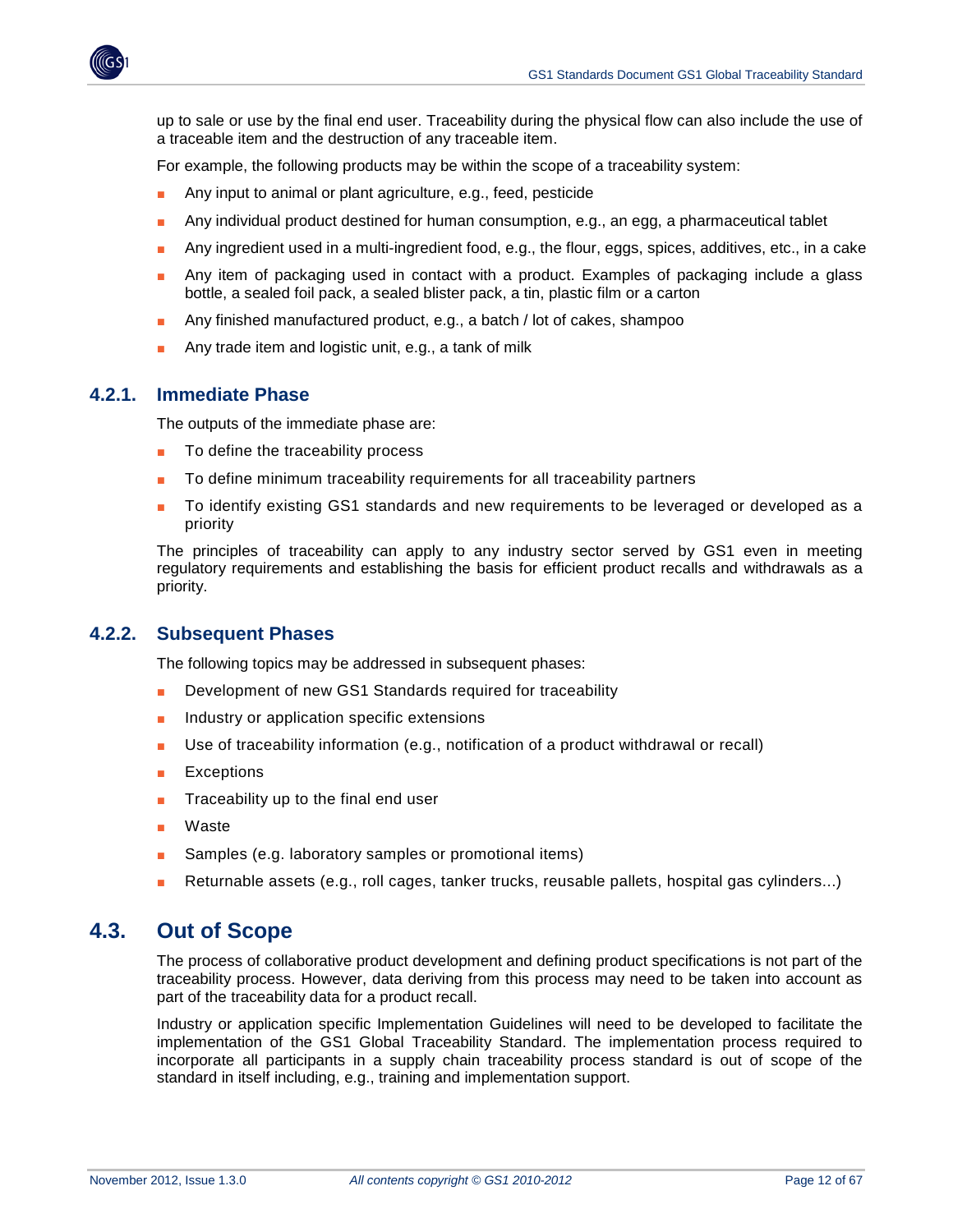up to sale or use by the final end user. Traceability during the physical flow can also include the use of a traceable item and the destruction of any traceable item.

For example, the following products may be within the scope of a traceability system:

- Any input to animal or plant agriculture, e.g., feed, pesticide
- Any individual product destined for human consumption, e.g., an egg, a pharmaceutical tablet
- Any ingredient used in a multi-ingredient food, e.g., the flour, eggs, spices, additives, etc., in a cake
- Any item of packaging used in contact with a product. Examples of packaging include a glass bottle, a sealed foil pack, a sealed blister pack, a tin, plastic film or a carton
- Any finished manufactured product, e.g., a batch / lot of cakes, shampoo
- Any trade item and logistic unit, e.g., a tank of milk

### 4.2.1. Immediate Phase

The outputs of the immediate phase are:

- To define the traceability process
- To define minimum traceability requirements for all traceability partners
- To identify existing GS1 standards and new requirements to be leveraged or developed as a priority

The principles of traceability can apply to any industry sector served by GS1 even in meeting regulatory requirements and establishing the basis for efficient product recalls and withdrawals as a priority.

### 4.2.2. Subsequent Phases

The following topics may be addressed in subsequent phases:

- Development of new GS1 Standards required for traceability
- Industry or application specific extensions
- Use of traceability information (e.g., notification of a product withdrawal or recall)
- Exceptions
- Traceability up to the final end user
- Waste
- Samples (e.g. laboratory samples or promotional items)
- Returnable assets (e.g., roll cages, tanker trucks, reusable pallets, hospital gas cylinders...)

## 4.3. Out of Scope

The process of collaborative product development and defining product specifications is not part of the traceability process. However, data deriving from this process may need to be taken into account as part of the traceability data for a product recall.

Industry or application specific Implementation Guidelines will need to be developed to facilitate the implementation of the GS1 Global Traceability Standard. The implementation process required to incorporate all participants in a supply chain traceability process standard is out of scope of the standard in itself including, e.g., training and implementation support.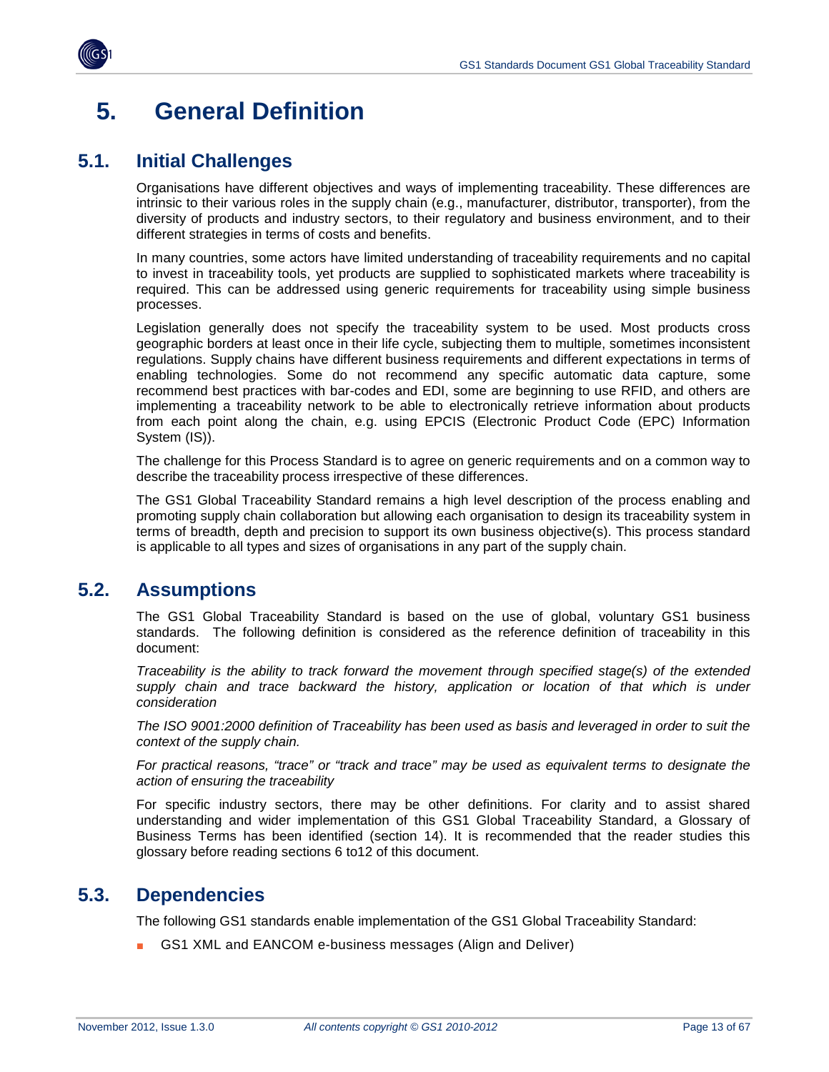# 5. General Definition

## 5.1. Initial Challenges

Organisations have different objectives and ways of implementing traceability. These differences are intrinsic to their various roles in the supply chain (e.g., manufacturer, distributor, transporter), from the diversity of products and industry sectors, to their regulatory and business environment, and to their different strategies in terms of costs and benefits.

In many countries, some actors have limited understanding of traceability requirements and no capital to invest in traceability tools, yet products are supplied to sophisticated markets where traceability is required. This can be addressed using generic requirements for traceability using simple business processes.

Legislation generally does not specify the traceability system to be used. Most products cross geographic borders at least once in their life cycle, subjecting them to multiple, sometimes inconsistent regulations. Supply chains have different business requirements and different expectations in terms of enabling technologies. Some do not recommend any specific automatic data capture, some recommend best practices with bar-codes and EDI, some are beginning to use RFID, and others are implementing a traceability network to be able to electronically retrieve information about products from each point along the chain, e.g. using EPCIS (Electronic Product Code (EPC) Information System (IS)).

The challenge for this Process Standard is to agree on generic requirements and on a common way to describe the traceability process irrespective of these differences.

The GS1 Global Traceability Standard remains a high level description of the process enabling and promoting supply chain collaboration but allowing each organisation to design its traceability system in terms of breadth, depth and precision to support its own business objective(s). This process standard is applicable to all types and sizes of organisations in any part of the supply chain.

## 5.2. Assumptions

The GS1 Global Traceability Standard is based on the use of global, voluntary GS1 business standards. The following definition is considered as the reference definition of traceability in this document:

*Traceability is the ability to track forward the movement through specified stage(s) of the extended supply chain and trace backward the history, application or location of that which is under consideration*

*The ISO 9001:2000 definition of Traceability has been used as basis and leveraged in order to suit the context of the supply chain.*

*For practical reasons, "trace" or "track and trace" may be used as equivalent terms to designate the action of ensuring the traceability*

For specific industry sectors, there may be other definitions. For clarity and to assist shared understanding and wider implementation of this GS1 Global Traceability Standard, a Glossary of Business Terms has been identified (section 14). It is recommended that the reader studies this glossary before reading sections 6 to12 of this document.

## 5.3. Dependencies

The following GS1 standards enable implementation of the GS1 Global Traceability Standard:

- GS1 XML and EANCOM e-business messages (Align and Deliver)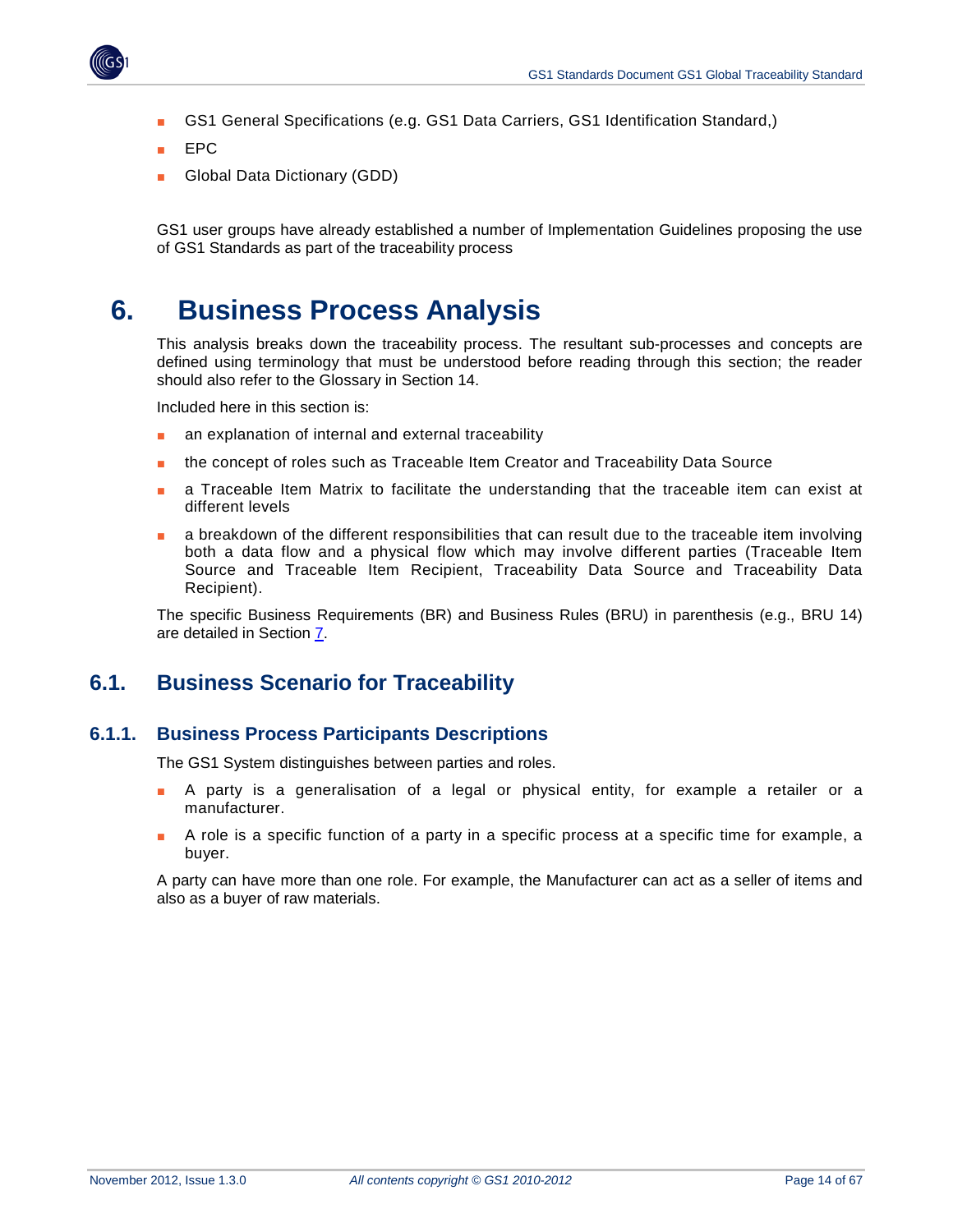- GS1 General Specifications (e.g. GS1 Data Carriers, GS1 Identification Standard,)
- EPC
- Global Data Dictionary (GDD)

GS1 user groups have already established a number of Implementation Guidelines proposing the use of GS1 Standards as part of the traceability process

# 6. Business Process Analysis

This analysis breaks down the traceability process. The resultant sub-processes and concepts are defined using terminology that must be understood before reading through this section; the reader should also refer to the Glossary in Section 14.

Included here in this section is:

- an explanation of internal and external traceability
- the concept of roles such as Traceable Item Creator and Traceability Data Source
- a Traceable Item Matrix to facilitate the understanding that the traceable item can exist at different levels
- a breakdown of the different responsibilities that can result due to the traceable item involving both a data flow and a physical flow which may involve different parties (Traceable Item Source and Traceable Item Recipient, Traceability Data Source and Traceability Data Recipient).

The specific Business Requirements (BR) and Business Rules (BRU) in parenthesis (e.g., BRU 14) are detailed in Section 7.

## 6.1. Business Scenario for Traceability

### 6.1.1. Business Process Participants Descriptions

The GS1 System distinguishes between parties and roles.

- A party is a generalisation of a legal or physical entity, for example a retailer or a manufacturer.
- A role is a specific function of a party in a specific process at a specific time for example, a buyer.

A party can have more than one role. For example, the Manufacturer can act as a seller of items and also as a buyer of raw materials.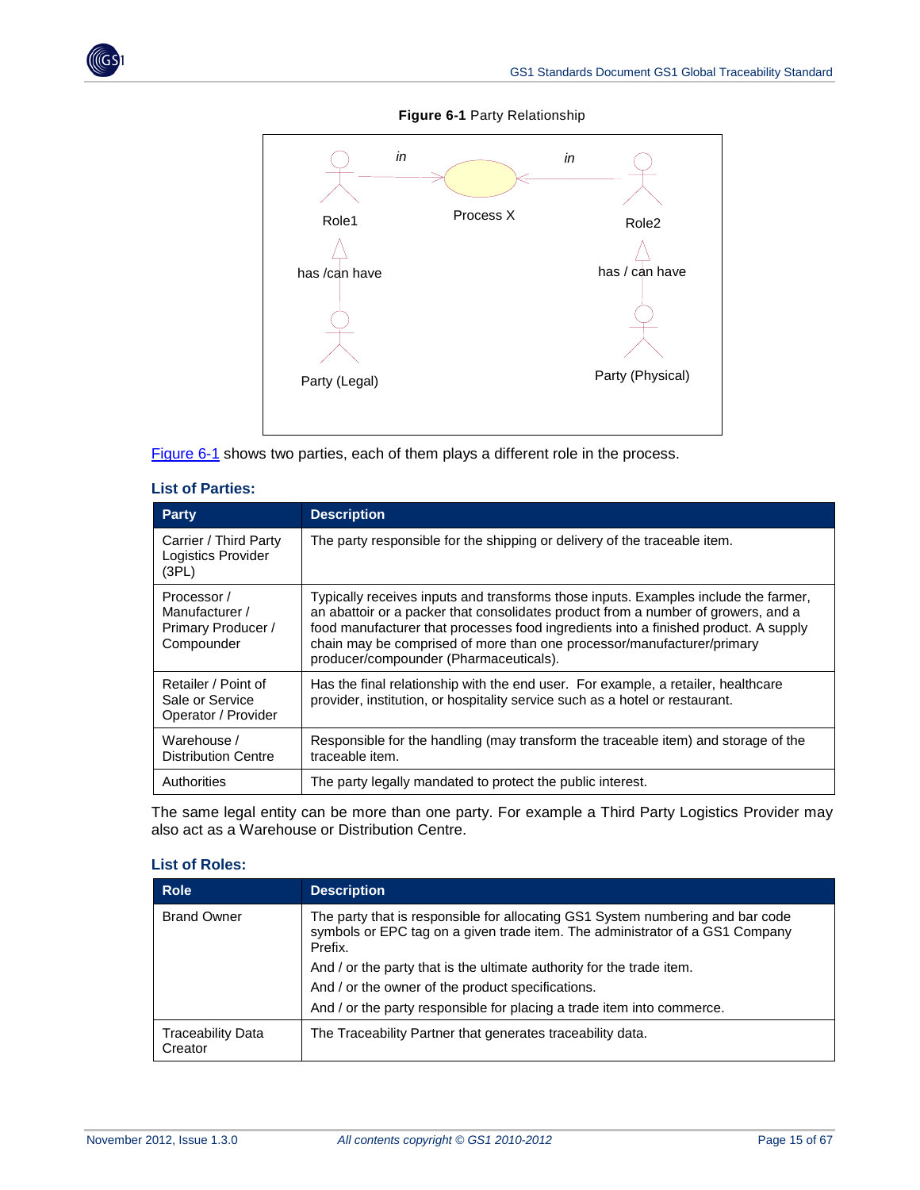**Figure 6-1** Party Relationship

Figure 6-1 shows two parties, each of them plays a different role in the process.

### List of Parties:

| Party | Description |
|---|---|
| Carrier / Third Party Logistics Provider (3PL) | The party responsible for the shipping or delivery of the traceable item. |
| Processor / Manufacturer / Primary Producer / Compounder | Typically receives inputs and transforms those inputs. Examples include the farmer, an abattoir or a packer that consolidates product from a number of growers, and a food manufacturer that processes food ingredients into a finished product. A supply chain may be comprised of more than one processor/manufacturer/primary producer/compounder (Pharmaceuticals). |
| Retailer / Point of Sale or Service Operator / Provider | Has the final relationship with the end user. For example, a retailer, healthcare provider, institution, or hospitality service such as a hotel or restaurant. |
| Warehouse / Distribution Centre | Responsible for the handling (may transform the traceable item) and storage of the traceable item. |
| Authorities | The party legally mandated to protect the public interest. |

The same legal entity can be more than one party. For example a Third Party Logistics Provider may also act as a Warehouse or Distribution Centre.

### List of Roles:

| Role | Description |
|---|---|
| Brand Owner | The party that is responsible for allocating GS1 System numbering and bar code symbols or EPC tag on a given trade item. The administrator of a GS1 Company Prefix.<br>And / or the party that is the ultimate authority for the trade item.<br>And / or the owner of the product specifications.<br>And / or the party responsible for placing a trade item into commerce. |
| Traceability Data Creator | The Traceability Partner that generates traceability data. |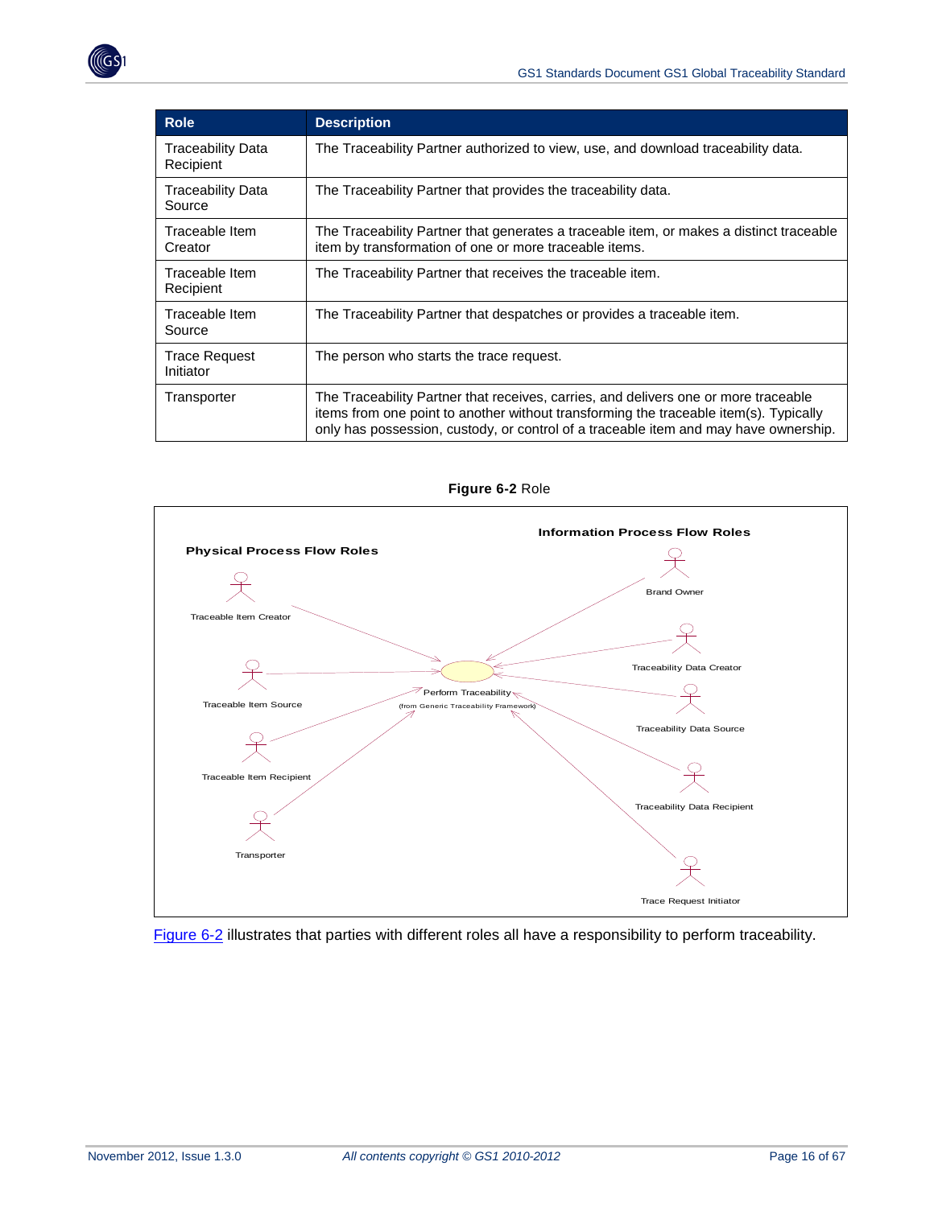| Role | Description |
| --- | --- |
| Traceability Data Recipient | The Traceability Partner authorized to view, use, and download traceability data. |
| Traceability Data Source | The Traceability Partner that provides the traceability data. |
| Traceable Item Creator | The Traceability Partner that generates a traceable item, or makes a distinct traceable item by transformation of one or more traceable items. |
| Traceable Item Recipient | The Traceability Partner that receives the traceable item. |
| Traceable Item Source | The Traceability Partner that despatches or provides a traceable item. |
| Trace Request Initiator | The person who starts the trace request. |
| Transporter | The Traceability Partner that receives, carries, and delivers one or more traceable items from one point to another without transforming the traceable item(s). Typically only has possession, custody, or control of a traceable item and may have ownership. |

**Figure 6-2** Role

Physical Process Flow Roles

Information Process Flow Roles

Traceable Item Creator

Traceable Item Source

Traceable Item Recipient

Transporter

Brand Owner

Traceability Data Creator

Traceability Data Source

Traceability Data Recipient

Trace Request Initiator

Perform Traceability
(from Generic Traceability Framework)

Figure 6-2 illustrates that parties with different roles all have a responsibility to perform traceability.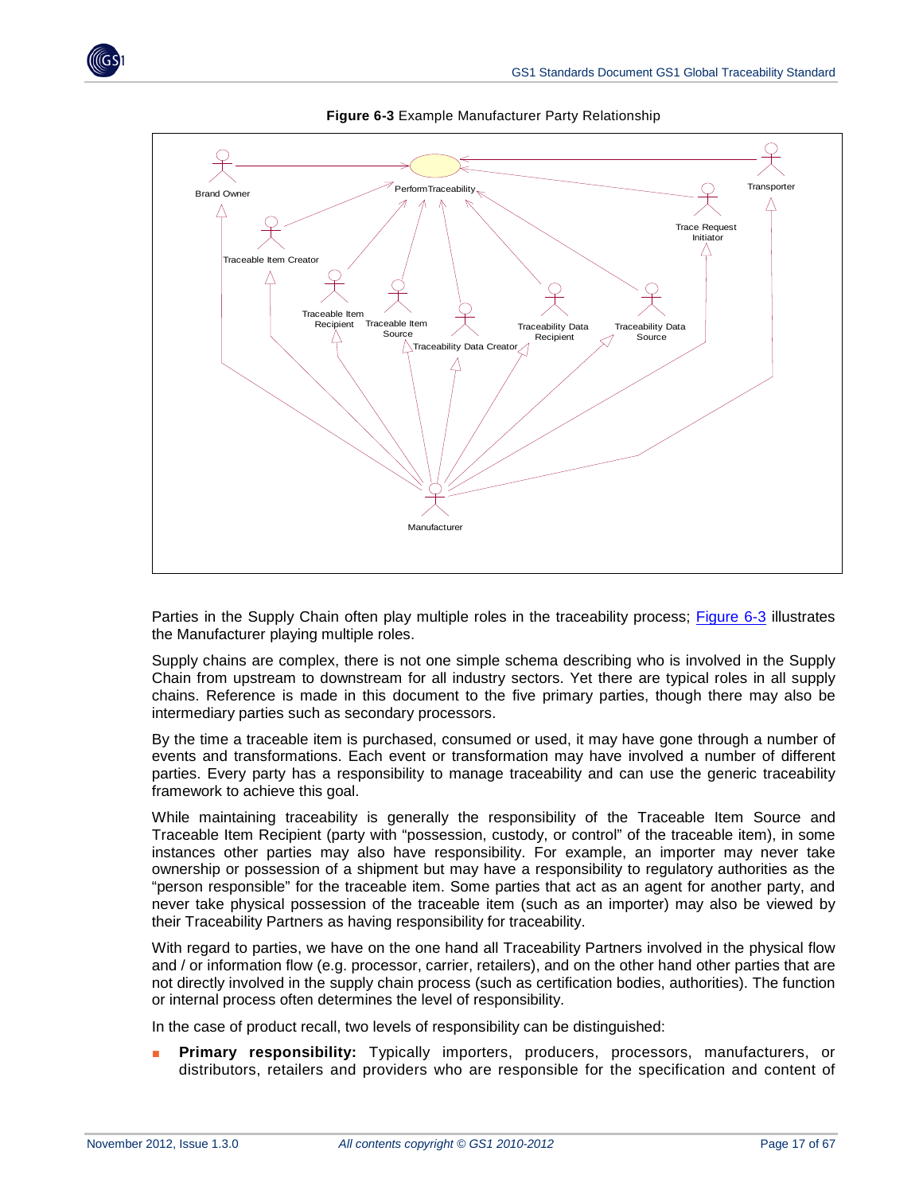**Figure 6-3** Example Manufacturer Party Relationship

Parties in the Supply Chain often play multiple roles in the traceability process; Figure 6-3 illustrates the Manufacturer playing multiple roles.

Supply chains are complex, there is not one simple schema describing who is involved in the Supply Chain from upstream to downstream for all industry sectors. Yet there are typical roles in all supply chains. Reference is made in this document to the five primary parties, though there may also be intermediary parties such as secondary processors.

By the time a traceable item is purchased, consumed or used, it may have gone through a number of events and transformations. Each event or transformation may have involved a number of different parties. Every party has a responsibility to manage traceability and can use the generic traceability framework to achieve this goal.

While maintaining traceability is generally the responsibility of the Traceable Item Source and Traceable Item Recipient (party with "possession, custody, or control" of the traceable item), in some instances other parties may also have responsibility. For example, an importer may never take ownership or possession of a shipment but may have a responsibility to regulatory authorities as the "person responsible" for the traceable item. Some parties that act as an agent for another party, and never take physical possession of the traceable item (such as an importer) may also be viewed by their Traceability Partners as having responsibility for traceability.

With regard to parties, we have on the one hand all Traceability Partners involved in the physical flow and / or information flow (e.g. processor, carrier, retailers), and on the other hand other parties that are not directly involved in the supply chain process (such as certification bodies, authorities). The function or internal process often determines the level of responsibility.

In the case of product recall, two levels of responsibility can be distinguished:

- **Primary responsibility:** Typically importers, producers, processors, manufacturers, or distributors, retailers and providers who are responsible for the specification and content of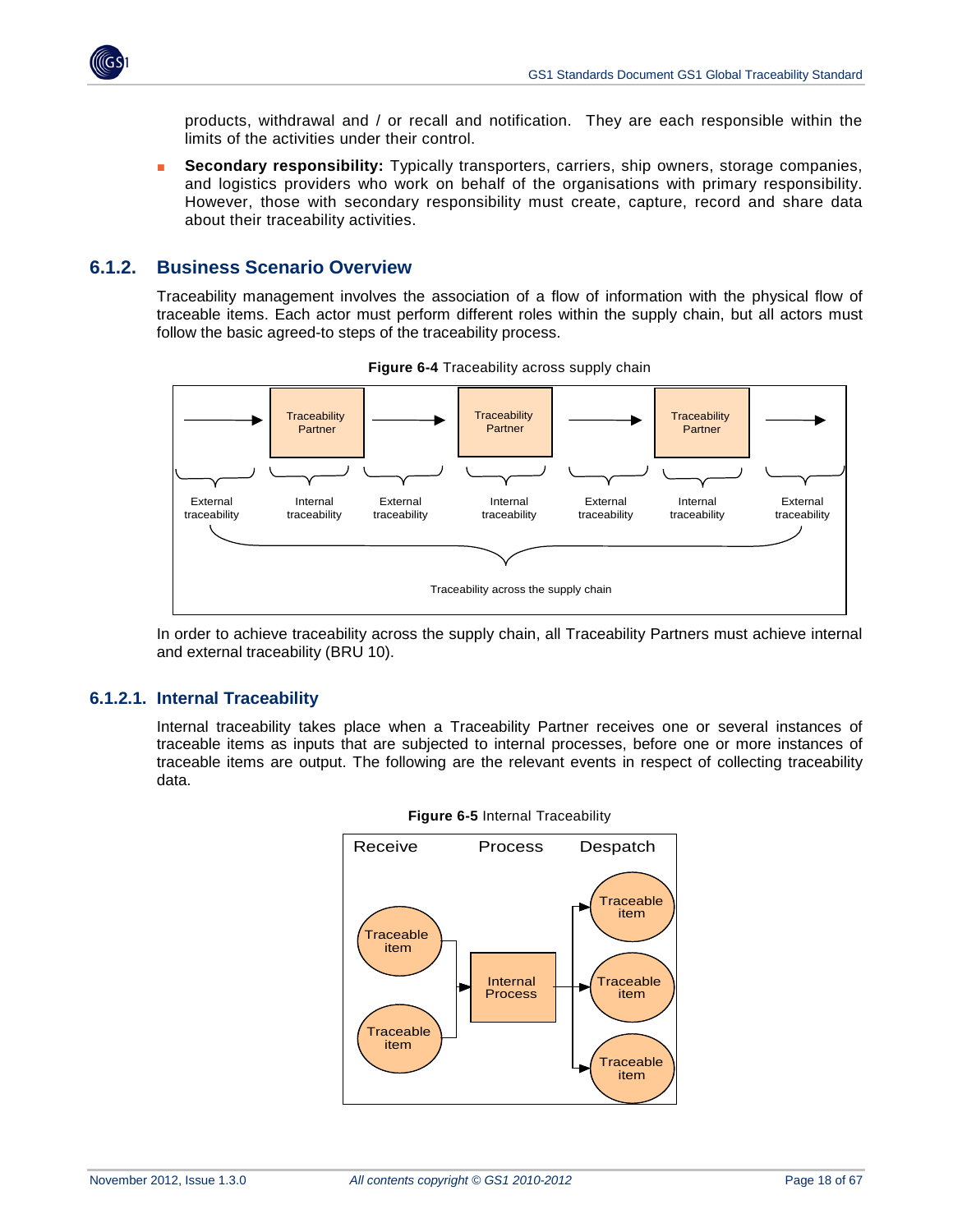products, withdrawal and / or recall and notification. They are each responsible within the limits of the activities under their control.

- **Secondary responsibility:** Typically transporters, carriers, ship owners, storage companies, and logistics providers who work on behalf of the organisations with primary responsibility. However, those with secondary responsibility must create, capture, record and share data about their traceability activities.

### 6.1.2. Business Scenario Overview

Traceability management involves the association of a flow of information with the physical flow of traceable items. Each actor must perform different roles within the supply chain, but all actors must follow the basic agreed-to steps of the traceability process.

**Figure 6-4** Traceability across supply chain

In order to achieve traceability across the supply chain, all Traceability Partners must achieve internal and external traceability (BRU 10).

#### 6.1.2.1. Internal Traceability

Internal traceability takes place when a Traceability Partner receives one or several instances of traceable items as inputs that are subjected to internal processes, before one or more instances of traceable items are output. The following are the relevant events in respect of collecting traceability data.

**Figure 6-5** Internal Traceability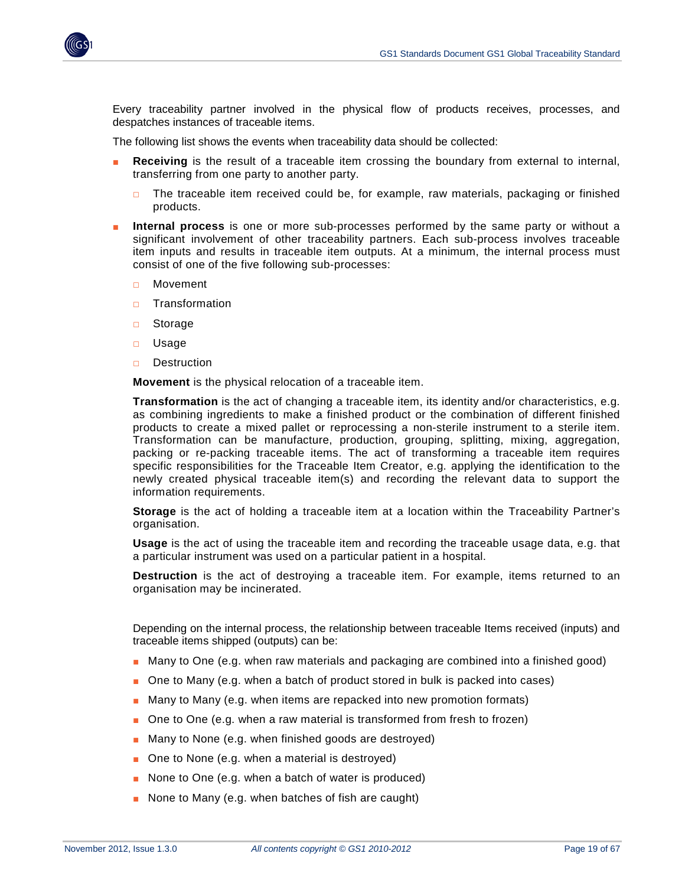Every traceability partner involved in the physical flow of products receives, processes, and despatches instances of traceable items.

The following list shows the events when traceability data should be collected:

- **Receiving** is the result of a traceable item crossing the boundary from external to internal, transferring from one party to another party.
  - The traceable item received could be, for example, raw materials, packaging or finished products.
- **Internal process** is one or more sub-processes performed by the same party or without a significant involvement of other traceability partners. Each sub-process involves traceable item inputs and results in traceable item outputs. At a minimum, the internal process must consist of one of the five following sub-processes:
  - Movement
  - Transformation
  - Storage
  - Usage
  - Destruction

  **Movement** is the physical relocation of a traceable item.

  **Transformation** is the act of changing a traceable item, its identity and/or characteristics, e.g. as combining ingredients to make a finished product or the combination of different finished products to create a mixed pallet or reprocessing a non-sterile instrument to a sterile item. Transformation can be manufacture, production, grouping, splitting, mixing, aggregation, packing or re-packing traceable items. The act of transforming a traceable item requires specific responsibilities for the Traceable Item Creator, e.g. applying the identification to the newly created physical traceable item(s) and recording the relevant data to support the information requirements.

  **Storage** is the act of holding a traceable item at a location within the Traceability Partner's organisation.

  **Usage** is the act of using the traceable item and recording the traceable usage data, e.g. that a particular instrument was used on a particular patient in a hospital.

  **Destruction** is the act of destroying a traceable item. For example, items returned to an organisation may be incinerated.

  Depending on the internal process, the relationship between traceable Items received (inputs) and traceable items shipped (outputs) can be:

  - Many to One (e.g. when raw materials and packaging are combined into a finished good)
  - One to Many (e.g. when a batch of product stored in bulk is packed into cases)
  - Many to Many (e.g. when items are repacked into new promotion formats)
  - One to One (e.g. when a raw material is transformed from fresh to frozen)
  - Many to None (e.g. when finished goods are destroyed)
  - One to None (e.g. when a material is destroyed)
  - None to One (e.g. when a batch of water is produced)
  - None to Many (e.g. when batches of fish are caught)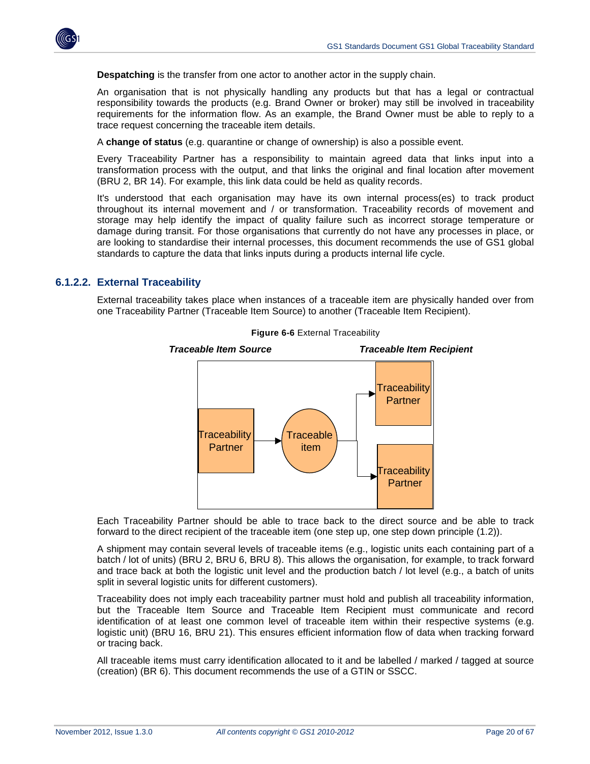**Despatching** is the transfer from one actor to another actor in the supply chain.

An organisation that is not physically handling any products but that has a legal or contractual responsibility towards the products (e.g. Brand Owner or broker) may still be involved in traceability requirements for the information flow. As an example, the Brand Owner must be able to reply to a trace request concerning the traceable item details.

A **change of status** (e.g. quarantine or change of ownership) is also a possible event.

Every Traceability Partner has a responsibility to maintain agreed data that links input into a transformation process with the output, and that links the original and final location after movement (BRU 2, BR 14). For example, this link data could be held as quality records.

It's understood that each organisation may have its own internal process(es) to track product throughout its internal movement and / or transformation. Traceability records of movement and storage may help identify the impact of quality failure such as incorrect storage temperature or damage during transit. For those organisations that currently do not have any processes in place, or are looking to standardise their internal processes, this document recommends the use of GS1 global standards to capture the data that links inputs during a products internal life cycle.

### 6.1.2.2. External Traceability

External traceability takes place when instances of a traceable item are physically handed over from one Traceability Partner (Traceable Item Source) to another (Traceable Item Recipient).

**Figure 6-6** External Traceability

*Traceable Item Source* — *Traceable Item Recipient*

Traceability Partner → Traceable item → Traceability Partner / Traceability Partner

Each Traceability Partner should be able to trace back to the direct source and be able to track forward to the direct recipient of the traceable item (one step up, one step down principle (1.2)).

A shipment may contain several levels of traceable items (e.g., logistic units each containing part of a batch / lot of units) (BRU 2, BRU 6, BRU 8). This allows the organisation, for example, to track forward and trace back at both the logistic unit level and the production batch / lot level (e.g., a batch of units split in several logistic units for different customers).

Traceability does not imply each traceability partner must hold and publish all traceability information, but the Traceable Item Source and Traceable Item Recipient must communicate and record identification of at least one common level of traceable item within their respective systems (e.g. logistic unit) (BRU 16, BRU 21). This ensures efficient information flow of data when tracking forward or tracing back.

All traceable items must carry identification allocated to it and be labelled / marked / tagged at source (creation) (BR 6). This document recommends the use of a GTIN or SSCC.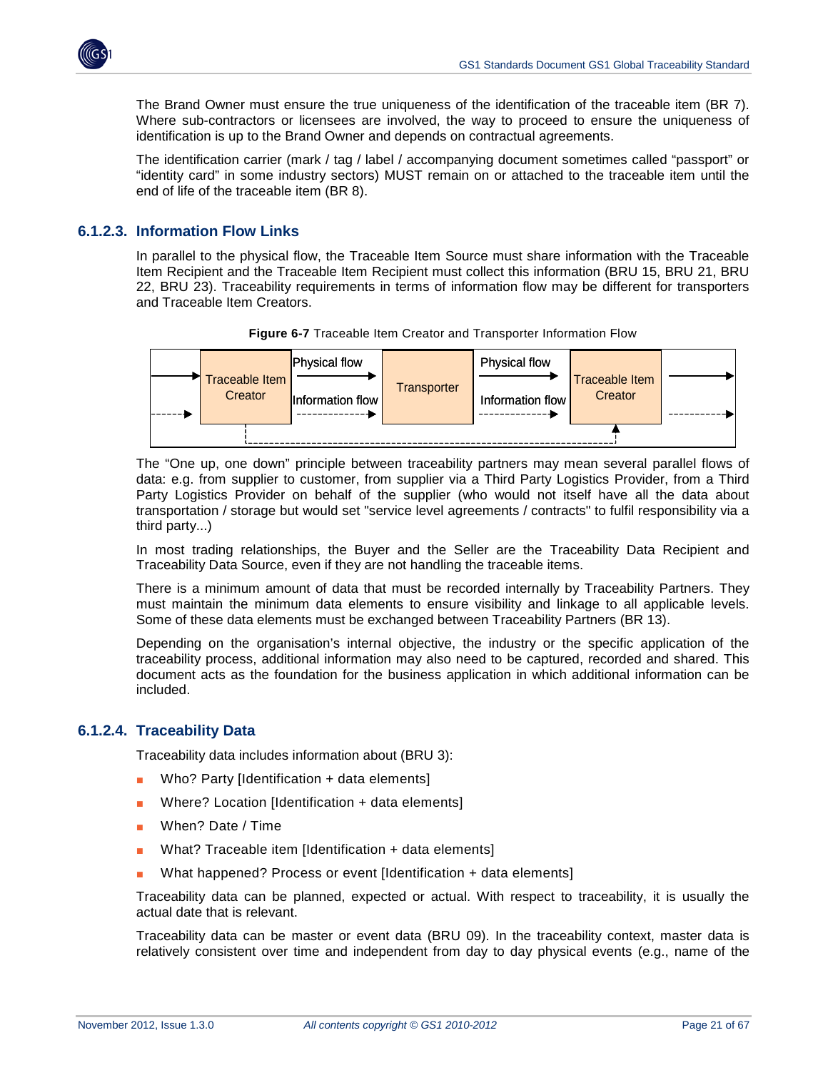The Brand Owner must ensure the true uniqueness of the identification of the traceable item (BR 7). Where sub-contractors or licensees are involved, the way to proceed to ensure the uniqueness of identification is up to the Brand Owner and depends on contractual agreements.

The identification carrier (mark / tag / label / accompanying document sometimes called "passport" or "identity card" in some industry sectors) MUST remain on or attached to the traceable item until the end of life of the traceable item (BR 8).

#### 6.1.2.3. Information Flow Links

In parallel to the physical flow, the Traceable Item Source must share information with the Traceable Item Recipient and the Traceable Item Recipient must collect this information (BRU 15, BRU 21, BRU 22, BRU 23). Traceability requirements in terms of information flow may be different for transporters and Traceable Item Creators.

**Figure 6-7** Traceable Item Creator and Transporter Information Flow

Traceable Item Creator → Physical flow / Information flow → Transporter → Physical flow / Information flow → Traceable Item Creator

The "One up, one down" principle between traceability partners may mean several parallel flows of data: e.g. from supplier to customer, from supplier via a Third Party Logistics Provider, from a Third Party Logistics Provider on behalf of the supplier (who would not itself have all the data about transportation / storage but would set "service level agreements / contracts" to fulfil responsibility via a third party...)

In most trading relationships, the Buyer and the Seller are the Traceability Data Recipient and Traceability Data Source, even if they are not handling the traceable items.

There is a minimum amount of data that must be recorded internally by Traceability Partners. They must maintain the minimum data elements to ensure visibility and linkage to all applicable levels. Some of these data elements must be exchanged between Traceability Partners (BR 13).

Depending on the organisation's internal objective, the industry or the specific application of the traceability process, additional information may also need to be captured, recorded and shared. This document acts as the foundation for the business application in which additional information can be included.

#### 6.1.2.4. Traceability Data

Traceability data includes information about (BRU 3):

- Who? Party [Identification + data elements]
- Where? Location [Identification + data elements]
- When? Date / Time
- What? Traceable item [Identification + data elements]
- What happened? Process or event [Identification + data elements]

Traceability data can be planned, expected or actual. With respect to traceability, it is usually the actual date that is relevant.

Traceability data can be master or event data (BRU 09). In the traceability context, master data is relatively consistent over time and independent from day to day physical events (e.g., name of the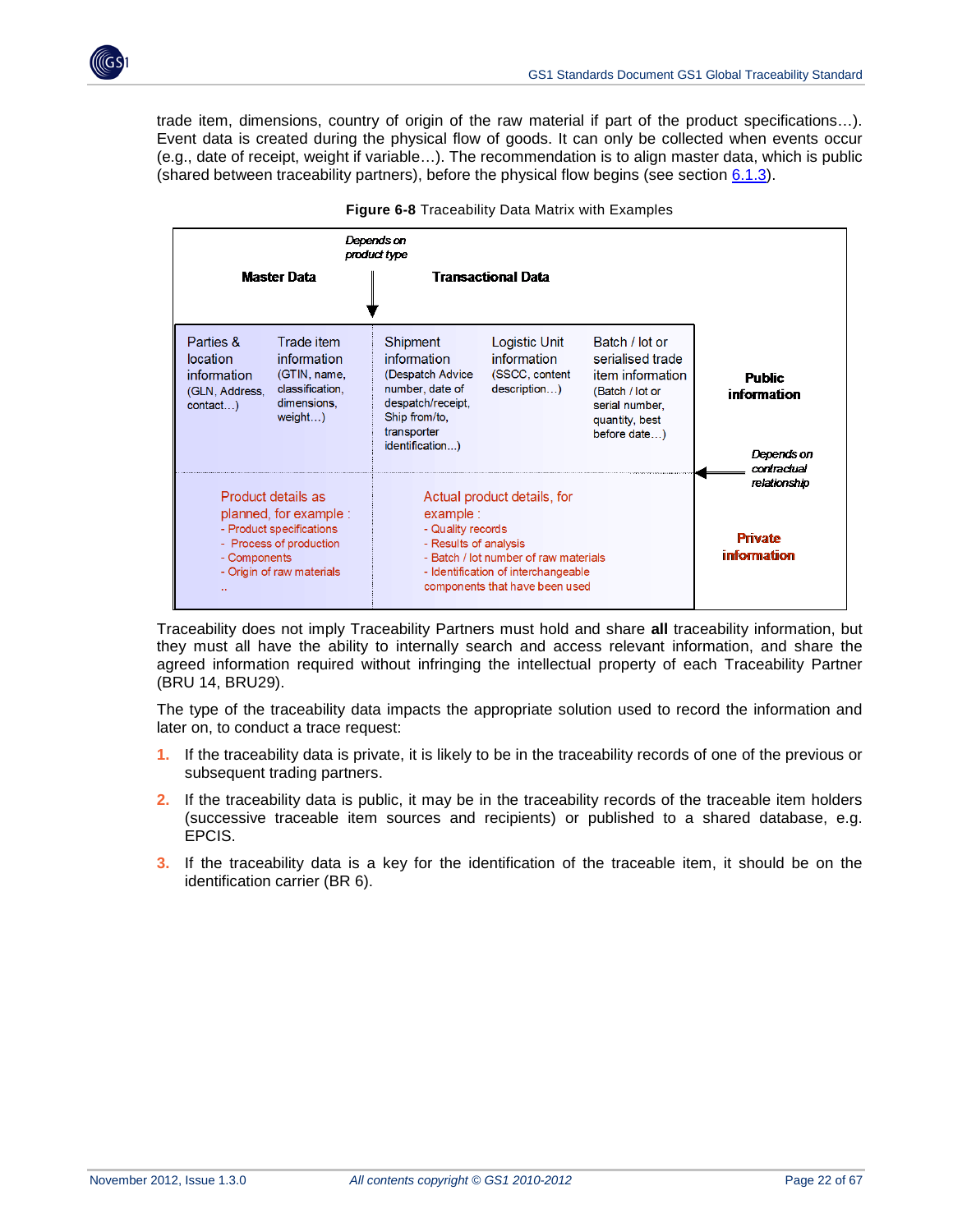trade item, dimensions, country of origin of the raw material if part of the product specifications…). Event data is created during the physical flow of goods. It can only be collected when events occur (e.g., date of receipt, weight if variable…). The recommendation is to align master data, which is public (shared between traceability partners), before the physical flow begins (see section [6.1.3](#)).

**Figure 6-8** Traceability Data Matrix with Examples

| Master Data | | *Depends on product type* → Transactional Data | | | |
|---|---|---|---|---|---|
| Parties & location information (GLN, Address, contact…) | Trade item information (GTIN, name, classification, dimensions, weight…) | Shipment information (Despatch Advice number, date of despatch/receipt, Ship from/to, transporter identification…) | Logistic Unit information (SSCC, content description…) | Batch / lot or serialised trade item information (Batch / lot or serial number, quantity, best before date…) | **Public information** |
| Product details as planned, for example : - Product specifications - Process of production - Components - Origin of raw materials .. | | Actual product details, for example : - Quality records - Results of analysis - Batch / lot number of raw materials - Identification of interchangeable components that have been used | | | *Depends on contractual relationship* **Private information** |

Traceability does not imply Traceability Partners must hold and share **all** traceability information, but they must all have the ability to internally search and access relevant information, and share the agreed information required without infringing the intellectual property of each Traceability Partner (BRU 14, BRU29).

The type of the traceability data impacts the appropriate solution used to record the information and later on, to conduct a trace request:

1. If the traceability data is private, it is likely to be in the traceability records of one of the previous or subsequent trading partners.
2. If the traceability data is public, it may be in the traceability records of the traceable item holders (successive traceable item sources and recipients) or published to a shared database, e.g. EPCIS.
3. If the traceability data is a key for the identification of the traceable item, it should be on the identification carrier (BR 6).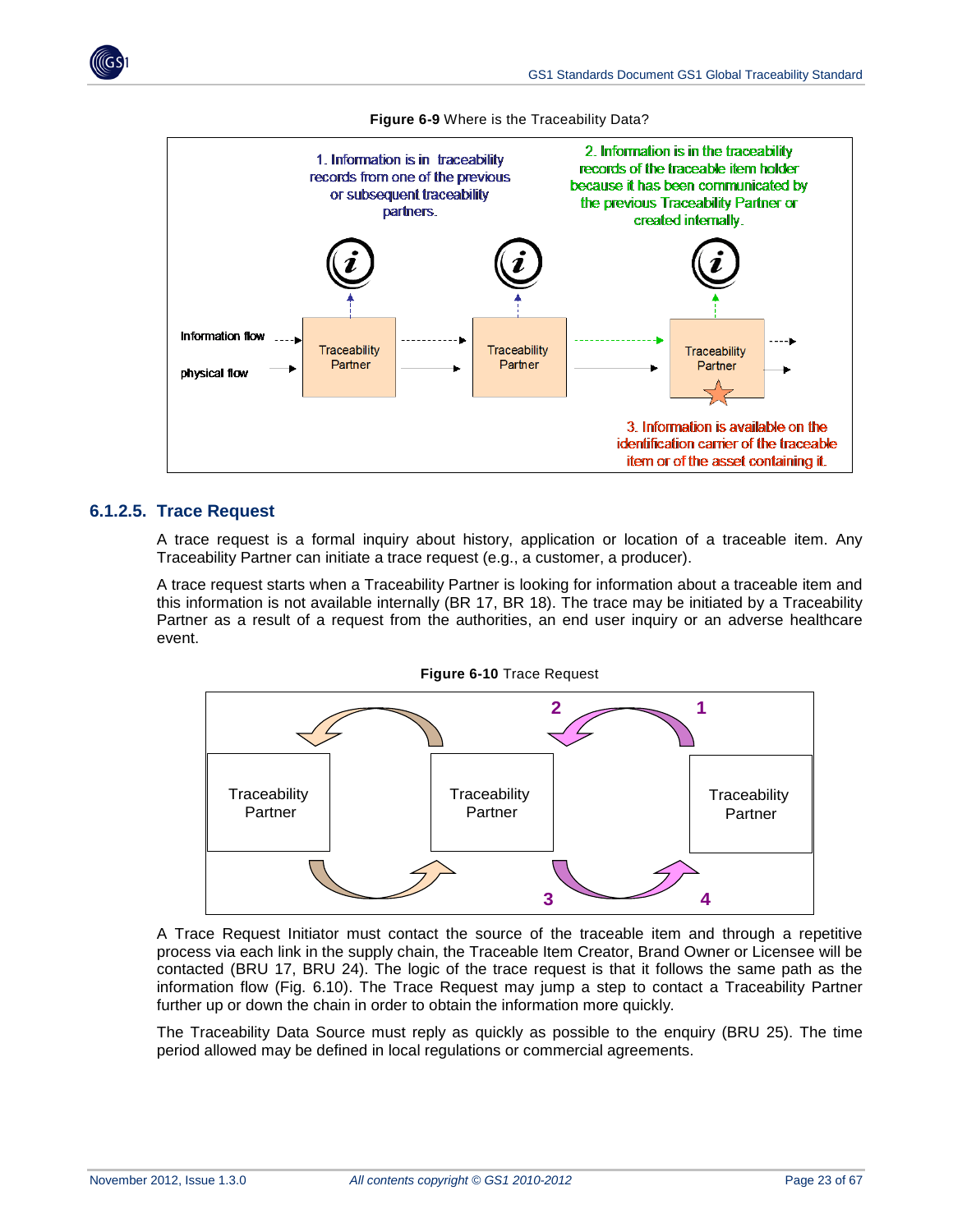**Figure 6-9** Where is the Traceability Data?

1. Information is in traceability records from one of the previous or subsequent traceability partners.

2. Information is in the traceability records of the traceable item holder because it has been communicated by the previous Traceability Partner or created internally.

Information flow

physical flow

Traceability Partner

Traceability Partner

Traceability Partner

3. Information is available on the identification carrier of the traceable item or of the asset containing it.

### 6.1.2.5. Trace Request

A trace request is a formal inquiry about history, application or location of a traceable item. Any Traceability Partner can initiate a trace request (e.g., a customer, a producer).

A trace request starts when a Traceability Partner is looking for information about a traceable item and this information is not available internally (BR 17, BR 18). The trace may be initiated by a Traceability Partner as a result of a request from the authorities, an end user inquiry or an adverse healthcare event.

**Figure 6-10** Trace Request

Traceability Partner

Traceability Partner

Traceability Partner

1

2

3

4

A Trace Request Initiator must contact the source of the traceable item and through a repetitive process via each link in the supply chain, the Traceable Item Creator, Brand Owner or Licensee will be contacted (BRU 17, BRU 24). The logic of the trace request is that it follows the same path as the information flow (Fig. 6.10). The Trace Request may jump a step to contact a Traceability Partner further up or down the chain in order to obtain the information more quickly.

The Traceability Data Source must reply as quickly as possible to the enquiry (BRU 25). The time period allowed may be defined in local regulations or commercial agreements.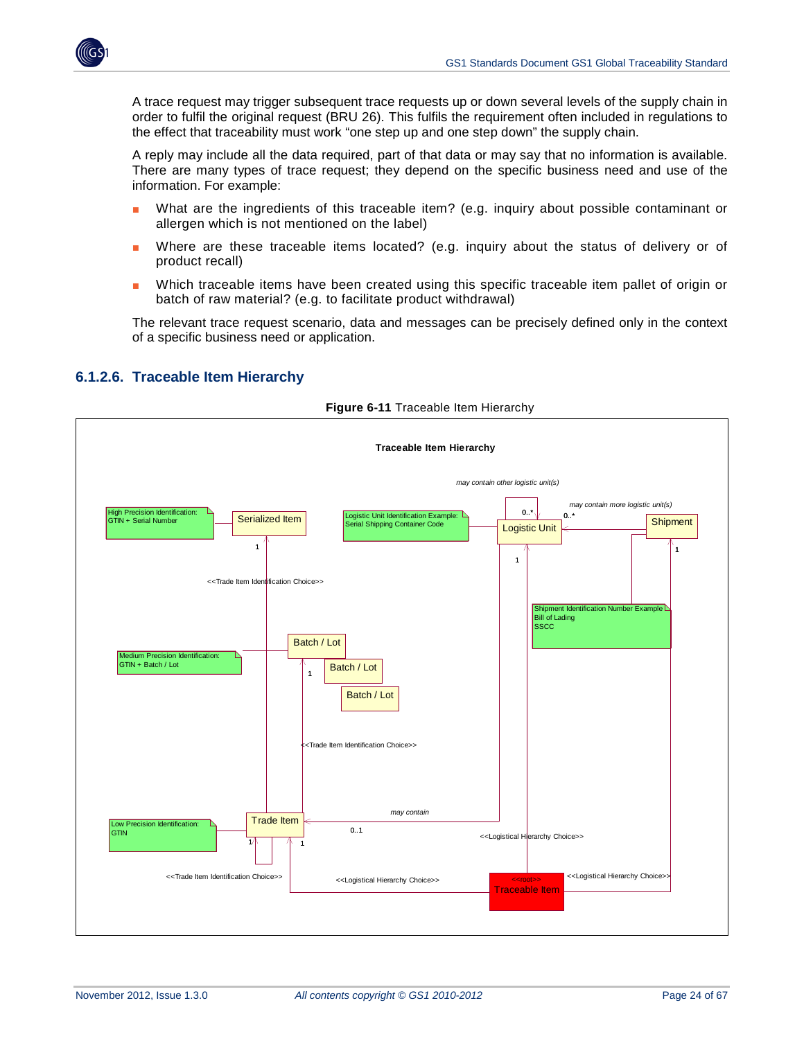A trace request may trigger subsequent trace requests up or down several levels of the supply chain in order to fulfil the original request (BRU 26). This fulfils the requirement often included in regulations to the effect that traceability must work "one step up and one step down" the supply chain.

A reply may include all the data required, part of that data or may say that no information is available. There are many types of trace request; they depend on the specific business need and use of the information. For example:

- What are the ingredients of this traceable item? (e.g. inquiry about possible contaminant or allergen which is not mentioned on the label)
- Where are these traceable items located? (e.g. inquiry about the status of delivery or of product recall)
- Which traceable items have been created using this specific traceable item pallet of origin or batch of raw material? (e.g. to facilitate product withdrawal)

The relevant trace request scenario, data and messages can be precisely defined only in the context of a specific business need or application.

### 6.1.2.6. Traceable Item Hierarchy

**Figure 6-11** Traceable Item Hierarchy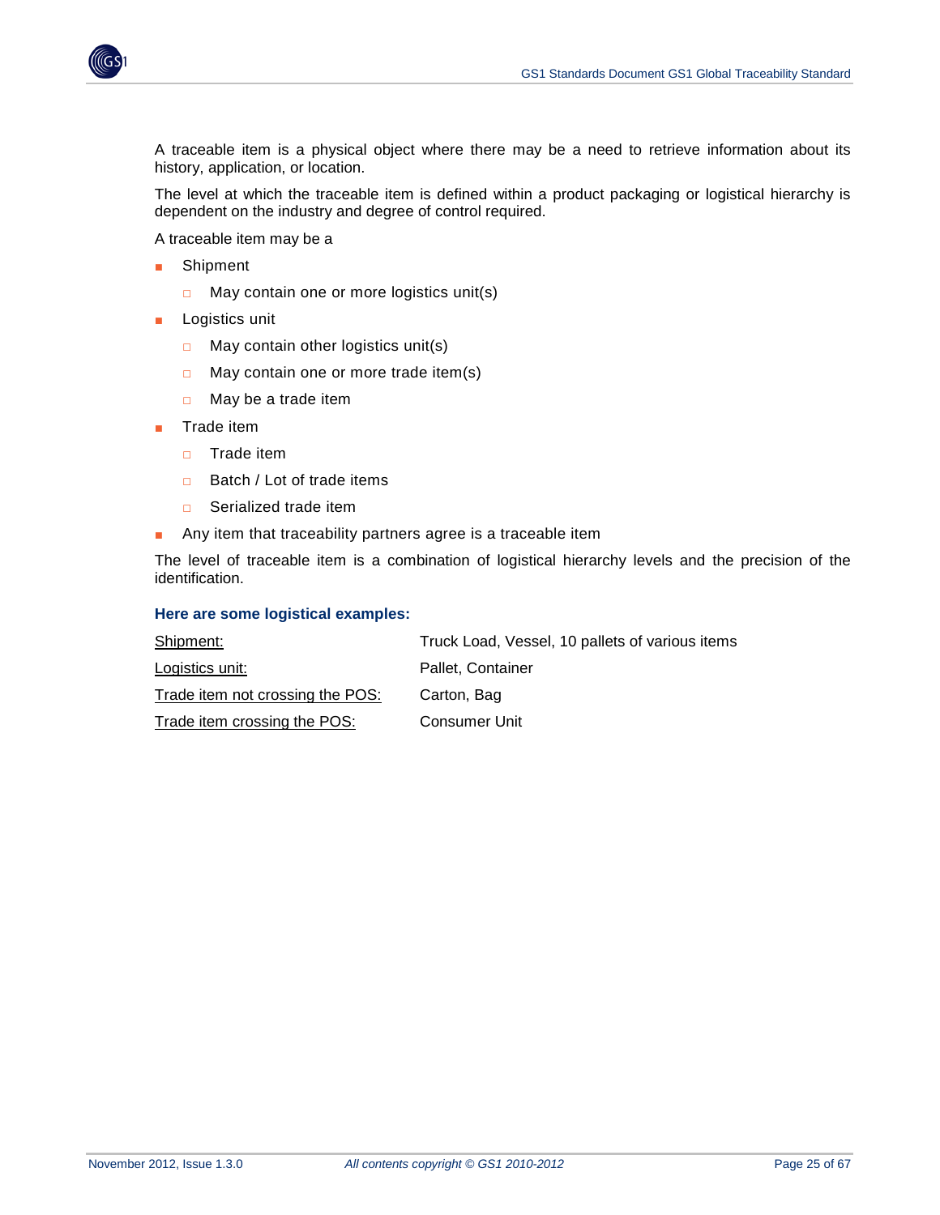A traceable item is a physical object where there may be a need to retrieve information about its history, application, or location.

The level at which the traceable item is defined within a product packaging or logistical hierarchy is dependent on the industry and degree of control required.

A traceable item may be a

- Shipment
  - May contain one or more logistics unit(s)
- Logistics unit
  - May contain other logistics unit(s)
  - May contain one or more trade item(s)
  - May be a trade item
- Trade item
  - Trade item
  - Batch / Lot of trade items
  - Serialized trade item
- Any item that traceability partners agree is a traceable item

The level of traceable item is a combination of logistical hierarchy levels and the precision of the identification.

**Here are some logistical examples:**

| | |
|---|---|
| <u>Shipment:</u> | Truck Load, Vessel, 10 pallets of various items |
| <u>Logistics unit:</u> | Pallet, Container |
| <u>Trade item not crossing the POS:</u> | Carton, Bag |
| <u>Trade item crossing the POS:</u> | Consumer Unit |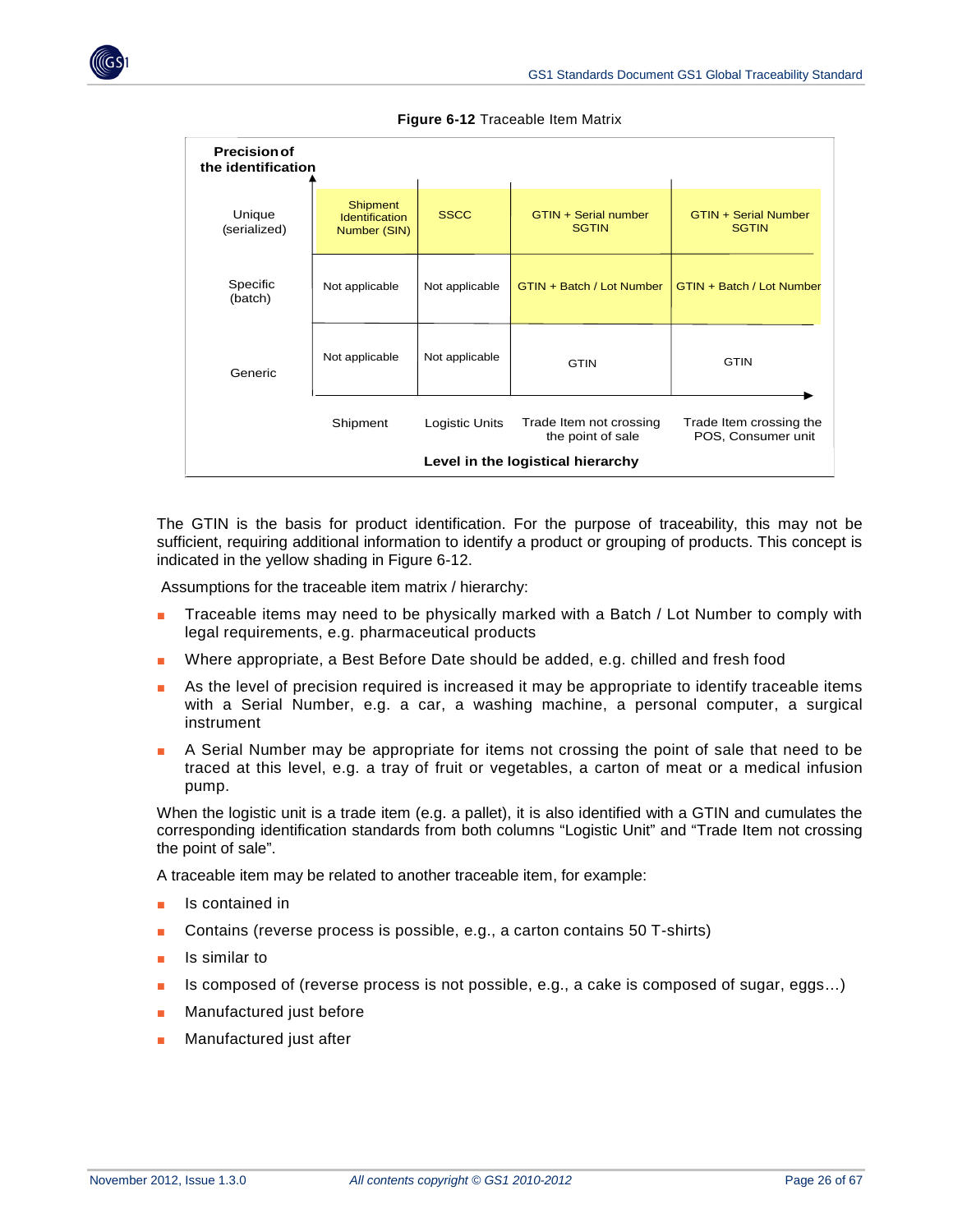**Figure 6-12** Traceable Item Matrix

| Precision of the identification | Shipment | Logistic Units | Trade Item not crossing the point of sale | Trade Item crossing the POS, Consumer unit |
|---|---|---|---|---|
| Unique (serialized) | Shipment Identification Number (SIN) | SSCC | GTIN + Serial number SGTIN | GTIN + Serial Number SGTIN |
| Specific (batch) | Not applicable | Not applicable | GTIN + Batch / Lot Number | GTIN + Batch / Lot Number |
| Generic | Not applicable | Not applicable | GTIN | GTIN |

**Level in the logistical hierarchy**

The GTIN is the basis for product identification. For the purpose of traceability, this may not be sufficient, requiring additional information to identify a product or grouping of products. This concept is indicated in the yellow shading in Figure 6-12.

Assumptions for the traceable item matrix / hierarchy:

- Traceable items may need to be physically marked with a Batch / Lot Number to comply with legal requirements, e.g. pharmaceutical products
- Where appropriate, a Best Before Date should be added, e.g. chilled and fresh food
- As the level of precision required is increased it may be appropriate to identify traceable items with a Serial Number, e.g. a car, a washing machine, a personal computer, a surgical instrument
- A Serial Number may be appropriate for items not crossing the point of sale that need to be traced at this level, e.g. a tray of fruit or vegetables, a carton of meat or a medical infusion pump.

When the logistic unit is a trade item (e.g. a pallet), it is also identified with a GTIN and cumulates the corresponding identification standards from both columns "Logistic Unit" and "Trade Item not crossing the point of sale".

A traceable item may be related to another traceable item, for example:

- Is contained in
- Contains (reverse process is possible, e.g., a carton contains 50 T-shirts)
- Is similar to
- Is composed of (reverse process is not possible, e.g., a cake is composed of sugar, eggs…)
- Manufactured just before
- Manufactured just after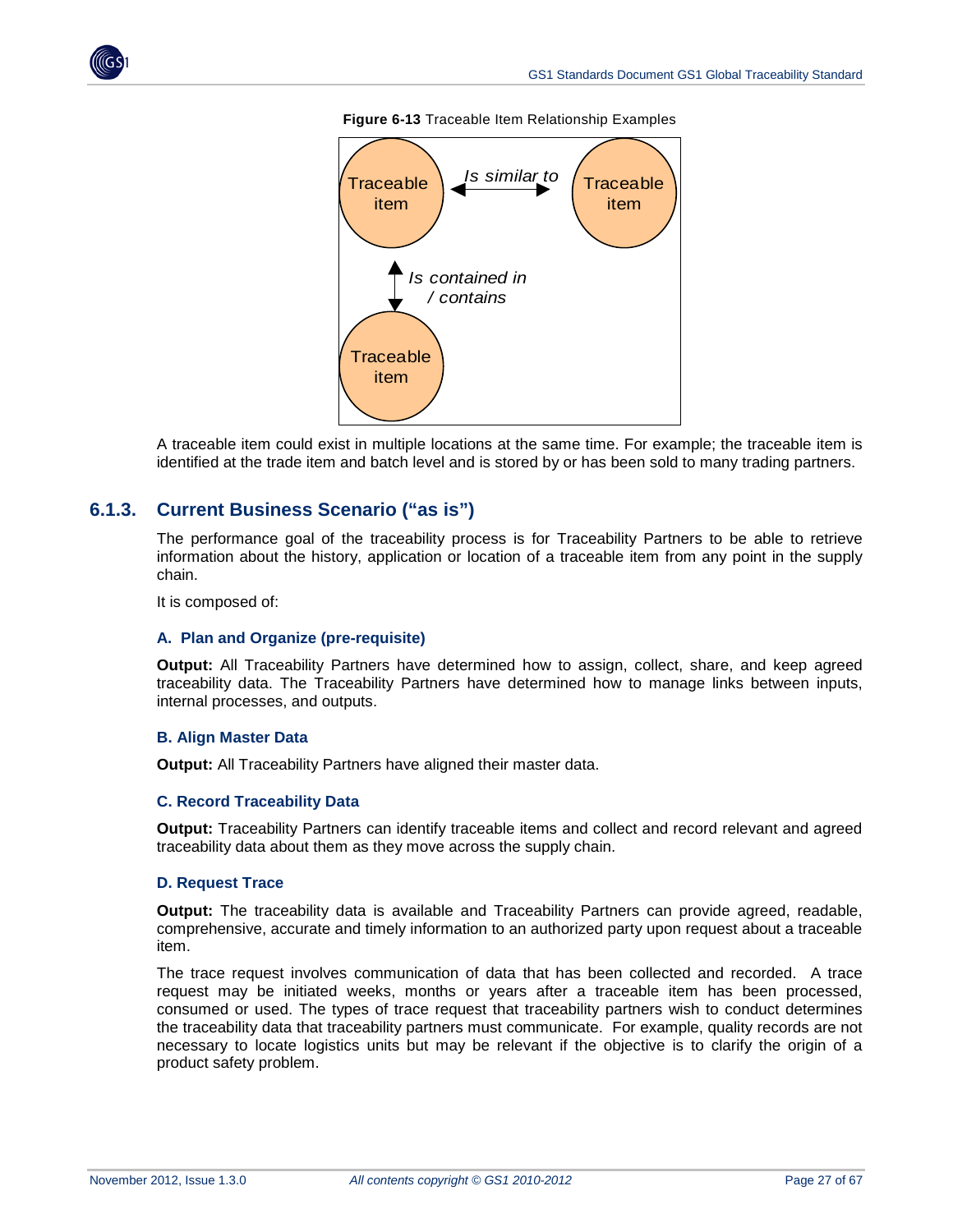**Figure 6-13** Traceable Item Relationship Examples

A traceable item could exist in multiple locations at the same time. For example; the traceable item is identified at the trade item and batch level and is stored by or has been sold to many trading partners.

### 6.1.3. Current Business Scenario ("as is")

The performance goal of the traceability process is for Traceability Partners to be able to retrieve information about the history, application or location of a traceable item from any point in the supply chain.

It is composed of:

#### A. Plan and Organize (pre-requisite)

**Output:** All Traceability Partners have determined how to assign, collect, share, and keep agreed traceability data. The Traceability Partners have determined how to manage links between inputs, internal processes, and outputs.

#### B. Align Master Data

**Output:** All Traceability Partners have aligned their master data.

#### C. Record Traceability Data

**Output:** Traceability Partners can identify traceable items and collect and record relevant and agreed traceability data about them as they move across the supply chain.

#### D. Request Trace

**Output:** The traceability data is available and Traceability Partners can provide agreed, readable, comprehensive, accurate and timely information to an authorized party upon request about a traceable item.

The trace request involves communication of data that has been collected and recorded. A trace request may be initiated weeks, months or years after a traceable item has been processed, consumed or used. The types of trace request that traceability partners wish to conduct determines the traceability data that traceability partners must communicate. For example, quality records are not necessary to locate logistics units but may be relevant if the objective is to clarify the origin of a product safety problem.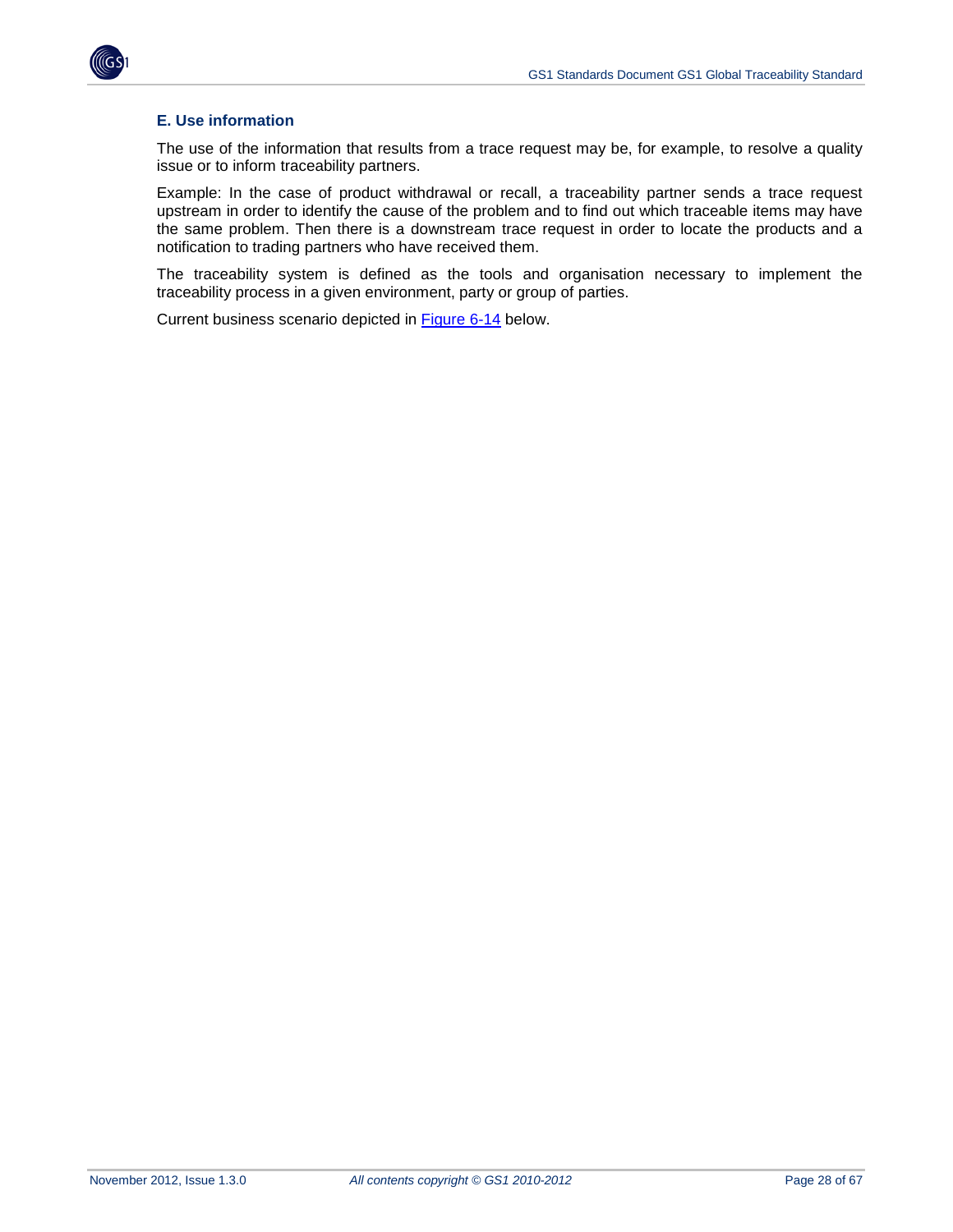### E. Use information

The use of the information that results from a trace request may be, for example, to resolve a quality issue or to inform traceability partners.

Example: In the case of product withdrawal or recall, a traceability partner sends a trace request upstream in order to identify the cause of the problem and to find out which traceable items may have the same problem. Then there is a downstream trace request in order to locate the products and a notification to trading partners who have received them.

The traceability system is defined as the tools and organisation necessary to implement the traceability process in a given environment, party or group of parties.

Current business scenario depicted in Figure 6-14 below.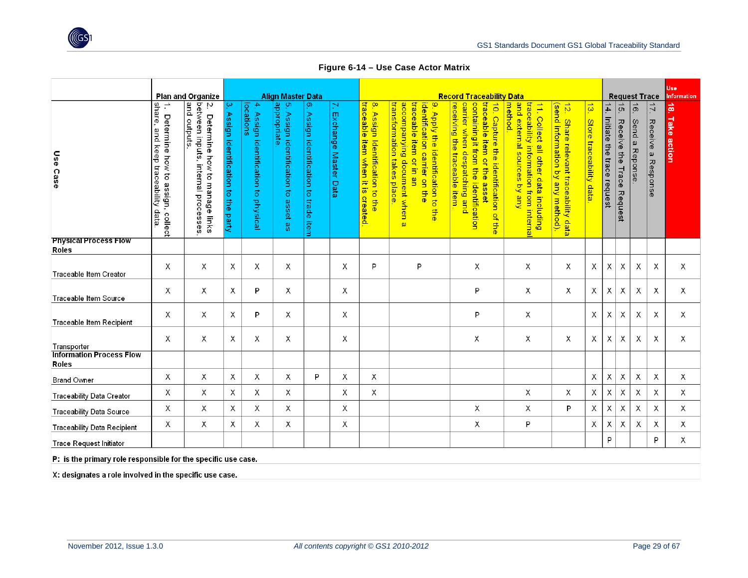**Figure 6-14 – Use Case Actor Matrix**

| | Plan and Organize | | Align Master Data | | | | | Record Traceability Data | | | | | | Request Trace | | | | Use Information |
|---|---|---|---|---|---|---|---|---|---|---|---|---|---|---|---|---|---|---|
| **Use Case** | 1. Determine how to assign, collect share, and keep traceability data. | 2. Determine how to manage links between inputs, internal processes, and outputs. | 3. Assign identification to the party | 4. Assign identification to physical locations | 5. Assign identification to asset as appropriate. | 6. Assign identification to trade item | 7. Exchange Master Data | 8. Assign identification to the traceable item when it is created. | 9. Apply the identification to the identification carrier on the traceable item or in an accompanying document when a transformation takes place. | 10. Capture the identification of the traceable item or the asset containing it from the identification carrier when despatching and receiving the traceable item. | 11. Collect all other data including traceability information from internal and external sources by any method. | 12. Share relevant traceability data (send information by any method). | 13. Store traceability data. | 14. Initiate the trace request | 15. Receive the Trace Request | 16. Send a Reponse. | 17. Receive a Response | 18. Take action |
| **Physical Process Flow Roles** | | | | | | | | | | | | | | | | | | |
| Traceable Item Creator | X | X | X | X | X | | X | P | P | X | X | X | X | X | X | X | X | X |
| Traceable Item Source | X | X | X | P | X | | X | | | P | X | X | X | X | X | X | X | X |
| Traceable Item Recipient | X | X | X | P | X | | X | | | P | X | | X | X | X | X | X | X |
| Transporter | X | X | X | X | X | | X | | | X | X | X | X | X | X | X | X | X |
| **Information Process Flow Roles** | | | | | | | | | | | | | | | | | | |
| Brand Owner | X | X | X | X | X | P | X | X | | | | | X | X | X | X | X | X |
| Traceability Data Creator | X | X | X | X | X | | X | X | | | X | X | X | X | X | X | X | X |
| Traceability Data Source | X | X | X | X | X | | X | | | X | X | P | X | X | X | X | X | X |
| Traceability Data Recipient | X | X | X | X | X | | X | | | X | P | | X | X | X | X | X | X |
| Trace Request Initiator | | | | | | | | | | | | | | P | | | P | X |

**P: is the primary role responsible for the specific use case.**

**X: designates a role involved in the specific use case.**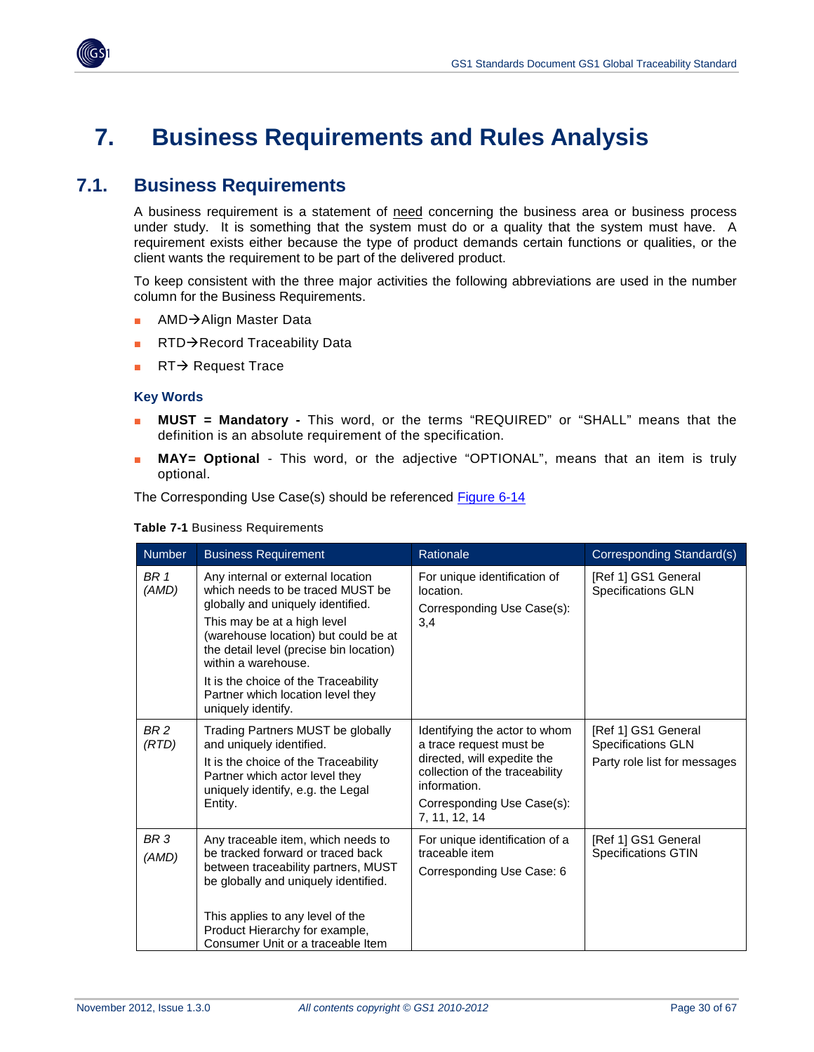# 7. Business Requirements and Rules Analysis

## 7.1. Business Requirements

A business requirement is a statement of need concerning the business area or business process under study. It is something that the system must do or a quality that the system must have. A requirement exists either because the type of product demands certain functions or qualities, or the client wants the requirement to be part of the delivered product.

To keep consistent with the three major activities the following abbreviations are used in the number column for the Business Requirements.

- AMD→Align Master Data
- RTD→Record Traceability Data
- RT→ Request Trace

### Key Words

- **MUST = Mandatory -** This word, or the terms "REQUIRED" or "SHALL" means that the definition is an absolute requirement of the specification.
- **MAY= Optional** - This word, or the adjective "OPTIONAL", means that an item is truly optional.

The Corresponding Use Case(s) should be referenced Figure 6-14

**Table 7-1** Business Requirements

| Number | Business Requirement | Rationale | Corresponding Standard(s) |
|---|---|---|---|
| *BR 1 (AMD)* | Any internal or external location which needs to be traced MUST be globally and uniquely identified.<br>This may be at a high level (warehouse location) but could be at the detail level (precise bin location) within a warehouse.<br>It is the choice of the Traceability Partner which location level they uniquely identify. | For unique identification of location.<br>Corresponding Use Case(s): 3,4 | [Ref 1] GS1 General Specifications GLN |
| *BR 2 (RTD)* | Trading Partners MUST be globally and uniquely identified.<br>It is the choice of the Traceability Partner which actor level they uniquely identify, e.g. the Legal Entity. | Identifying the actor to whom a trace request must be directed, will expedite the collection of the traceability information.<br>Corresponding Use Case(s): 7, 11, 12, 14 | [Ref 1] GS1 General Specifications GLN<br>Party role list for messages |
| *BR 3 (AMD)* | Any traceable item, which needs to be tracked forward or traced back between traceability partners, MUST be globally and uniquely identified.<br><br>This applies to any level of the Product Hierarchy for example, Consumer Unit or a traceable Item | For unique identification of a traceable item<br>Corresponding Use Case: 6 | [Ref 1] GS1 General Specifications GTIN |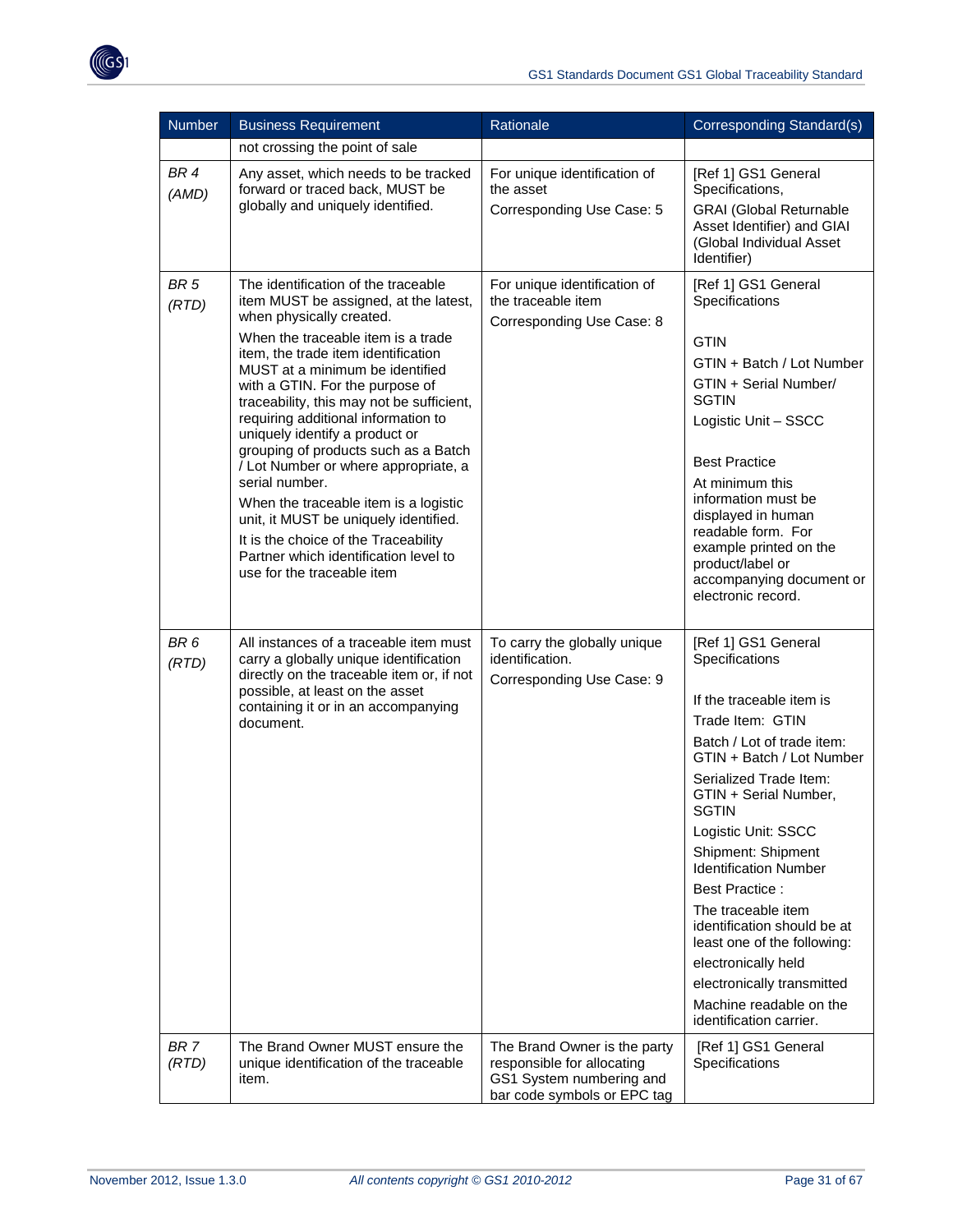| Number | Business Requirement | Rationale | Corresponding Standard(s) |
|---|---|---|---|
| | not crossing the point of sale | | |
| *BR 4 (AMD)* | Any asset, which needs to be tracked forward or traced back, MUST be globally and uniquely identified. | For unique identification of the asset<br><br>Corresponding Use Case: 5 | [Ref 1] GS1 General Specifications,<br><br>GRAI (Global Returnable Asset Identifier) and GIAI (Global Individual Asset Identifier) |
| *BR 5 (RTD)* | The identification of the traceable item MUST be assigned, at the latest, when physically created.<br><br>When the traceable item is a trade item, the trade item identification MUST at a minimum be identified with a GTIN. For the purpose of traceability, this may not be sufficient, requiring additional information to uniquely identify a product or grouping of products such as a Batch / Lot Number or where appropriate, a serial number.<br><br>When the traceable item is a logistic unit, it MUST be uniquely identified.<br><br>It is the choice of the Traceability Partner which identification level to use for the traceable item | For unique identification of the traceable item<br><br>Corresponding Use Case: 8 | [Ref 1] GS1 General Specifications<br><br>GTIN<br><br>GTIN + Batch / Lot Number<br><br>GTIN + Serial Number/ SGTIN<br><br>Logistic Unit – SSCC<br><br>Best Practice<br><br>At minimum this information must be displayed in human readable form. For example printed on the product/label or accompanying document or electronic record. |
| *BR 6 (RTD)* | All instances of a traceable item must carry a globally unique identification directly on the traceable item or, if not possible, at least on the asset containing it or in an accompanying document. | To carry the globally unique identification.<br><br>Corresponding Use Case: 9 | [Ref 1] GS1 General Specifications<br><br>If the traceable item is<br><br>Trade Item: GTIN<br><br>Batch / Lot of trade item: GTIN + Batch / Lot Number<br><br>Serialized Trade Item: GTIN + Serial Number, SGTIN<br><br>Logistic Unit: SSCC<br><br>Shipment: Shipment Identification Number<br><br>Best Practice :<br><br>The traceable item identification should be at least one of the following:<br><br>electronically held<br><br>electronically transmitted<br><br>Machine readable on the identification carrier. |
| *BR 7 (RTD)* | The Brand Owner MUST ensure the unique identification of the traceable item. | The Brand Owner is the party responsible for allocating GS1 System numbering and bar code symbols or EPC tag | [Ref 1] GS1 General Specifications |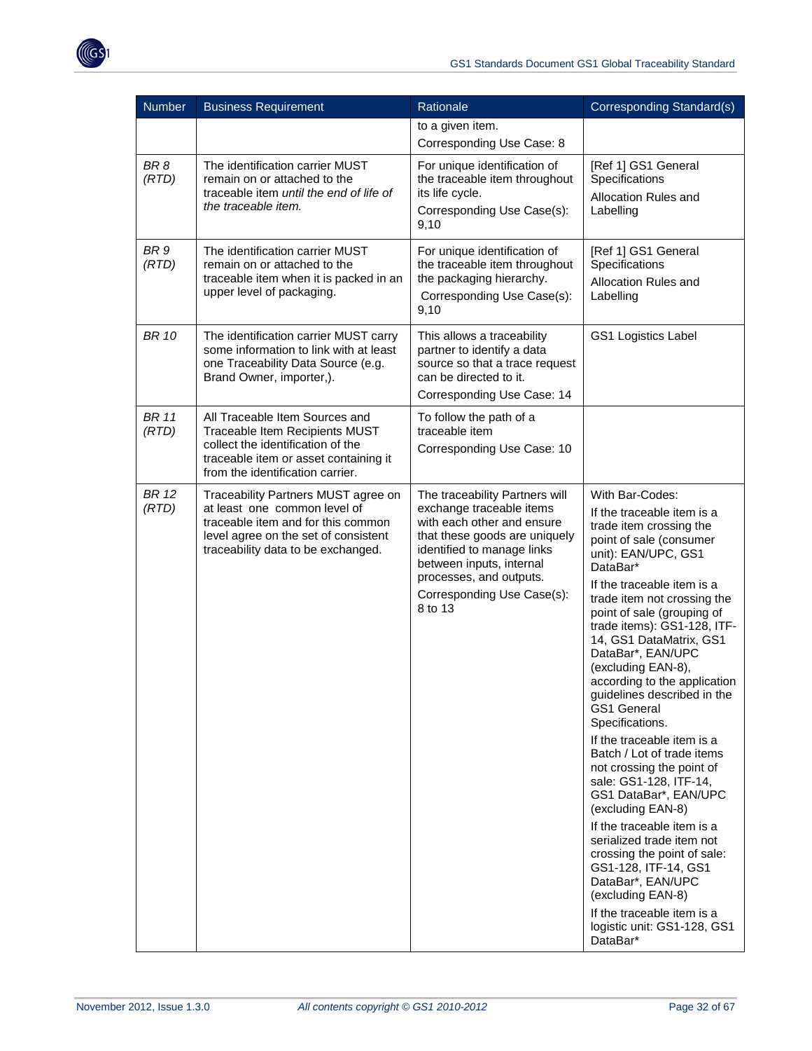| Number | Business Requirement | Rationale | Corresponding Standard(s) |
| --- | --- | --- | --- |
| | | to a given item. Corresponding Use Case: 8 | |
| *BR 8 (RTD)* | The identification carrier MUST remain on or attached to the traceable item *until the end of life of the traceable item.* | For unique identification of the traceable item throughout its life cycle. Corresponding Use Case(s): 9,10 | [Ref 1] GS1 General Specifications Allocation Rules and Labelling |
| *BR 9 (RTD)* | The identification carrier MUST remain on or attached to the traceable item when it is packed in an upper level of packaging. | For unique identification of the traceable item throughout the packaging hierarchy. Corresponding Use Case(s): 9,10 | [Ref 1] GS1 General Specifications Allocation Rules and Labelling |
| *BR 10* | The identification carrier MUST carry some information to link with at least one Traceability Data Source (e.g. Brand Owner, importer,). | This allows a traceability partner to identify a data source so that a trace request can be directed to it. Corresponding Use Case: 14 | GS1 Logistics Label |
| *BR 11 (RTD)* | All Traceable Item Sources and Traceable Item Recipients MUST collect the identification of the traceable item or asset containing it from the identification carrier. | To follow the path of a traceable item Corresponding Use Case: 10 | |
| *BR 12 (RTD)* | Traceability Partners MUST agree on at least one common level of traceable item and for this common level agree on the set of consistent traceability data to be exchanged. | The traceability Partners will exchange traceable items with each other and ensure that these goods are uniquely identified to manage links between inputs, internal processes, and outputs. Corresponding Use Case(s): 8 to 13 | With Bar-Codes: If the traceable item is a trade item crossing the point of sale (consumer unit): EAN/UPC, GS1 DataBar* If the traceable item is a trade item not crossing the point of sale (grouping of trade items): GS1-128, ITF-14, GS1 DataMatrix, GS1 DataBar*, EAN/UPC (excluding EAN-8), according to the application guidelines described in the GS1 General Specifications. If the traceable item is a Batch / Lot of trade items not crossing the point of sale: GS1-128, ITF-14, GS1 DataBar*, EAN/UPC (excluding EAN-8) If the traceable item is a serialized trade item not crossing the point of sale: GS1-128, ITF-14, GS1 DataBar*, EAN/UPC (excluding EAN-8) If the traceable item is a logistic unit: GS1-128, GS1 DataBar* |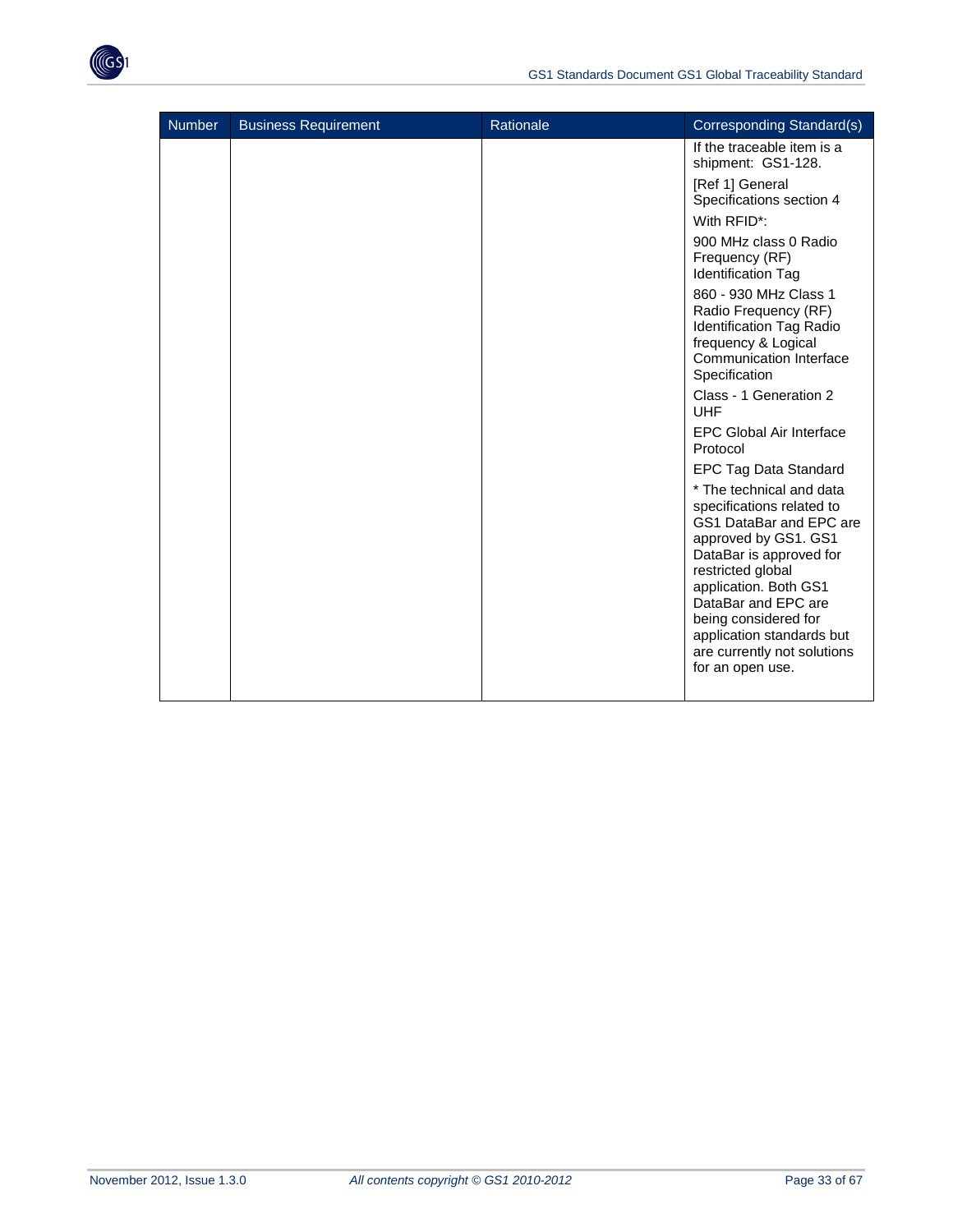| Number | Business Requirement | Rationale | Corresponding Standard(s) |
| --- | --- | --- | --- |
| | | | If the traceable item is a shipment: GS1-128.<br>[Ref 1] General Specifications section 4<br>With RFID*:<br>900 MHz class 0 Radio Frequency (RF) Identification Tag<br>860 - 930 MHz Class 1 Radio Frequency (RF) Identification Tag Radio frequency & Logical Communication Interface Specification<br>Class - 1 Generation 2 UHF<br>EPC Global Air Interface Protocol<br>EPC Tag Data Standard<br>* The technical and data specifications related to GS1 DataBar and EPC are approved by GS1. GS1 DataBar is approved for restricted global application. Both GS1 DataBar and EPC are being considered for application standards but are currently not solutions for an open use. |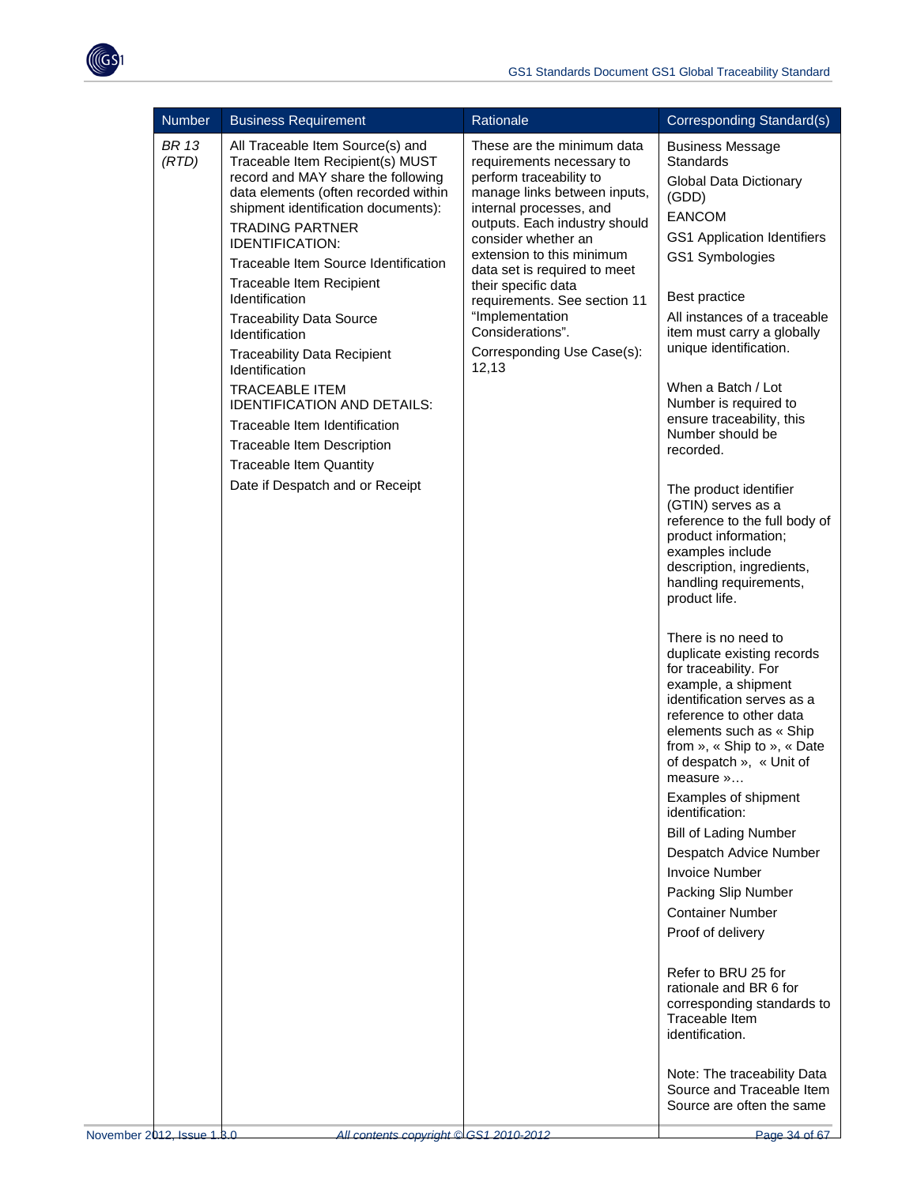| Number | Business Requirement | Rationale | Corresponding Standard(s) |
|---|---|---|---|
| *BR 13 (RTD)* | All Traceable Item Source(s) and Traceable Item Recipient(s) MUST record and MAY share the following data elements (often recorded within shipment identification documents):<br>TRADING PARTNER IDENTIFICATION:<br>Traceable Item Source Identification<br>Traceable Item Recipient Identification<br>Traceability Data Source Identification<br>Traceability Data Recipient Identification<br>TRACEABLE ITEM IDENTIFICATION AND DETAILS:<br>Traceable Item Identification<br>Traceable Item Description<br>Traceable Item Quantity<br>Date if Despatch and or Receipt | These are the minimum data requirements necessary to perform traceability to manage links between inputs, internal processes, and outputs. Each industry should consider whether an extension to this minimum data set is required to meet their specific data requirements. See section 11 "Implementation Considerations".<br>Corresponding Use Case(s): 12,13 | Business Message Standards<br>Global Data Dictionary (GDD)<br>EANCOM<br>GS1 Application Identifiers<br>GS1 Symbologies<br><br>Best practice<br>All instances of a traceable item must carry a globally unique identification.<br><br>When a Batch / Lot Number is required to ensure traceability, this Number should be recorded.<br><br>The product identifier (GTIN) serves as a reference to the full body of product information; examples include description, ingredients, handling requirements, product life.<br><br>There is no need to duplicate existing records for traceability. For example, a shipment identification serves as a reference to other data elements such as « Ship from », « Ship to », « Date of despatch », « Unit of measure »…<br>Examples of shipment identification:<br>Bill of Lading Number<br>Despatch Advice Number<br>Invoice Number<br>Packing Slip Number<br>Container Number<br>Proof of delivery<br><br>Refer to BRU 25 for rationale and BR 6 for corresponding standards to Traceable Item identification.<br><br>Note: The traceability Data Source and Traceable Item Source are often the same |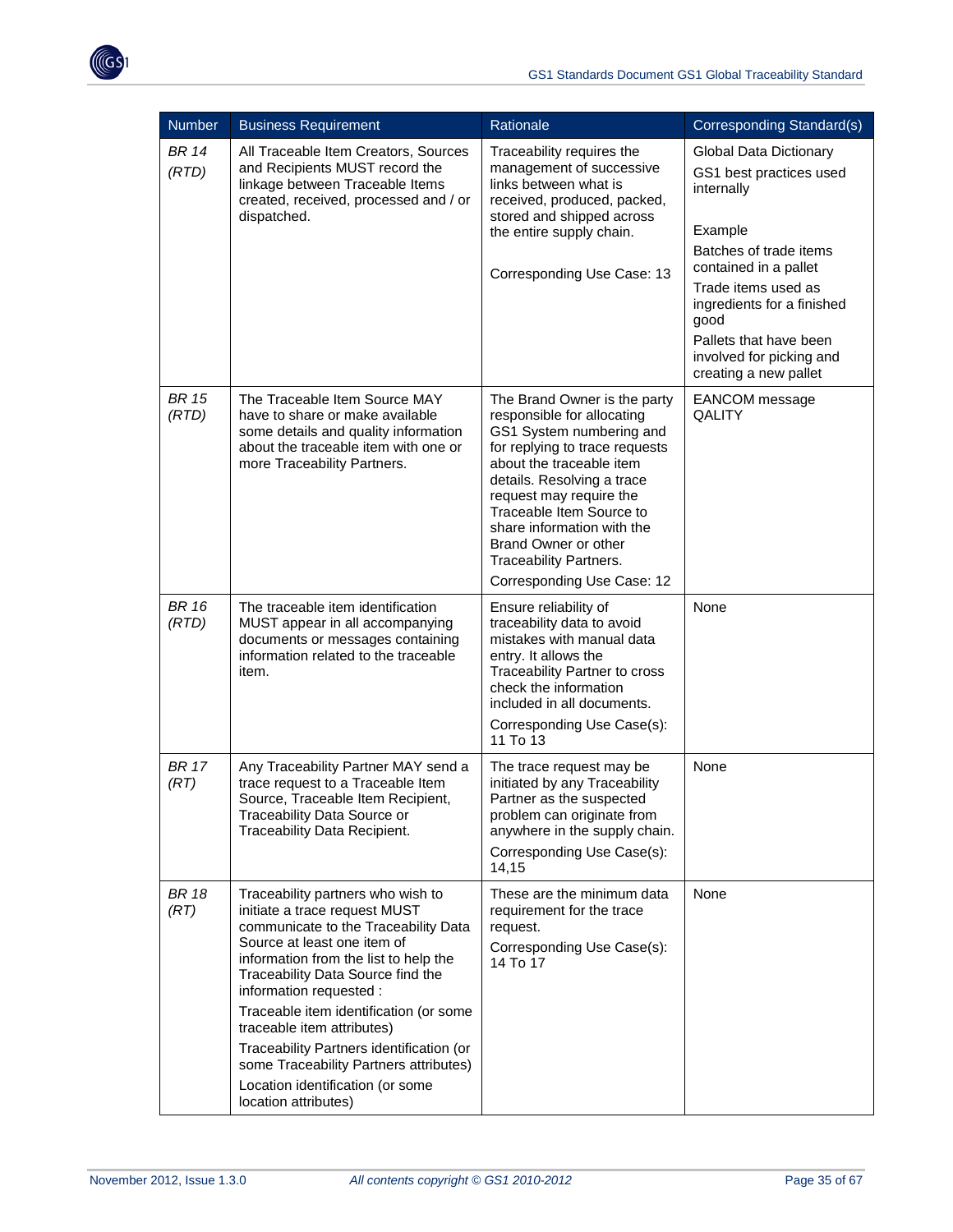| Number | Business Requirement | Rationale | Corresponding Standard(s) |
| --- | --- | --- | --- |
| *BR 14 (RTD)* | All Traceable Item Creators, Sources and Recipients MUST record the linkage between Traceable Items created, received, processed and / or dispatched. | Traceability requires the management of successive links between what is received, produced, packed, stored and shipped across the entire supply chain.<br><br>Corresponding Use Case: 13 | Global Data Dictionary<br>GS1 best practices used internally<br><br>Example<br>Batches of trade items contained in a pallet<br>Trade items used as ingredients for a finished good<br>Pallets that have been involved for picking and creating a new pallet |
| *BR 15 (RTD)* | The Traceable Item Source MAY have to share or make available some details and quality information about the traceable item with one or more Traceability Partners. | The Brand Owner is the party responsible for allocating GS1 System numbering and for replying to trace requests about the traceable item details. Resolving a trace request may require the Traceable Item Source to share information with the Brand Owner or other Traceability Partners.<br>Corresponding Use Case: 12 | EANCOM message QALITY |
| *BR 16 (RTD)* | The traceable item identification MUST appear in all accompanying documents or messages containing information related to the traceable item. | Ensure reliability of traceability data to avoid mistakes with manual data entry. It allows the Traceability Partner to cross check the information included in all documents.<br>Corresponding Use Case(s): 11 To 13 | None |
| *BR 17 (RT)* | Any Traceability Partner MAY send a trace request to a Traceable Item Source, Traceable Item Recipient, Traceability Data Source or Traceability Data Recipient. | The trace request may be initiated by any Traceability Partner as the suspected problem can originate from anywhere in the supply chain.<br>Corresponding Use Case(s): 14,15 | None |
| *BR 18 (RT)* | Traceability partners who wish to initiate a trace request MUST communicate to the Traceability Data Source at least one item of information from the list to help the Traceability Data Source find the information requested :<br>Traceable item identification (or some traceable item attributes)<br>Traceability Partners identification (or some Traceability Partners attributes)<br>Location identification (or some location attributes) | These are the minimum data requirement for the trace request.<br>Corresponding Use Case(s): 14 To 17 | None |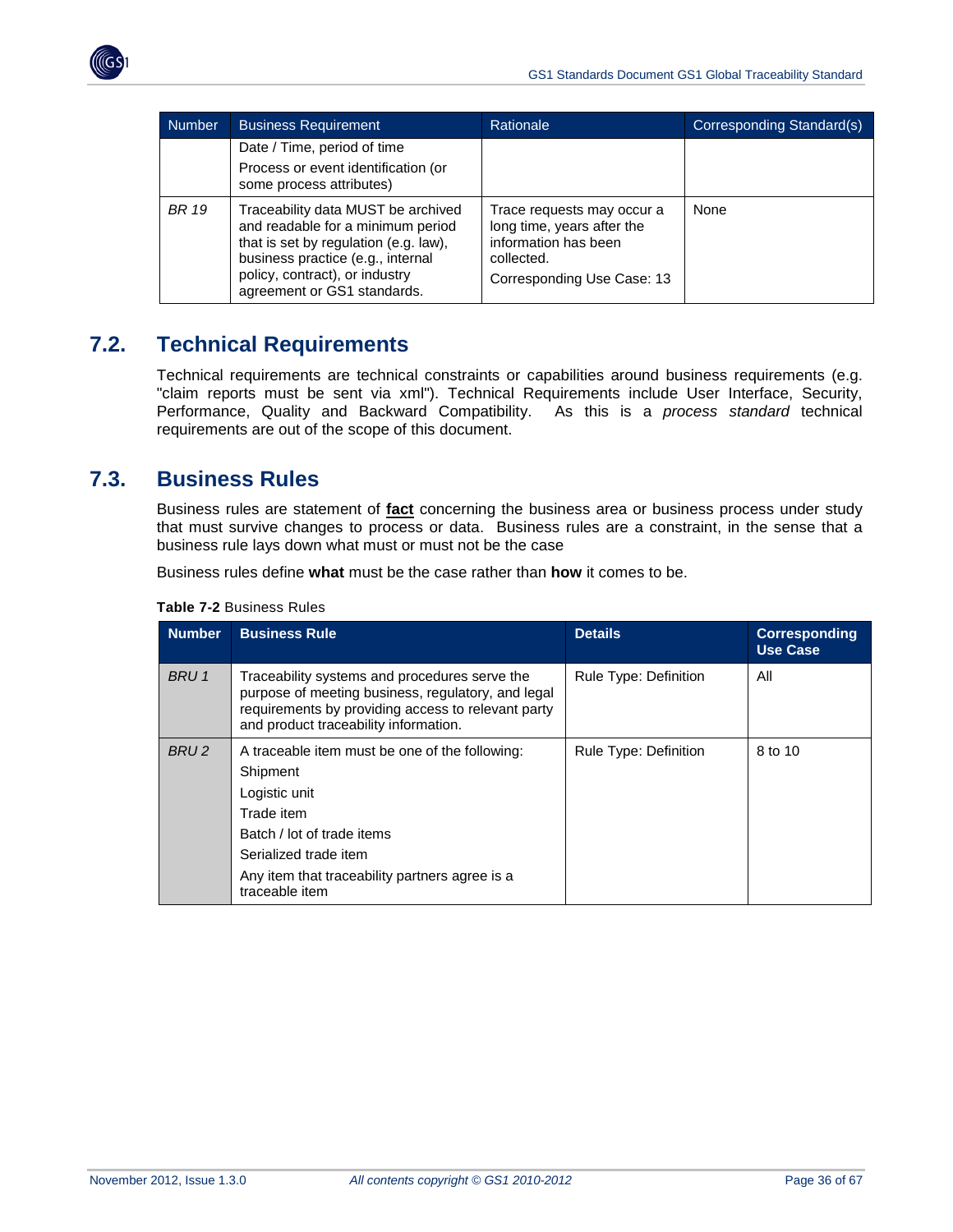| Number | Business Requirement | Rationale | Corresponding Standard(s) |
|---|---|---|---|
| | Date / Time, period of time<br>Process or event identification (or some process attributes) | | |
| *BR 19* | Traceability data MUST be archived and readable for a minimum period that is set by regulation (e.g. law), business practice (e.g., internal policy, contract), or industry agreement or GS1 standards. | Trace requests may occur a long time, years after the information has been collected.<br>Corresponding Use Case: 13 | None |

## 7.2. Technical Requirements

Technical requirements are technical constraints or capabilities around business requirements (e.g. "claim reports must be sent via xml"). Technical Requirements include User Interface, Security, Performance, Quality and Backward Compatibility. As this is a *process standard* technical requirements are out of the scope of this document.

## 7.3. Business Rules

Business rules are statement of **fact** concerning the business area or business process under study that must survive changes to process or data. Business rules are a constraint, in the sense that a business rule lays down what must or must not be the case

Business rules define **what** must be the case rather than **how** it comes to be.

**Table 7-2** Business Rules

| Number | Business Rule | Details | Corresponding Use Case |
|---|---|---|---|
| *BRU 1* | Traceability systems and procedures serve the purpose of meeting business, regulatory, and legal requirements by providing access to relevant party and product traceability information. | Rule Type: Definition | All |
| *BRU 2* | A traceable item must be one of the following:<br>Shipment<br>Logistic unit<br>Trade item<br>Batch / lot of trade items<br>Serialized trade item<br>Any item that traceability partners agree is a traceable item | Rule Type: Definition | 8 to 10 |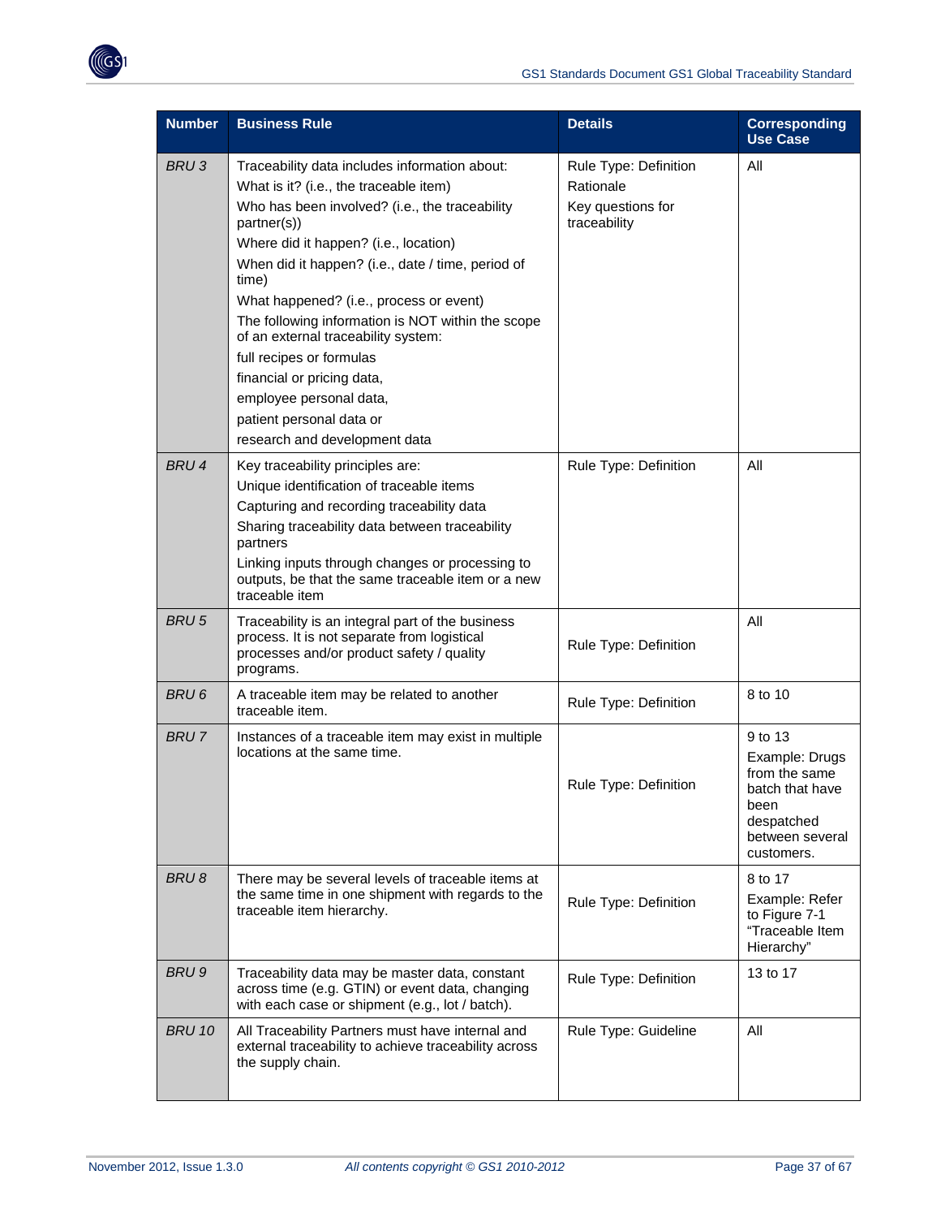| Number | Business Rule | Details | Corresponding Use Case |
|---|---|---|---|
| *BRU 3* | Traceability data includes information about:<br>What is it? (i.e., the traceable item)<br>Who has been involved? (i.e., the traceability partner(s))<br>Where did it happen? (i.e., location)<br>When did it happen? (i.e., date / time, period of time)<br>What happened? (i.e., process or event)<br>The following information is NOT within the scope of an external traceability system:<br>full recipes or formulas<br>financial or pricing data,<br>employee personal data,<br>patient personal data or<br>research and development data | Rule Type: Definition<br>Rationale<br>Key questions for traceability | All |
| *BRU 4* | Key traceability principles are:<br>Unique identification of traceable items<br>Capturing and recording traceability data<br>Sharing traceability data between traceability partners<br>Linking inputs through changes or processing to outputs, be that the same traceable item or a new traceable item | Rule Type: Definition | All |
| *BRU 5* | Traceability is an integral part of the business process. It is not separate from logistical processes and/or product safety / quality programs. | Rule Type: Definition | All |
| *BRU 6* | A traceable item may be related to another traceable item. | Rule Type: Definition | 8 to 10 |
| *BRU 7* | Instances of a traceable item may exist in multiple locations at the same time. | Rule Type: Definition | 9 to 13<br>Example: Drugs from the same batch that have been despatched between several customers. |
| *BRU 8* | There may be several levels of traceable items at the same time in one shipment with regards to the traceable item hierarchy. | Rule Type: Definition | 8 to 17<br>Example: Refer to Figure 7-1 "Traceable Item Hierarchy" |
| *BRU 9* | Traceability data may be master data, constant across time (e.g. GTIN) or event data, changing with each case or shipment (e.g., lot / batch). | Rule Type: Definition | 13 to 17 |
| *BRU 10* | All Traceability Partners must have internal and external traceability to achieve traceability across the supply chain. | Rule Type: Guideline | All |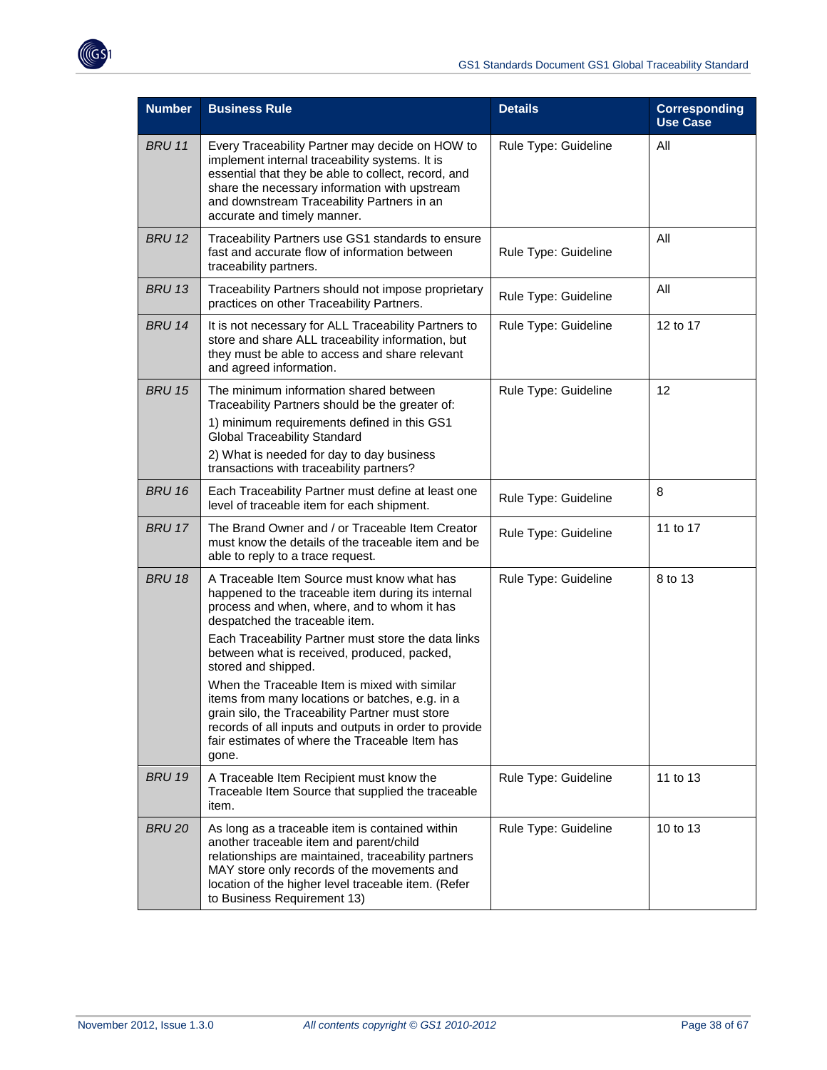| Number | Business Rule | Details | Corresponding Use Case |
|---|---|---|---|
| *BRU 11* | Every Traceability Partner may decide on HOW to implement internal traceability systems. It is essential that they be able to collect, record, and share the necessary information with upstream and downstream Traceability Partners in an accurate and timely manner. | Rule Type: Guideline | All |
| *BRU 12* | Traceability Partners use GS1 standards to ensure fast and accurate flow of information between traceability partners. | Rule Type: Guideline | All |
| *BRU 13* | Traceability Partners should not impose proprietary practices on other Traceability Partners. | Rule Type: Guideline | All |
| *BRU 14* | It is not necessary for ALL Traceability Partners to store and share ALL traceability information, but they must be able to access and share relevant and agreed information. | Rule Type: Guideline | 12 to 17 |
| *BRU 15* | The minimum information shared between Traceability Partners should be the greater of:<br>1) minimum requirements defined in this GS1 Global Traceability Standard<br>2) What is needed for day to day business transactions with traceability partners? | Rule Type: Guideline | 12 |
| *BRU 16* | Each Traceability Partner must define at least one level of traceable item for each shipment. | Rule Type: Guideline | 8 |
| *BRU 17* | The Brand Owner and / or Traceable Item Creator must know the details of the traceable item and be able to reply to a trace request. | Rule Type: Guideline | 11 to 17 |
| *BRU 18* | A Traceable Item Source must know what has happened to the traceable item during its internal process and when, where, and to whom it has despatched the traceable item.<br>Each Traceability Partner must store the data links between what is received, produced, packed, stored and shipped.<br>When the Traceable Item is mixed with similar items from many locations or batches, e.g. in a grain silo, the Traceability Partner must store records of all inputs and outputs in order to provide fair estimates of where the Traceable Item has gone. | Rule Type: Guideline | 8 to 13 |
| *BRU 19* | A Traceable Item Recipient must know the Traceable Item Source that supplied the traceable item. | Rule Type: Guideline | 11 to 13 |
| *BRU 20* | As long as a traceable item is contained within another traceable item and parent/child relationships are maintained, traceability partners MAY store only records of the movements and location of the higher level traceable item. (Refer to Business Requirement 13) | Rule Type: Guideline | 10 to 13 |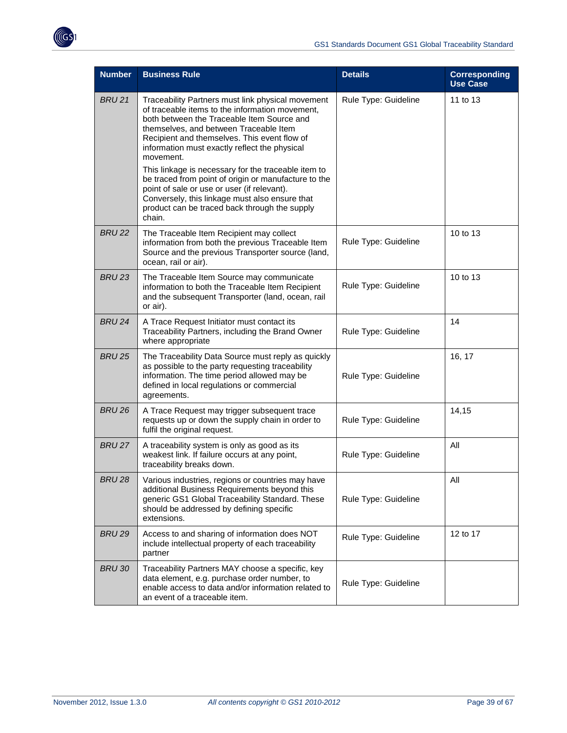| Number | Business Rule | Details | Corresponding Use Case |
|---|---|---|---|
| *BRU 21* | Traceability Partners must link physical movement of traceable items to the information movement, both between the Traceable Item Source and themselves, and between Traceable Item Recipient and themselves. This event flow of information must exactly reflect the physical movement.<br><br>This linkage is necessary for the traceable item to be traced from point of origin or manufacture to the point of sale or use or user (if relevant). Conversely, this linkage must also ensure that product can be traced back through the supply chain. | Rule Type: Guideline | 11 to 13 |
| *BRU 22* | The Traceable Item Recipient may collect information from both the previous Traceable Item Source and the previous Transporter source (land, ocean, rail or air). | Rule Type: Guideline | 10 to 13 |
| *BRU 23* | The Traceable Item Source may communicate information to both the Traceable Item Recipient and the subsequent Transporter (land, ocean, rail or air). | Rule Type: Guideline | 10 to 13 |
| *BRU 24* | A Trace Request Initiator must contact its Traceability Partners, including the Brand Owner where appropriate | Rule Type: Guideline | 14 |
| *BRU 25* | The Traceability Data Source must reply as quickly as possible to the party requesting traceability information. The time period allowed may be defined in local regulations or commercial agreements. | Rule Type: Guideline | 16, 17 |
| *BRU 26* | A Trace Request may trigger subsequent trace requests up or down the supply chain in order to fulfil the original request. | Rule Type: Guideline | 14,15 |
| *BRU 27* | A traceability system is only as good as its weakest link. If failure occurs at any point, traceability breaks down. | Rule Type: Guideline | All |
| *BRU 28* | Various industries, regions or countries may have additional Business Requirements beyond this generic GS1 Global Traceability Standard. These should be addressed by defining specific extensions. | Rule Type: Guideline | All |
| *BRU 29* | Access to and sharing of information does NOT include intellectual property of each traceability partner | Rule Type: Guideline | 12 to 17 |
| *BRU 30* | Traceability Partners MAY choose a specific, key data element, e.g. purchase order number, to enable access to data and/or information related to an event of a traceable item. | Rule Type: Guideline | |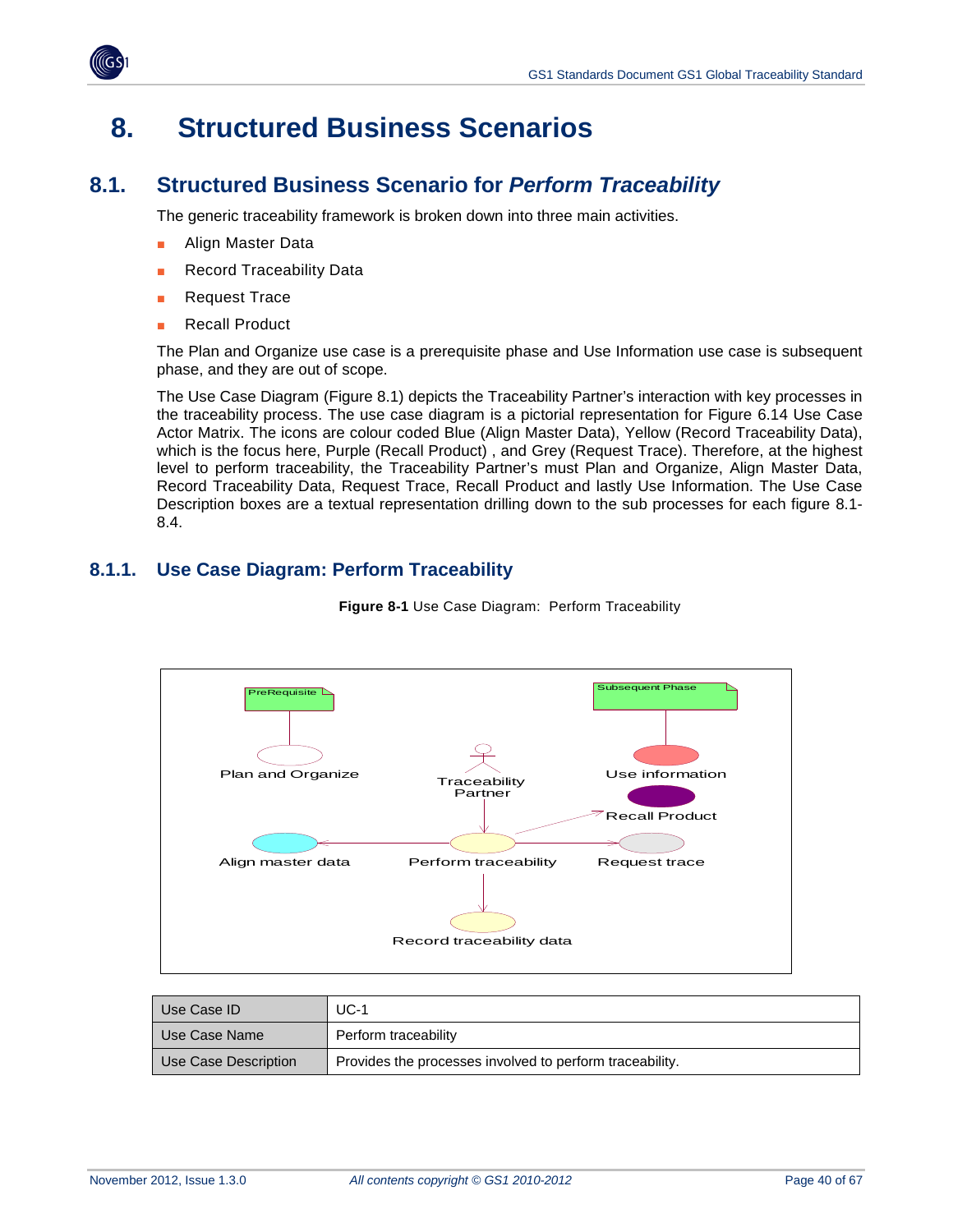# 8. Structured Business Scenarios

## 8.1. Structured Business Scenario for *Perform Traceability*

The generic traceability framework is broken down into three main activities.

- Align Master Data
- Record Traceability Data
- Request Trace
- Recall Product

The Plan and Organize use case is a prerequisite phase and Use Information use case is subsequent phase, and they are out of scope.

The Use Case Diagram (Figure 8.1) depicts the Traceability Partner's interaction with key processes in the traceability process. The use case diagram is a pictorial representation for Figure 6.14 Use Case Actor Matrix. The icons are colour coded Blue (Align Master Data), Yellow (Record Traceability Data), which is the focus here, Purple (Recall Product) , and Grey (Request Trace). Therefore, at the highest level to perform traceability, the Traceability Partner's must Plan and Organize, Align Master Data, Record Traceability Data, Request Trace, Recall Product and lastly Use Information. The Use Case Description boxes are a textual representation drilling down to the sub processes for each figure 8.1-8.4.

### 8.1.1. Use Case Diagram: Perform Traceability

**Figure 8-1** Use Case Diagram: Perform Traceability

PreRequisite

Plan and Organize

Subsequent Phase

Use information

Traceability Partner

Recall Product

Align master data

Perform traceability

Request trace

Record traceability data

| Use Case ID | UC-1 |
|---|---|
| Use Case Name | Perform traceability |
| Use Case Description | Provides the processes involved to perform traceability. |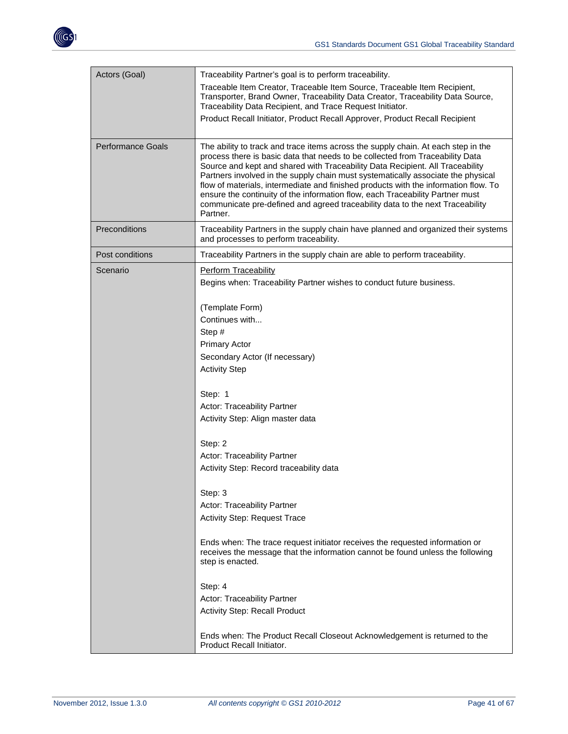| | |
|---|---|
| Actors (Goal) | Traceability Partner's goal is to perform traceability.<br>Traceable Item Creator, Traceable Item Source, Traceable Item Recipient, Transporter, Brand Owner, Traceability Data Creator, Traceability Data Source, Traceability Data Recipient, and Trace Request Initiator.<br>Product Recall Initiator, Product Recall Approver, Product Recall Recipient |
| Performance Goals | The ability to track and trace items across the supply chain. At each step in the process there is basic data that needs to be collected from Traceability Data Source and kept and shared with Traceability Data Recipient. All Traceability Partners involved in the supply chain must systematically associate the physical flow of materials, intermediate and finished products with the information flow. To ensure the continuity of the information flow, each Traceability Partner must communicate pre-defined and agreed traceability data to the next Traceability Partner. |
| Preconditions | Traceability Partners in the supply chain have planned and organized their systems and processes to perform traceability. |
| Post conditions | Traceability Partners in the supply chain are able to perform traceability. |
| Scenario | <u>Perform Traceability</u><br>Begins when: Traceability Partner wishes to conduct future business.<br><br>(Template Form)<br>Continues with...<br>Step #<br>Primary Actor<br>Secondary Actor (If necessary)<br>Activity Step<br><br>Step: 1<br>Actor: Traceability Partner<br>Activity Step: Align master data<br><br>Step: 2<br>Actor: Traceability Partner<br>Activity Step: Record traceability data<br><br>Step: 3<br>Actor: Traceability Partner<br>Activity Step: Request Trace<br><br>Ends when: The trace request initiator receives the requested information or receives the message that the information cannot be found unless the following step is enacted.<br><br>Step: 4<br>Actor: Traceability Partner<br>Activity Step: Recall Product<br><br>Ends when: The Product Recall Closeout Acknowledgement is returned to the Product Recall Initiator. |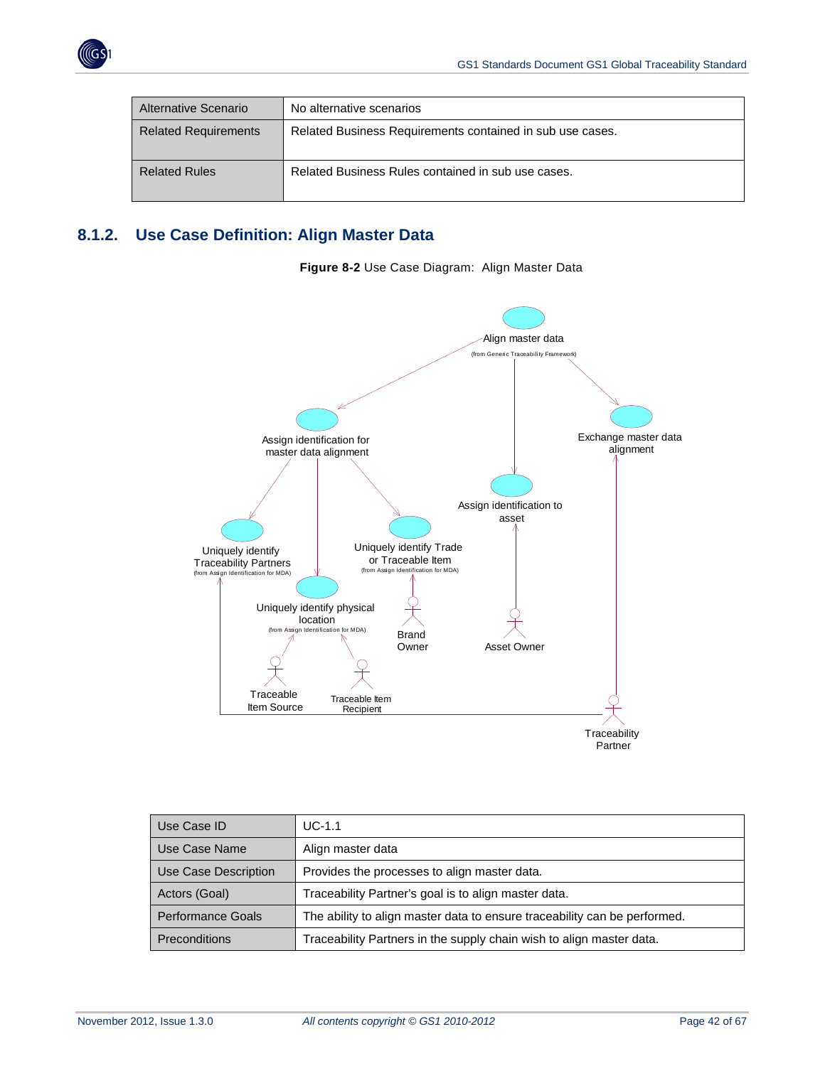| Alternative Scenario | No alternative scenarios |
| --- | --- |
| Related Requirements | Related Business Requirements contained in sub use cases. |
| Related Rules | Related Business Rules contained in sub use cases. |

## 8.1.2. Use Case Definition: Align Master Data

**Figure 8-2** Use Case Diagram: Align Master Data

| Use Case ID | UC-1.1 |
| --- | --- |
| Use Case Name | Align master data |
| Use Case Description | Provides the processes to align master data. |
| Actors (Goal) | Traceability Partner's goal is to align master data. |
| Performance Goals | The ability to align master data to ensure traceability can be performed. |
| Preconditions | Traceability Partners in the supply chain wish to align master data. |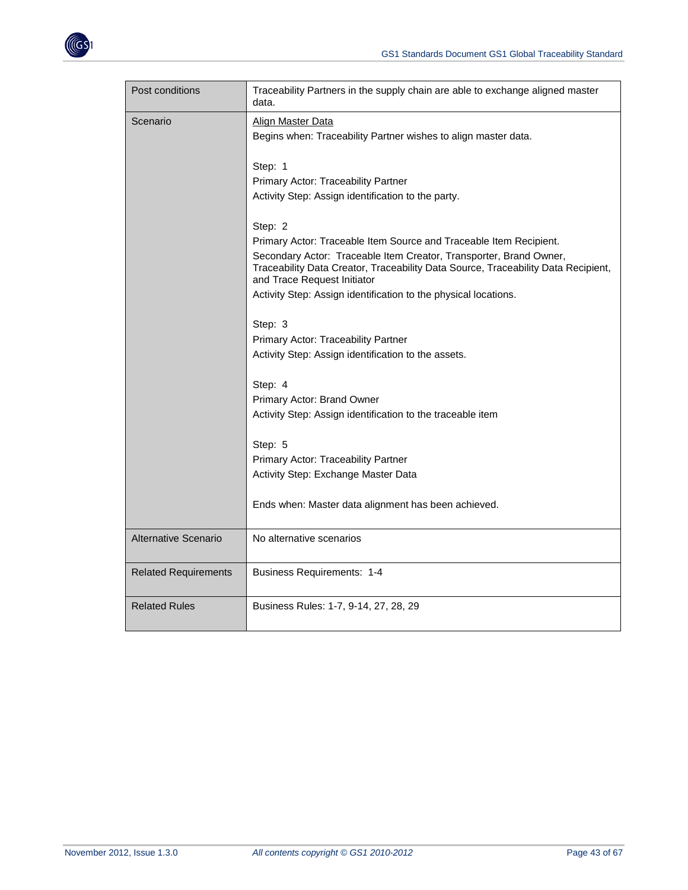| | |
|---|---|
| Post conditions | Traceability Partners in the supply chain are able to exchange aligned master data. |
| Scenario | <u>Align Master Data</u><br>Begins when: Traceability Partner wishes to align master data.<br><br>Step: 1<br>Primary Actor: Traceability Partner<br>Activity Step: Assign identification to the party.<br><br>Step: 2<br>Primary Actor: Traceable Item Source and Traceable Item Recipient.<br>Secondary Actor: Traceable Item Creator, Transporter, Brand Owner, Traceability Data Creator, Traceability Data Source, Traceability Data Recipient, and Trace Request Initiator<br>Activity Step: Assign identification to the physical locations.<br><br>Step: 3<br>Primary Actor: Traceability Partner<br>Activity Step: Assign identification to the assets.<br><br>Step: 4<br>Primary Actor: Brand Owner<br>Activity Step: Assign identification to the traceable item<br><br>Step: 5<br>Primary Actor: Traceability Partner<br>Activity Step: Exchange Master Data<br><br>Ends when: Master data alignment has been achieved. |
| Alternative Scenario | No alternative scenarios |
| Related Requirements | Business Requirements: 1-4 |
| Related Rules | Business Rules: 1-7, 9-14, 27, 28, 29 |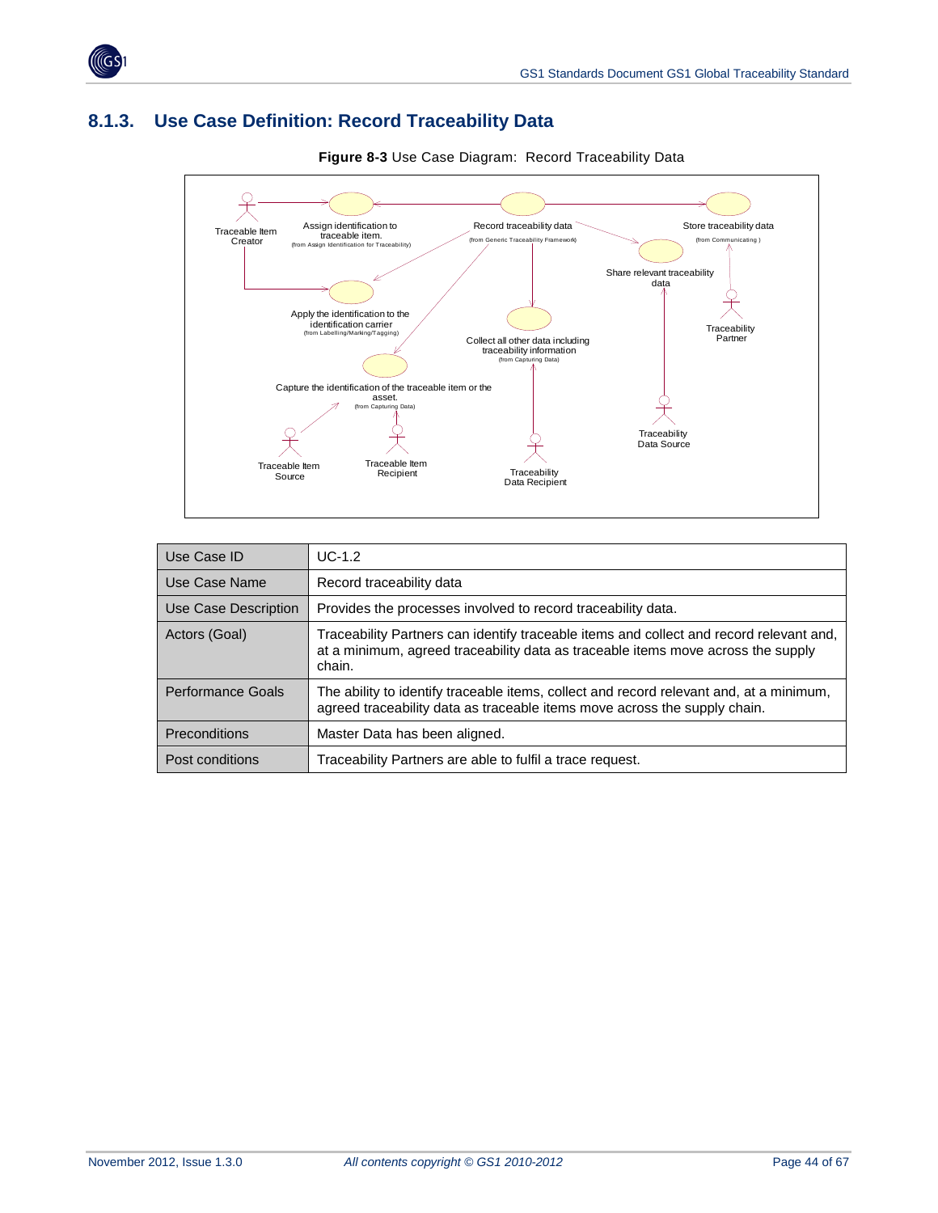## 8.1.3. Use Case Definition: Record Traceability Data

**Figure 8-3** Use Case Diagram: Record Traceability Data

| Use Case ID | UC-1.2 |
|---|---|
| Use Case Name | Record traceability data |
| Use Case Description | Provides the processes involved to record traceability data. |
| Actors (Goal) | Traceability Partners can identify traceable items and collect and record relevant and, at a minimum, agreed traceability data as traceable items move across the supply chain. |
| Performance Goals | The ability to identify traceable items, collect and record relevant and, at a minimum, agreed traceability data as traceable items move across the supply chain. |
| Preconditions | Master Data has been aligned. |
| Post conditions | Traceability Partners are able to fulfil a trace request. |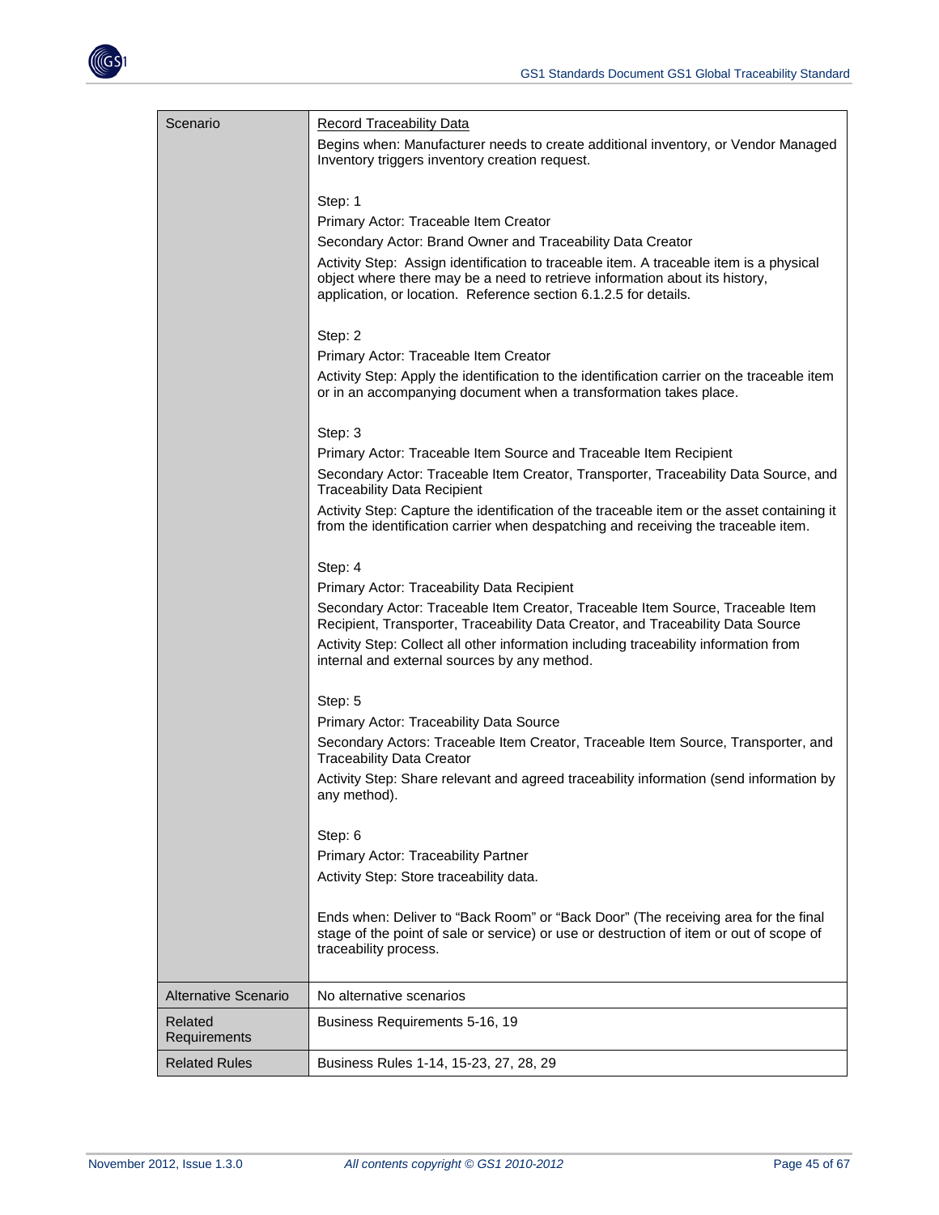| Scenario | <u>Record Traceability Data</u><br><br>Begins when: Manufacturer needs to create additional inventory, or Vendor Managed Inventory triggers inventory creation request.<br><br>Step: 1<br>Primary Actor: Traceable Item Creator<br>Secondary Actor: Brand Owner and Traceability Data Creator<br>Activity Step: Assign identification to traceable item. A traceable item is a physical object where there may be a need to retrieve information about its history, application, or location. Reference section 6.1.2.5 for details.<br><br>Step: 2<br>Primary Actor: Traceable Item Creator<br>Activity Step: Apply the identification to the identification carrier on the traceable item or in an accompanying document when a transformation takes place.<br><br>Step: 3<br>Primary Actor: Traceable Item Source and Traceable Item Recipient<br>Secondary Actor: Traceable Item Creator, Transporter, Traceability Data Source, and Traceability Data Recipient<br>Activity Step: Capture the identification of the traceable item or the asset containing it from the identification carrier when despatching and receiving the traceable item.<br><br>Step: 4<br>Primary Actor: Traceability Data Recipient<br>Secondary Actor: Traceable Item Creator, Traceable Item Source, Traceable Item Recipient, Transporter, Traceability Data Creator, and Traceability Data Source<br>Activity Step: Collect all other information including traceability information from internal and external sources by any method.<br><br>Step: 5<br>Primary Actor: Traceability Data Source<br>Secondary Actors: Traceable Item Creator, Traceable Item Source, Transporter, and Traceability Data Creator<br>Activity Step: Share relevant and agreed traceability information (send information by any method).<br><br>Step: 6<br>Primary Actor: Traceability Partner<br>Activity Step: Store traceability data.<br><br>Ends when: Deliver to "Back Room" or "Back Door" (The receiving area for the final stage of the point of sale or service) or use or destruction of item or out of scope of traceability process. |
|---|---|
| Alternative Scenario | No alternative scenarios |
| Related Requirements | Business Requirements 5-16, 19 |
| Related Rules | Business Rules 1-14, 15-23, 27, 28, 29 |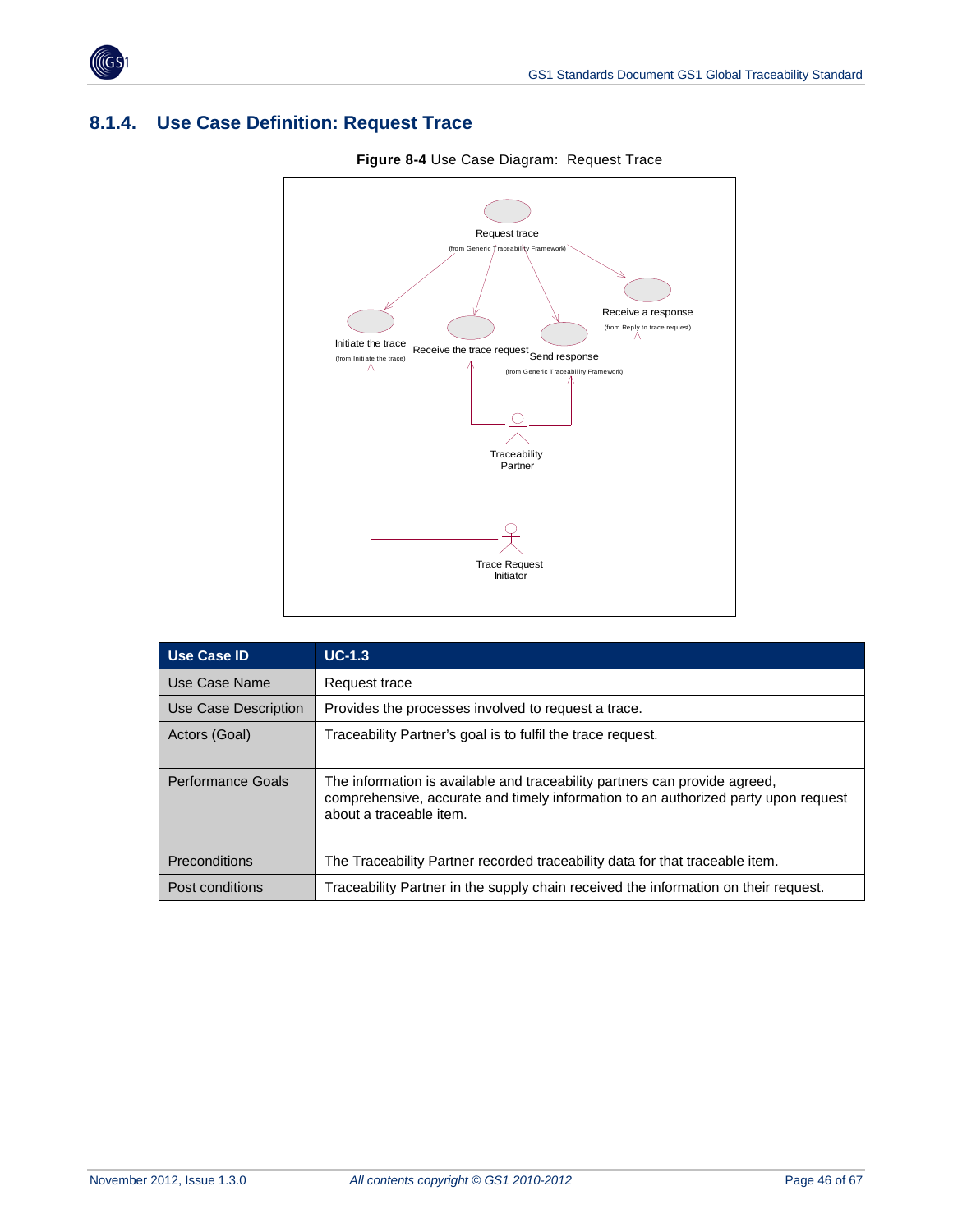### 8.1.4. Use Case Definition: Request Trace

**Figure 8-4** Use Case Diagram: Request Trace

| Use Case ID | UC-1.3 |
|---|---|
| Use Case Name | Request trace |
| Use Case Description | Provides the processes involved to request a trace. |
| Actors (Goal) | Traceability Partner's goal is to fulfil the trace request. |
| Performance Goals | The information is available and traceability partners can provide agreed, comprehensive, accurate and timely information to an authorized party upon request about a traceable item. |
| Preconditions | The Traceability Partner recorded traceability data for that traceable item. |
| Post conditions | Traceability Partner in the supply chain received the information on their request. |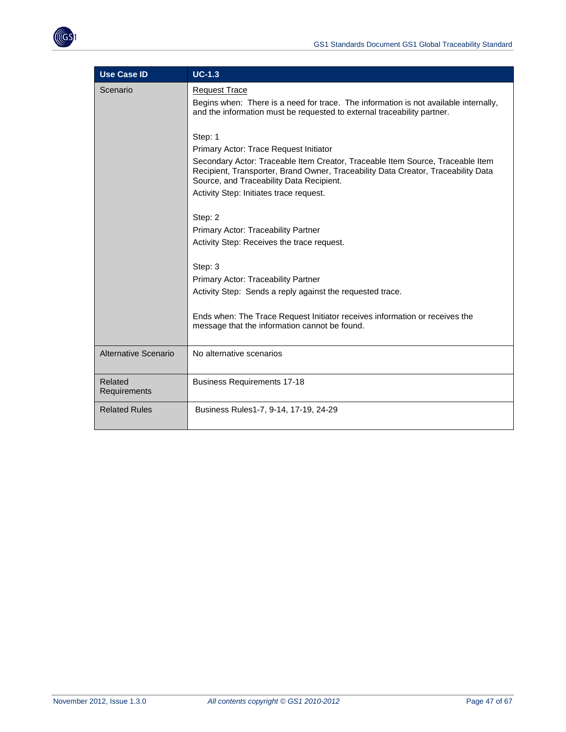| Use Case ID | UC-1.3 |
| --- | --- |
| Scenario | Request Trace<br><br>Begins when: There is a need for trace. The information is not available internally, and the information must be requested to external traceability partner.<br><br>Step: 1<br>Primary Actor: Trace Request Initiator<br>Secondary Actor: Traceable Item Creator, Traceable Item Source, Traceable Item Recipient, Transporter, Brand Owner, Traceability Data Creator, Traceability Data Source, and Traceability Data Recipient.<br>Activity Step: Initiates trace request.<br><br>Step: 2<br>Primary Actor: Traceability Partner<br>Activity Step: Receives the trace request.<br><br>Step: 3<br>Primary Actor: Traceability Partner<br>Activity Step: Sends a reply against the requested trace.<br><br>Ends when: The Trace Request Initiator receives information or receives the message that the information cannot be found. |
| Alternative Scenario | No alternative scenarios |
| Related Requirements | Business Requirements 17-18 |
| Related Rules | Business Rules1-7, 9-14, 17-19, 24-29 |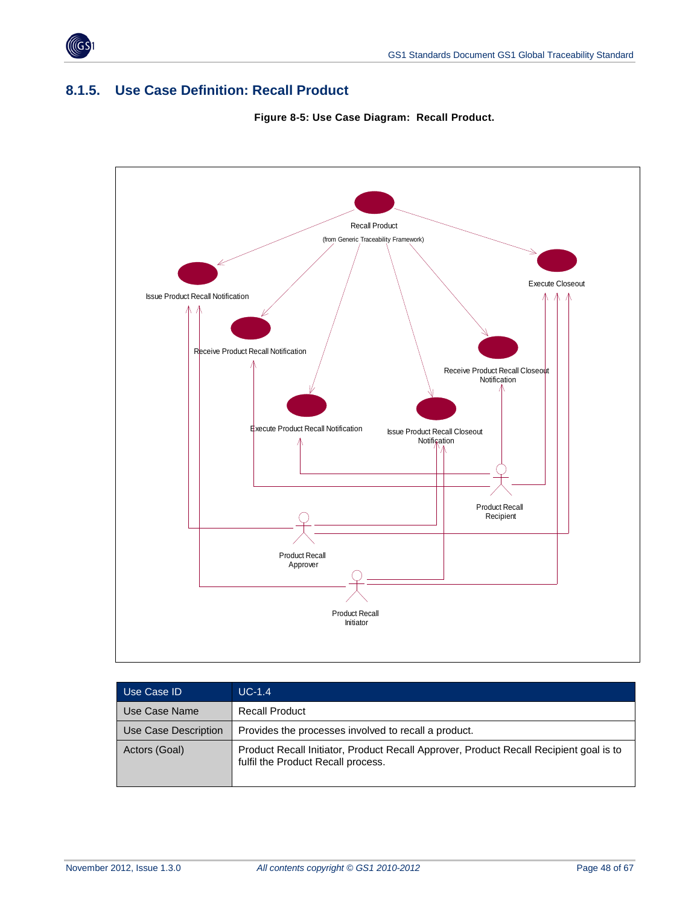### 8.1.5. Use Case Definition: Recall Product

**Figure 8-5: Use Case Diagram: Recall Product.**

| Use Case ID | UC-1.4 |
| --- | --- |
| Use Case Name | Recall Product |
| Use Case Description | Provides the processes involved to recall a product. |
| Actors (Goal) | Product Recall Initiator, Product Recall Approver, Product Recall Recipient goal is to fulfil the Product Recall process. |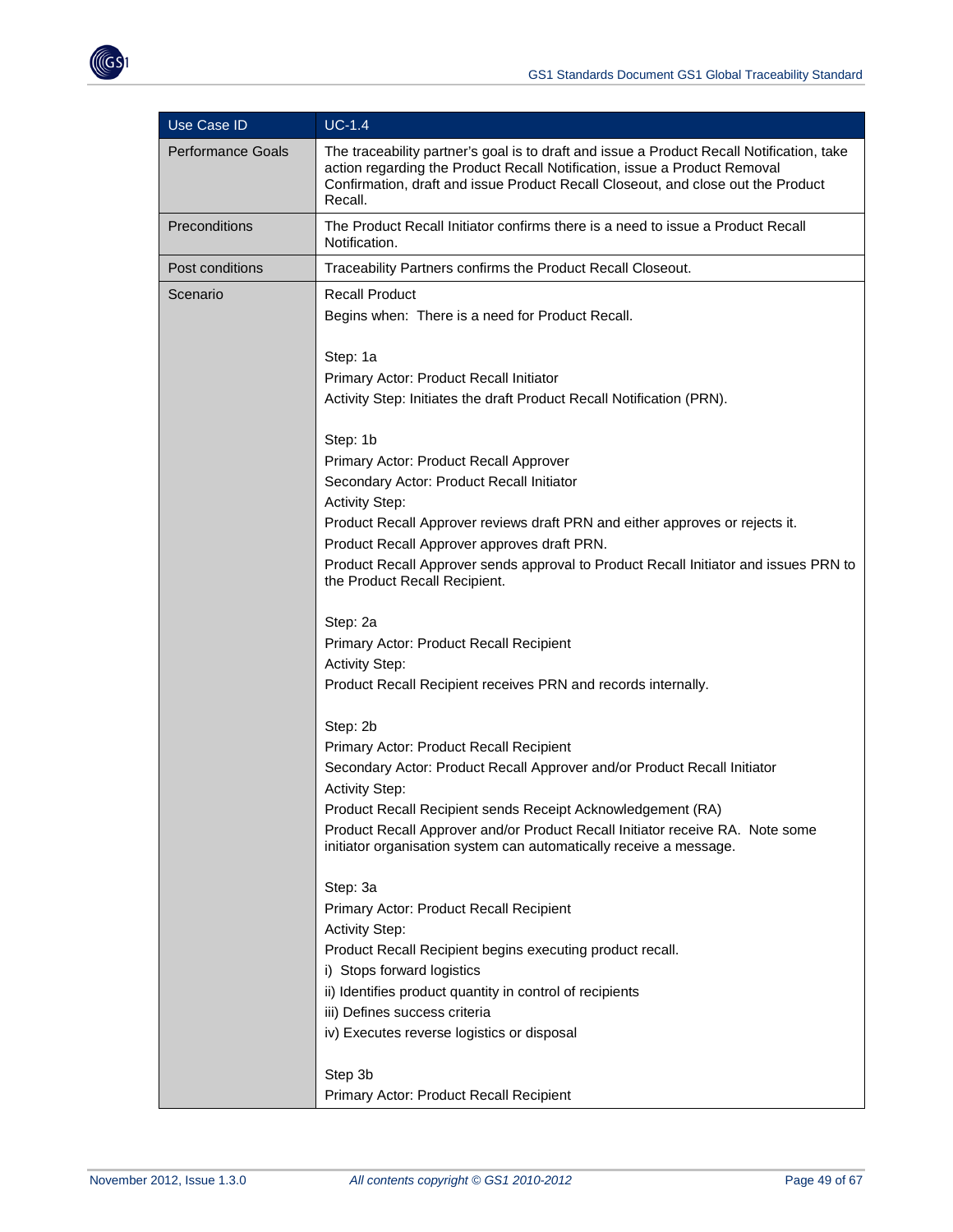| Use Case ID | UC-1.4 |
|---|---|
| Performance Goals | The traceability partner's goal is to draft and issue a Product Recall Notification, take action regarding the Product Recall Notification, issue a Product Removal Confirmation, draft and issue Product Recall Closeout, and close out the Product Recall. |
| Preconditions | The Product Recall Initiator confirms there is a need to issue a Product Recall Notification. |
| Post conditions | Traceability Partners confirms the Product Recall Closeout. |
| Scenario | Recall Product<br>Begins when: There is a need for Product Recall.<br><br>Step: 1a<br>Primary Actor: Product Recall Initiator<br>Activity Step: Initiates the draft Product Recall Notification (PRN).<br><br>Step: 1b<br>Primary Actor: Product Recall Approver<br>Secondary Actor: Product Recall Initiator<br>Activity Step:<br>Product Recall Approver reviews draft PRN and either approves or rejects it.<br>Product Recall Approver approves draft PRN.<br>Product Recall Approver sends approval to Product Recall Initiator and issues PRN to the Product Recall Recipient.<br><br>Step: 2a<br>Primary Actor: Product Recall Recipient<br>Activity Step:<br>Product Recall Recipient receives PRN and records internally.<br><br>Step: 2b<br>Primary Actor: Product Recall Recipient<br>Secondary Actor: Product Recall Approver and/or Product Recall Initiator<br>Activity Step:<br>Product Recall Recipient sends Receipt Acknowledgement (RA)<br>Product Recall Approver and/or Product Recall Initiator receive RA. Note some initiator organisation system can automatically receive a message.<br><br>Step: 3a<br>Primary Actor: Product Recall Recipient<br>Activity Step:<br>Product Recall Recipient begins executing product recall.<br>i) Stops forward logistics<br>ii) Identifies product quantity in control of recipients<br>iii) Defines success criteria<br>iv) Executes reverse logistics or disposal<br><br>Step 3b<br>Primary Actor: Product Recall Recipient |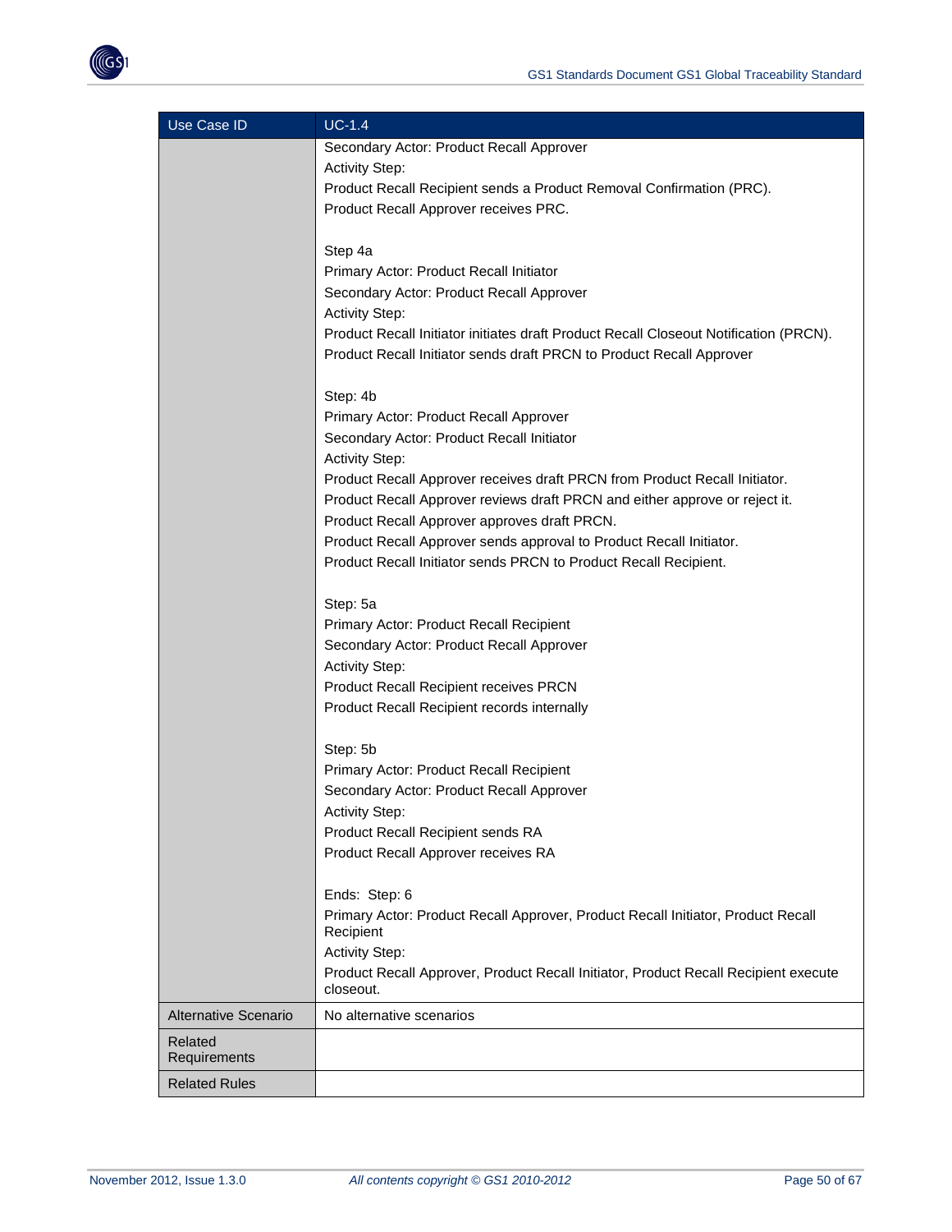| Use Case ID | UC-1.4 |
| --- | --- |
| | Secondary Actor: Product Recall Approver<br>Activity Step:<br>Product Recall Recipient sends a Product Removal Confirmation (PRC).<br>Product Recall Approver receives PRC.<br><br>Step 4a<br>Primary Actor: Product Recall Initiator<br>Secondary Actor: Product Recall Approver<br>Activity Step:<br>Product Recall Initiator initiates draft Product Recall Closeout Notification (PRCN).<br>Product Recall Initiator sends draft PRCN to Product Recall Approver<br><br>Step: 4b<br>Primary Actor: Product Recall Approver<br>Secondary Actor: Product Recall Initiator<br>Activity Step:<br>Product Recall Approver receives draft PRCN from Product Recall Initiator.<br>Product Recall Approver reviews draft PRCN and either approve or reject it.<br>Product Recall Approver approves draft PRCN.<br>Product Recall Approver sends approval to Product Recall Initiator.<br>Product Recall Initiator sends PRCN to Product Recall Recipient.<br><br>Step: 5a<br>Primary Actor: Product Recall Recipient<br>Secondary Actor: Product Recall Approver<br>Activity Step:<br>Product Recall Recipient receives PRCN<br>Product Recall Recipient records internally<br><br>Step: 5b<br>Primary Actor: Product Recall Recipient<br>Secondary Actor: Product Recall Approver<br>Activity Step:<br>Product Recall Recipient sends RA<br>Product Recall Approver receives RA<br><br>Ends: Step: 6<br>Primary Actor: Product Recall Approver, Product Recall Initiator, Product Recall Recipient<br>Activity Step:<br>Product Recall Approver, Product Recall Initiator, Product Recall Recipient execute closeout. |
| Alternative Scenario | No alternative scenarios |
| Related Requirements | |
| Related Rules | |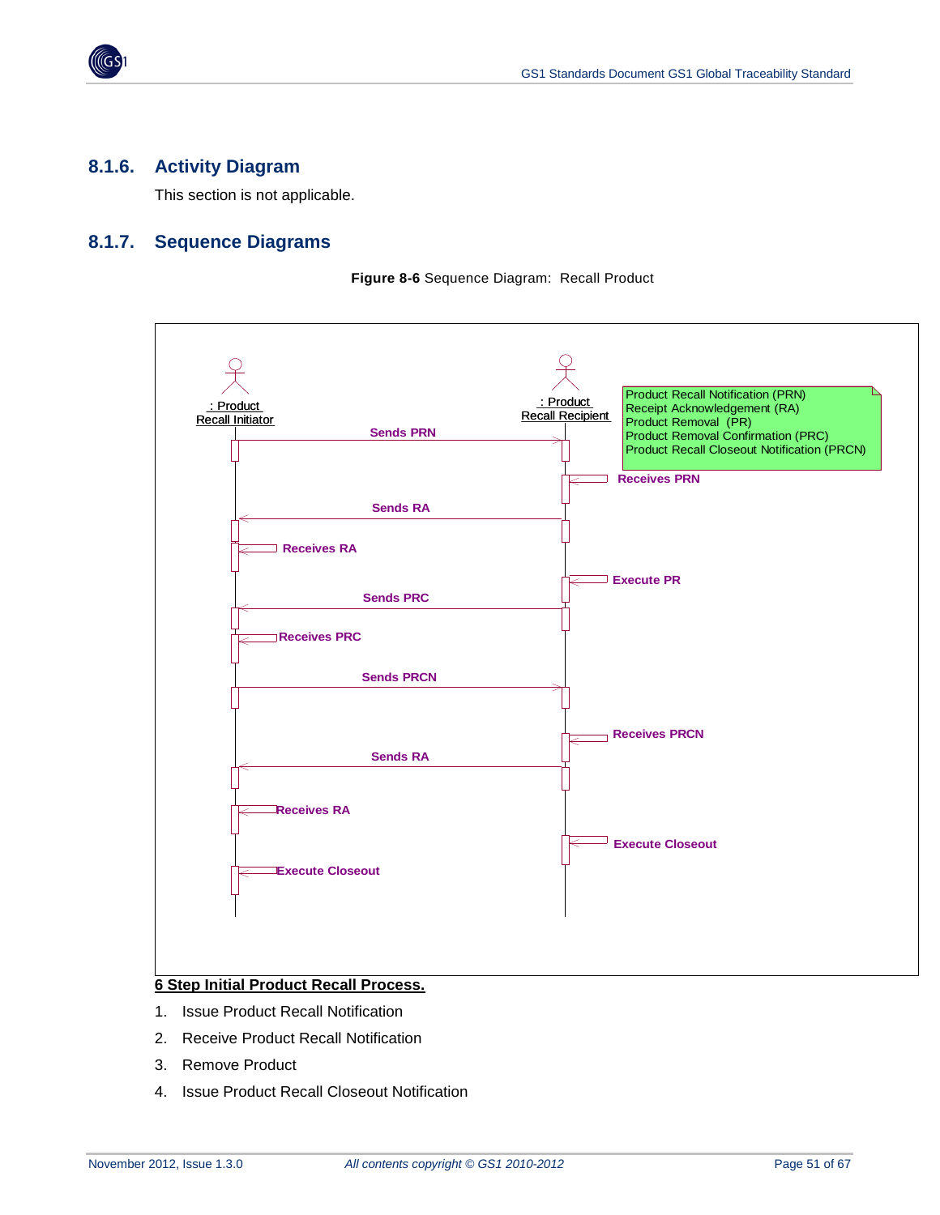## 8.1.6. Activity Diagram

This section is not applicable.

## 8.1.7. Sequence Diagrams

**Figure 8-6** Sequence Diagram: Recall Product

**6 Step Initial Product Recall Process.**

1. Issue Product Recall Notification
2. Receive Product Recall Notification
3. Remove Product
4. Issue Product Recall Closeout Notification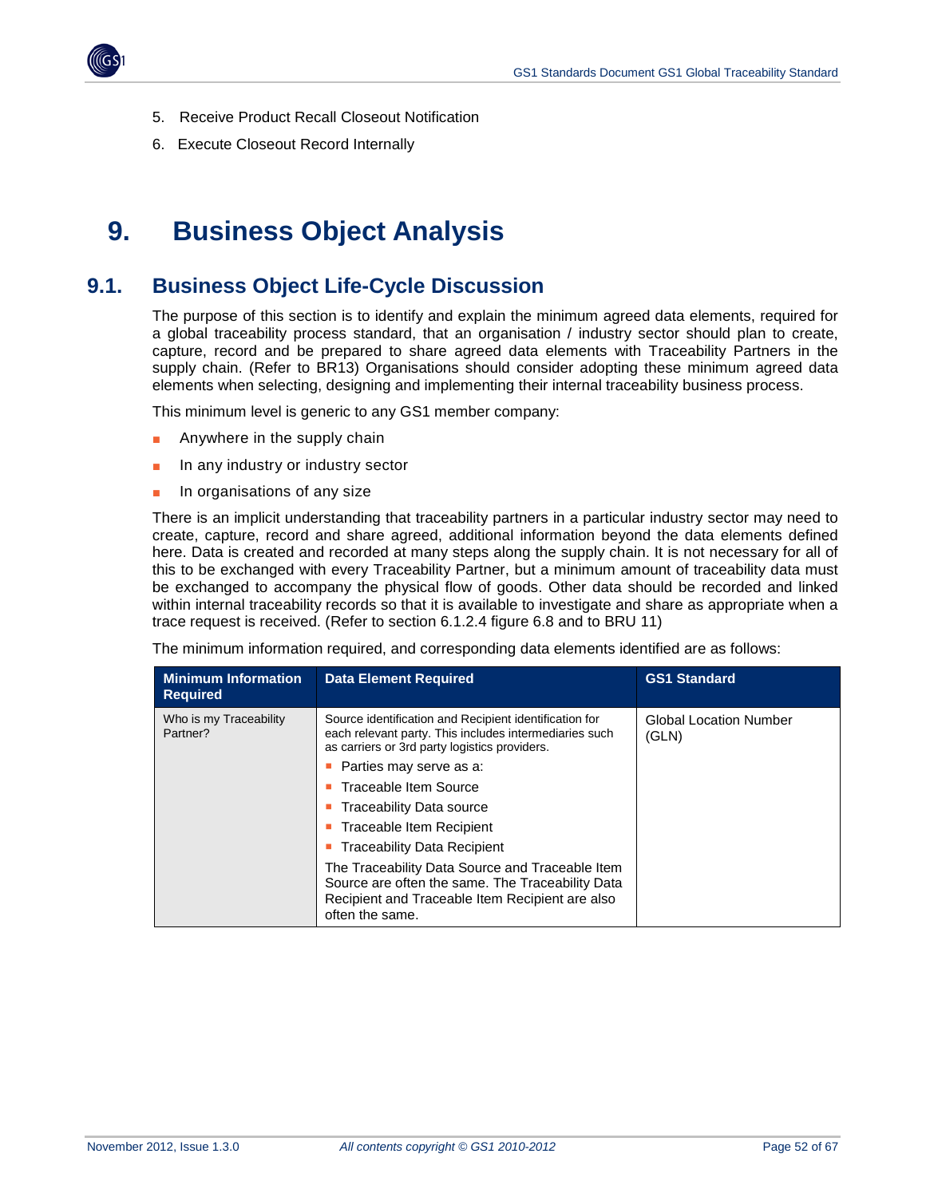5. Receive Product Recall Closeout Notification
6. Execute Closeout Record Internally

# 9. Business Object Analysis

## 9.1. Business Object Life-Cycle Discussion

The purpose of this section is to identify and explain the minimum agreed data elements, required for a global traceability process standard, that an organisation / industry sector should plan to create, capture, record and be prepared to share agreed data elements with Traceability Partners in the supply chain. (Refer to BR13) Organisations should consider adopting these minimum agreed data elements when selecting, designing and implementing their internal traceability business process.

This minimum level is generic to any GS1 member company:

- Anywhere in the supply chain
- In any industry or industry sector
- In organisations of any size

There is an implicit understanding that traceability partners in a particular industry sector may need to create, capture, record and share agreed, additional information beyond the data elements defined here. Data is created and recorded at many steps along the supply chain. It is not necessary for all of this to be exchanged with every Traceability Partner, but a minimum amount of traceability data must be exchanged to accompany the physical flow of goods. Other data should be recorded and linked within internal traceability records so that it is available to investigate and share as appropriate when a trace request is received. (Refer to section 6.1.2.4 figure 6.8 and to BRU 11)

The minimum information required, and corresponding data elements identified are as follows:

| Minimum Information Required | Data Element Required | GS1 Standard |
|---|---|---|
| Who is my Traceability Partner? | Source identification and Recipient identification for each relevant party. This includes intermediaries such as carriers or 3rd party logistics providers.<br>- Parties may serve as a:<br>- Traceable Item Source<br>- Traceability Data source<br>- Traceable Item Recipient<br>- Traceability Data Recipient<br><br>The Traceability Data Source and Traceable Item Source are often the same. The Traceability Data Recipient and Traceable Item Recipient are also often the same. | Global Location Number (GLN) |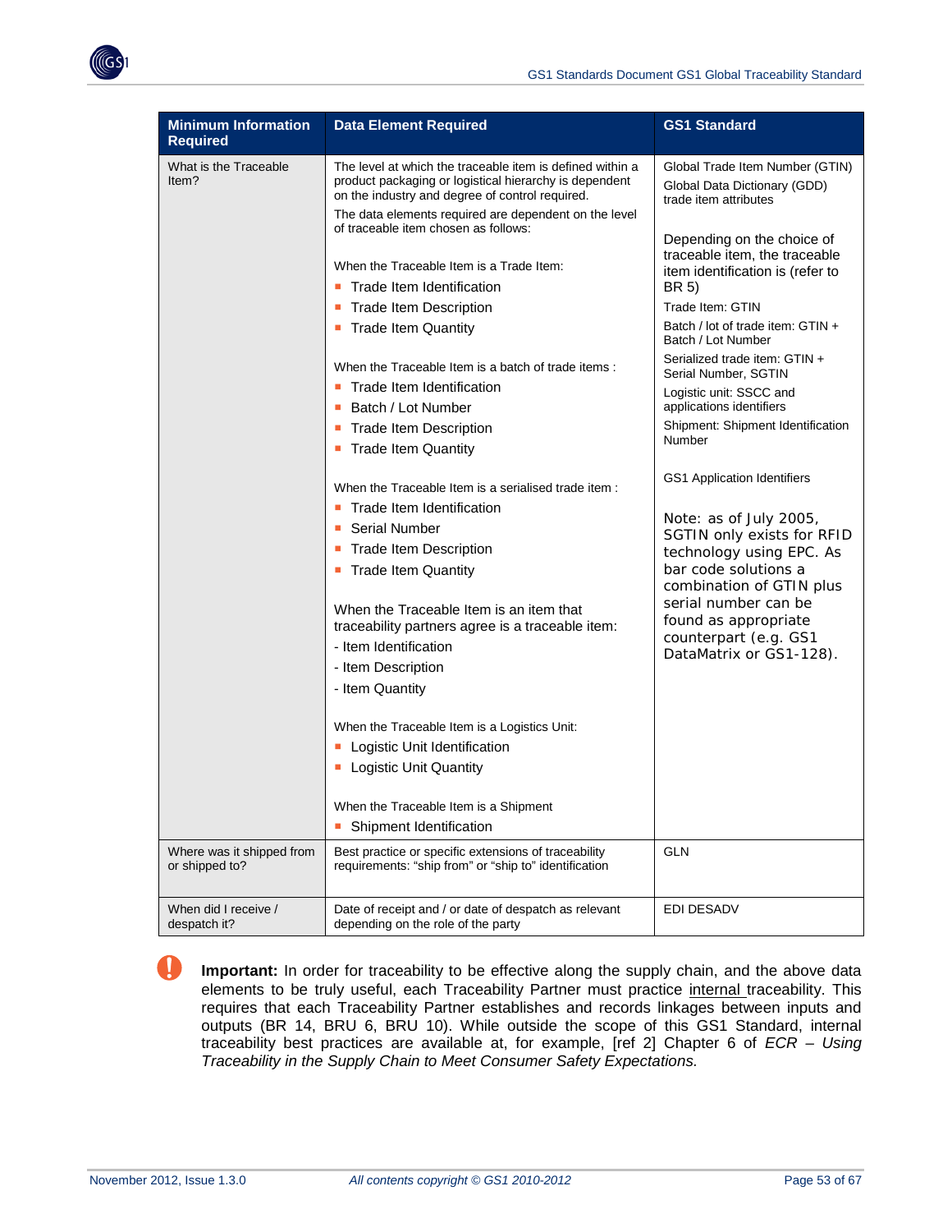| Minimum Information Required | Data Element Required | GS1 Standard |
| --- | --- | --- |
| What is the Traceable Item? | The level at which the traceable item is defined within a product packaging or logistical hierarchy is dependent on the industry and degree of control required.<br><br>The data elements required are dependent on the level of traceable item chosen as follows:<br><br>When the Traceable Item is a Trade Item:<br>- Trade Item Identification<br>- Trade Item Description<br>- Trade Item Quantity<br><br>When the Traceable Item is a batch of trade items :<br>- Trade Item Identification<br>- Batch / Lot Number<br>- Trade Item Description<br>- Trade Item Quantity<br><br>When the Traceable Item is a serialised trade item :<br>- Trade Item Identification<br>- Serial Number<br>- Trade Item Description<br>- Trade Item Quantity<br><br>When the Traceable Item is an item that traceability partners agree is a traceable item:<br>- Item Identification<br>- Item Description<br>- Item Quantity<br><br>When the Traceable Item is a Logistics Unit:<br>- Logistic Unit Identification<br>- Logistic Unit Quantity<br><br>When the Traceable Item is a Shipment<br>- Shipment Identification | Global Trade Item Number (GTIN)<br><br>Global Data Dictionary (GDD) trade item attributes<br><br>Depending on the choice of traceable item, the traceable item identification is (refer to BR 5)<br><br>Trade Item: GTIN<br><br>Batch / lot of trade item: GTIN + Batch / Lot Number<br><br>Serialized trade item: GTIN + Serial Number, SGTIN<br><br>Logistic unit: SSCC and applications identifiers<br><br>Shipment: Shipment Identification Number<br><br>GS1 Application Identifiers<br><br>Note: as of July 2005, SGTIN only exists for RFID technology using EPC. As bar code solutions a combination of GTIN plus serial number can be found as appropriate counterpart (e.g. GS1 DataMatrix or GS1-128). |
| Where was it shipped from or shipped to? | Best practice or specific extensions of traceability requirements: "ship from" or "ship to" identification | GLN |
| When did I receive / despatch it? | Date of receipt and / or date of despatch as relevant depending on the role of the party | EDI DESADV |

**Important:** In order for traceability to be effective along the supply chain, and the above data elements to be truly useful, each Traceability Partner must practice internal traceability. This requires that each Traceability Partner establishes and records linkages between inputs and outputs (BR 14, BRU 6, BRU 10). While outside the scope of this GS1 Standard, internal traceability best practices are available at, for example, [ref 2] Chapter 6 of *ECR – Using Traceability in the Supply Chain to Meet Consumer Safety Expectations.*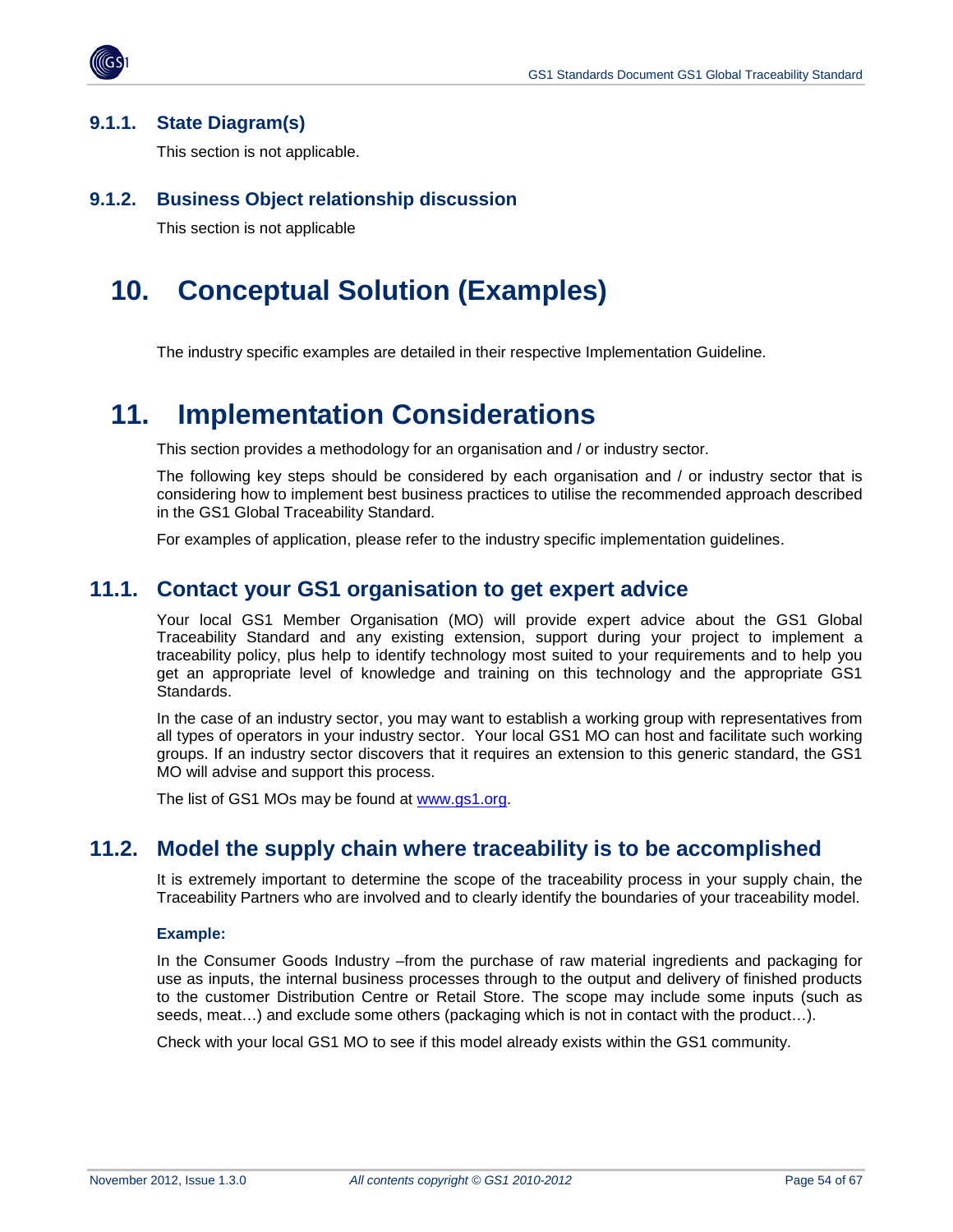### 9.1.1. State Diagram(s)

This section is not applicable.

### 9.1.2. Business Object relationship discussion

This section is not applicable

# 10. Conceptual Solution (Examples)

The industry specific examples are detailed in their respective Implementation Guideline.

# 11. Implementation Considerations

This section provides a methodology for an organisation and / or industry sector.

The following key steps should be considered by each organisation and / or industry sector that is considering how to implement best business practices to utilise the recommended approach described in the GS1 Global Traceability Standard.

For examples of application, please refer to the industry specific implementation guidelines.

## 11.1. Contact your GS1 organisation to get expert advice

Your local GS1 Member Organisation (MO) will provide expert advice about the GS1 Global Traceability Standard and any existing extension, support during your project to implement a traceability policy, plus help to identify technology most suited to your requirements and to help you get an appropriate level of knowledge and training on this technology and the appropriate GS1 Standards.

In the case of an industry sector, you may want to establish a working group with representatives from all types of operators in your industry sector. Your local GS1 MO can host and facilitate such working groups. If an industry sector discovers that it requires an extension to this generic standard, the GS1 MO will advise and support this process.

The list of GS1 MOs may be found at [www.gs1.org](http://www.gs1.org).

## 11.2. Model the supply chain where traceability is to be accomplished

It is extremely important to determine the scope of the traceability process in your supply chain, the Traceability Partners who are involved and to clearly identify the boundaries of your traceability model.

**Example:**

In the Consumer Goods Industry –from the purchase of raw material ingredients and packaging for use as inputs, the internal business processes through to the output and delivery of finished products to the customer Distribution Centre or Retail Store. The scope may include some inputs (such as seeds, meat…) and exclude some others (packaging which is not in contact with the product…).

Check with your local GS1 MO to see if this model already exists within the GS1 community.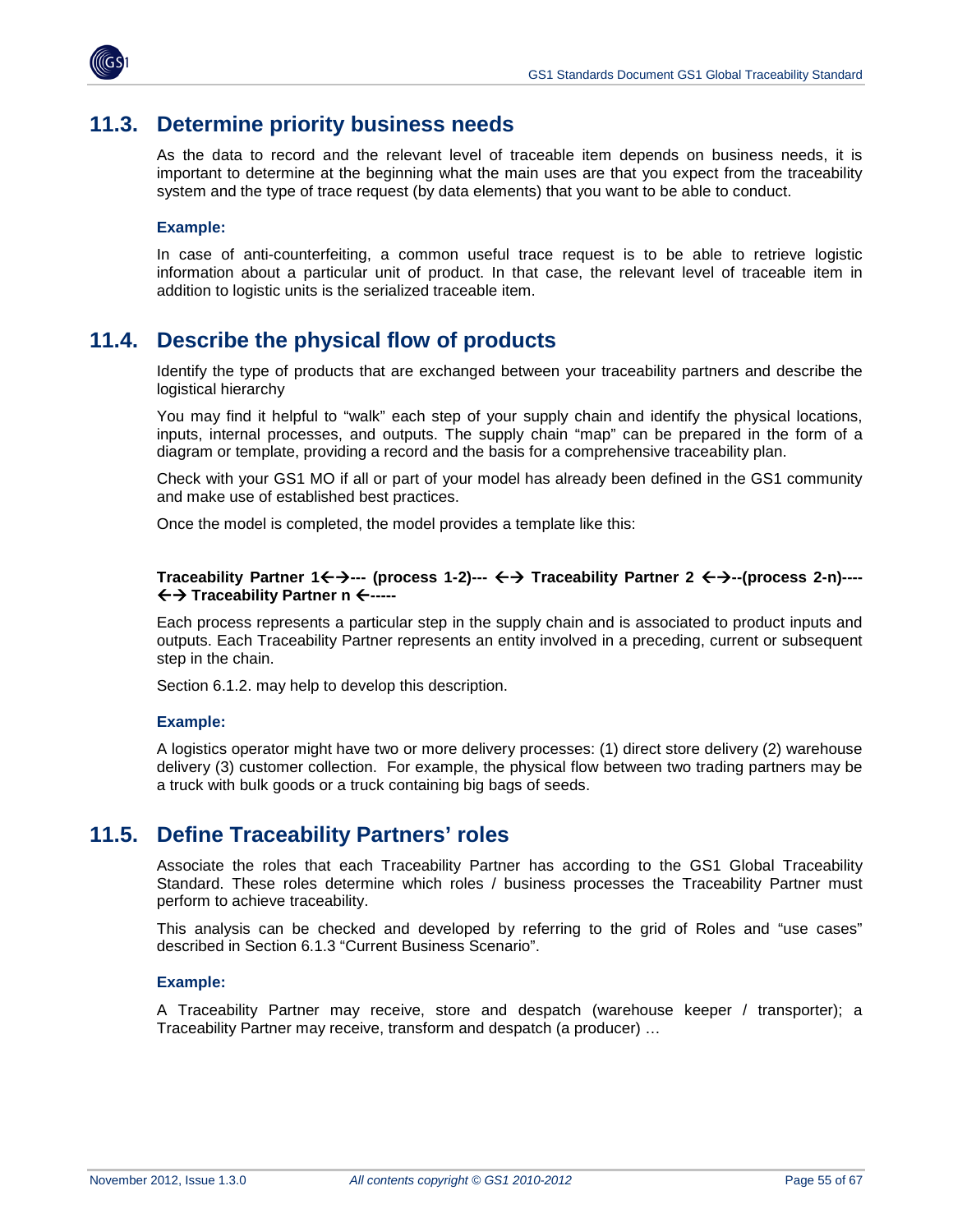## 11.3. Determine priority business needs

As the data to record and the relevant level of traceable item depends on business needs, it is important to determine at the beginning what the main uses are that you expect from the traceability system and the type of trace request (by data elements) that you want to be able to conduct.

**Example:**

In case of anti-counterfeiting, a common useful trace request is to be able to retrieve logistic information about a particular unit of product. In that case, the relevant level of traceable item in addition to logistic units is the serialized traceable item.

## 11.4. Describe the physical flow of products

Identify the type of products that are exchanged between your traceability partners and describe the logistical hierarchy

You may find it helpful to "walk" each step of your supply chain and identify the physical locations, inputs, internal processes, and outputs. The supply chain "map" can be prepared in the form of a diagram or template, providing a record and the basis for a comprehensive traceability plan.

Check with your GS1 MO if all or part of your model has already been defined in the GS1 community and make use of established best practices.

Once the model is completed, the model provides a template like this:

**Traceability Partner 1←→--- (process 1-2)--- ←→ Traceability Partner 2 ←→--(process 2-n)---- ←→ Traceability Partner n ←-----**

Each process represents a particular step in the supply chain and is associated to product inputs and outputs. Each Traceability Partner represents an entity involved in a preceding, current or subsequent step in the chain.

Section 6.1.2. may help to develop this description.

**Example:**

A logistics operator might have two or more delivery processes: (1) direct store delivery (2) warehouse delivery (3) customer collection. For example, the physical flow between two trading partners may be a truck with bulk goods or a truck containing big bags of seeds.

## 11.5. Define Traceability Partners' roles

Associate the roles that each Traceability Partner has according to the GS1 Global Traceability Standard. These roles determine which roles / business processes the Traceability Partner must perform to achieve traceability.

This analysis can be checked and developed by referring to the grid of Roles and "use cases" described in Section 6.1.3 "Current Business Scenario".

**Example:**

A Traceability Partner may receive, store and despatch (warehouse keeper / transporter); a Traceability Partner may receive, transform and despatch (a producer) …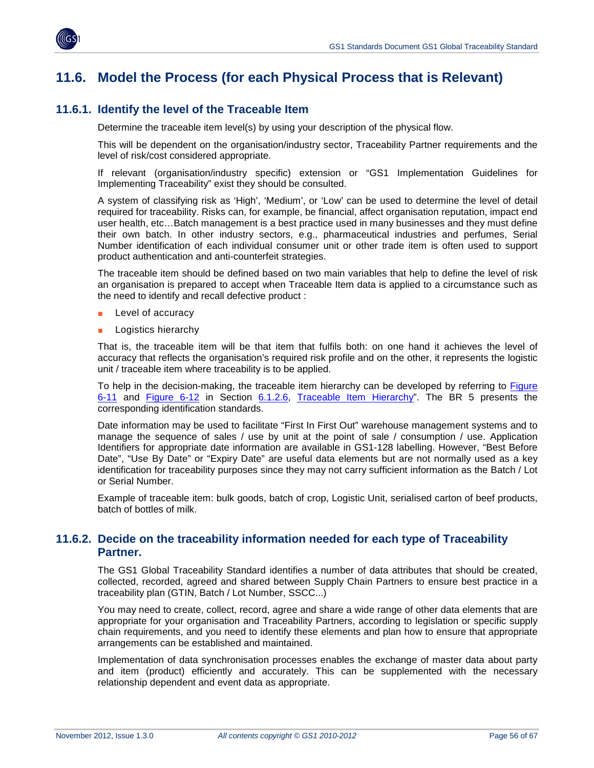## 11.6. Model the Process (for each Physical Process that is Relevant)

### 11.6.1. Identify the level of the Traceable Item

Determine the traceable item level(s) by using your description of the physical flow.

This will be dependent on the organisation/industry sector, Traceability Partner requirements and the level of risk/cost considered appropriate.

If relevant (organisation/industry specific) extension or "GS1 Implementation Guidelines for Implementing Traceability" exist they should be consulted.

A system of classifying risk as 'High', 'Medium', or 'Low' can be used to determine the level of detail required for traceability. Risks can, for example, be financial, affect organisation reputation, impact end user health, etc…Batch management is a best practice used in many businesses and they must define their own batch. In other industry sectors, e.g., pharmaceutical industries and perfumes, Serial Number identification of each individual consumer unit or other trade item is often used to support product authentication and anti-counterfeit strategies.

The traceable item should be defined based on two main variables that help to define the level of risk an organisation is prepared to accept when Traceable Item data is applied to a circumstance such as the need to identify and recall defective product :

- Level of accuracy
- Logistics hierarchy

That is, the traceable item will be that item that fulfils both: on one hand it achieves the level of accuracy that reflects the organisation's required risk profile and on the other, it represents the logistic unit / traceable item where traceability is to be applied.

To help in the decision-making, the traceable item hierarchy can be developed by referring to Figure 6-11 and Figure 6-12 in Section 6.1.2.6, Traceable Item Hierarchy". The BR 5 presents the corresponding identification standards.

Date information may be used to facilitate "First In First Out" warehouse management systems and to manage the sequence of sales / use by unit at the point of sale / consumption / use. Application Identifiers for appropriate date information are available in GS1-128 labelling. However, "Best Before Date", "Use By Date" or "Expiry Date" are useful data elements but are not normally used as a key identification for traceability purposes since they may not carry sufficient information as the Batch / Lot or Serial Number.

Example of traceable item: bulk goods, batch of crop, Logistic Unit, serialised carton of beef products, batch of bottles of milk.

### 11.6.2. Decide on the traceability information needed for each type of Traceability Partner.

The GS1 Global Traceability Standard identifies a number of data attributes that should be created, collected, recorded, agreed and shared between Supply Chain Partners to ensure best practice in a traceability plan (GTIN, Batch / Lot Number, SSCC...)

You may need to create, collect, record, agree and share a wide range of other data elements that are appropriate for your organisation and Traceability Partners, according to legislation or specific supply chain requirements, and you need to identify these elements and plan how to ensure that appropriate arrangements can be established and maintained.

Implementation of data synchronisation processes enables the exchange of master data about party and item (product) efficiently and accurately. This can be supplemented with the necessary relationship dependent and event data as appropriate.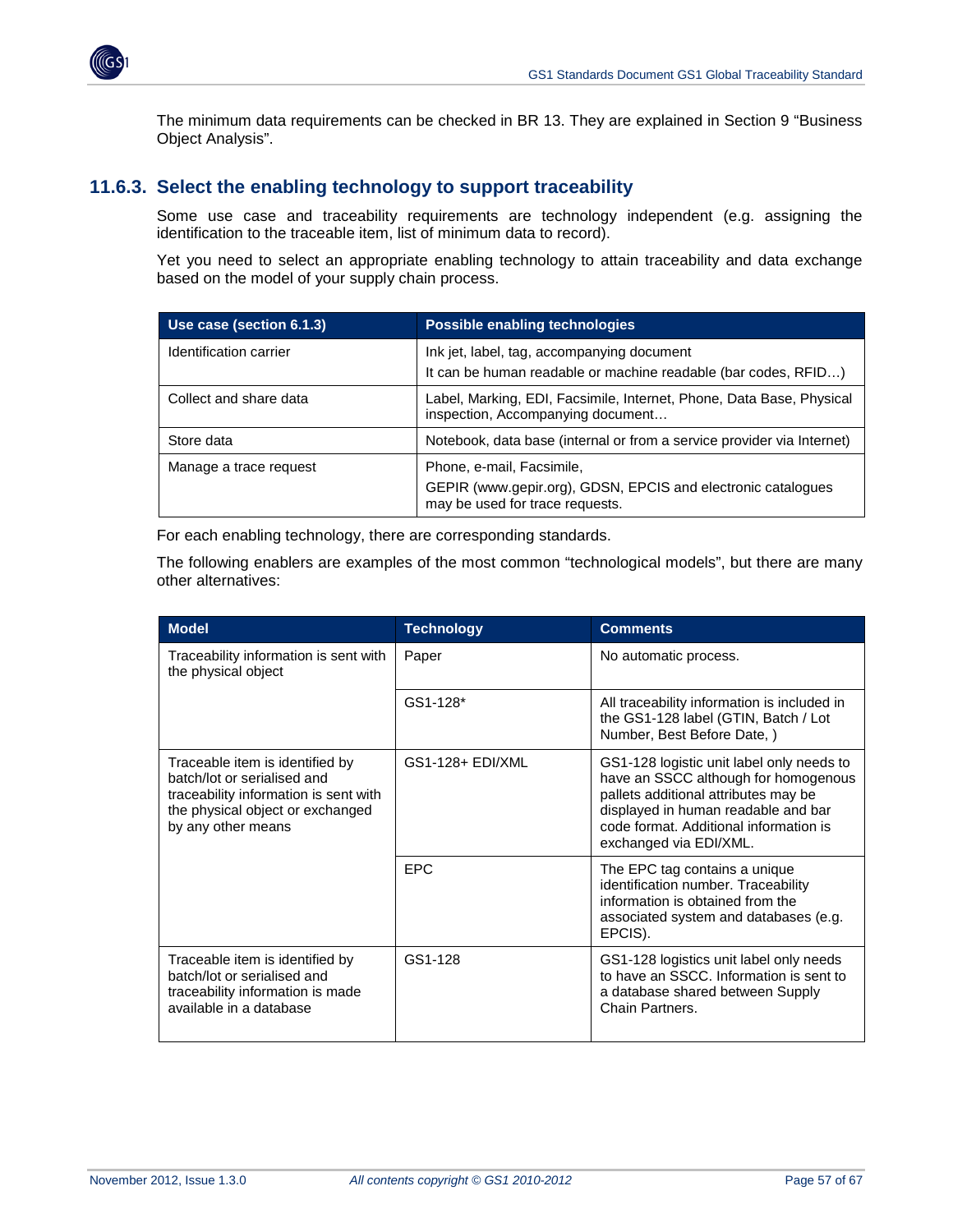The minimum data requirements can be checked in BR 13. They are explained in Section 9 "Business Object Analysis".

### 11.6.3. Select the enabling technology to support traceability

Some use case and traceability requirements are technology independent (e.g. assigning the identification to the traceable item, list of minimum data to record).

Yet you need to select an appropriate enabling technology to attain traceability and data exchange based on the model of your supply chain process.

| Use case (section 6.1.3) | Possible enabling technologies |
|---|---|
| Identification carrier | Ink jet, label, tag, accompanying document<br>It can be human readable or machine readable (bar codes, RFID…) |
| Collect and share data | Label, Marking, EDI, Facsimile, Internet, Phone, Data Base, Physical inspection, Accompanying document… |
| Store data | Notebook, data base (internal or from a service provider via Internet) |
| Manage a trace request | Phone, e-mail, Facsimile,<br>GEPIR (www.gepir.org), GDSN, EPCIS and electronic catalogues may be used for trace requests. |

For each enabling technology, there are corresponding standards.

The following enablers are examples of the most common "technological models", but there are many other alternatives:

| Model | Technology | Comments |
|---|---|---|
| Traceability information is sent with the physical object | Paper | No automatic process. |
| | GS1-128* | All traceability information is included in the GS1-128 label (GTIN, Batch / Lot Number, Best Before Date, ) |
| Traceable item is identified by batch/lot or serialised and traceability information is sent with the physical object or exchanged by any other means | GS1-128+ EDI/XML | GS1-128 logistic unit label only needs to have an SSCC although for homogenous pallets additional attributes may be displayed in human readable and bar code format. Additional information is exchanged via EDI/XML. |
| | EPC | The EPC tag contains a unique identification number. Traceability information is obtained from the associated system and databases (e.g. EPCIS). |
| Traceable item is identified by batch/lot or serialised and traceability information is made available in a database | GS1-128 | GS1-128 logistics unit label only needs to have an SSCC. Information is sent to a database shared between Supply Chain Partners. |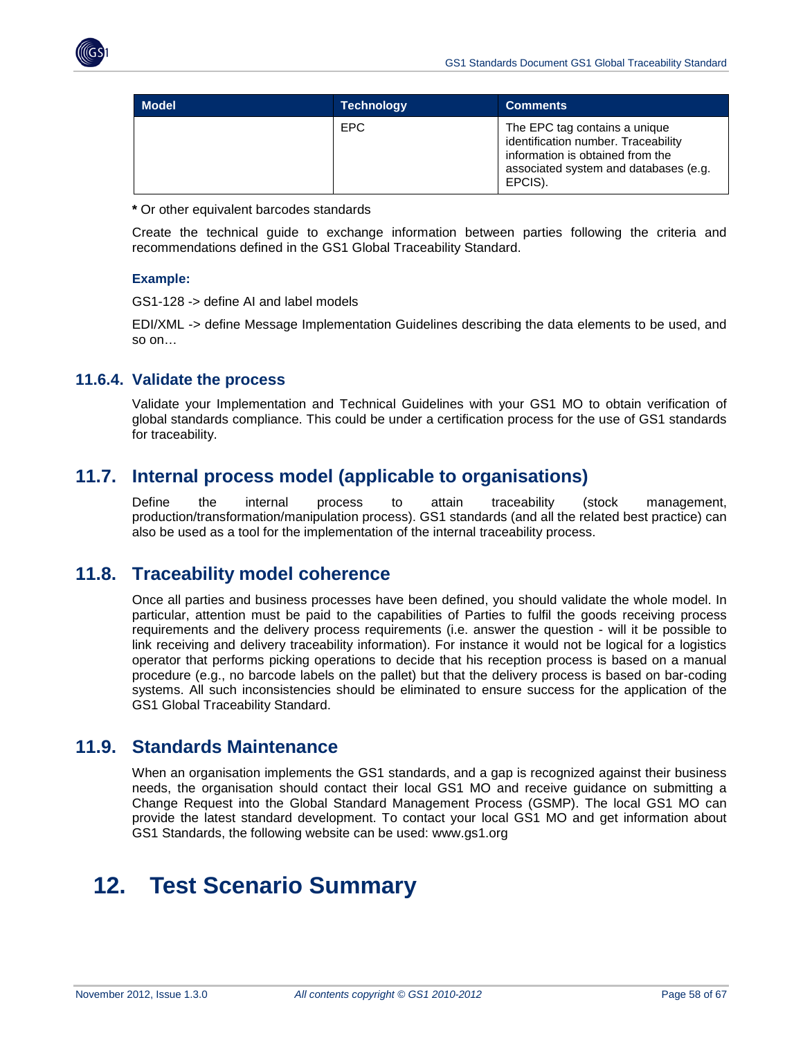| Model | Technology | Comments |
|---|---|---|
| | EPC | The EPC tag contains a unique identification number. Traceability information is obtained from the associated system and databases (e.g. EPCIS). |

**\*** Or other equivalent barcodes standards

Create the technical guide to exchange information between parties following the criteria and recommendations defined in the GS1 Global Traceability Standard.

**Example:**

GS1-128 -> define AI and label models

EDI/XML -> define Message Implementation Guidelines describing the data elements to be used, and so on…

### 11.6.4. Validate the process

Validate your Implementation and Technical Guidelines with your GS1 MO to obtain verification of global standards compliance. This could be under a certification process for the use of GS1 standards for traceability.

## 11.7. Internal process model (applicable to organisations)

Define the internal process to attain traceability (stock management, production/transformation/manipulation process). GS1 standards (and all the related best practice) can also be used as a tool for the implementation of the internal traceability process.

## 11.8. Traceability model coherence

Once all parties and business processes have been defined, you should validate the whole model. In particular, attention must be paid to the capabilities of Parties to fulfil the goods receiving process requirements and the delivery process requirements (i.e. answer the question - will it be possible to link receiving and delivery traceability information). For instance it would not be logical for a logistics operator that performs picking operations to decide that his reception process is based on a manual procedure (e.g., no barcode labels on the pallet) but that the delivery process is based on bar-coding systems. All such inconsistencies should be eliminated to ensure success for the application of the GS1 Global Traceability Standard.

## 11.9. Standards Maintenance

When an organisation implements the GS1 standards, and a gap is recognized against their business needs, the organisation should contact their local GS1 MO and receive guidance on submitting a Change Request into the Global Standard Management Process (GSMP). The local GS1 MO can provide the latest standard development. To contact your local GS1 MO and get information about GS1 Standards, the following website can be used: www.gs1.org

# 12. Test Scenario Summary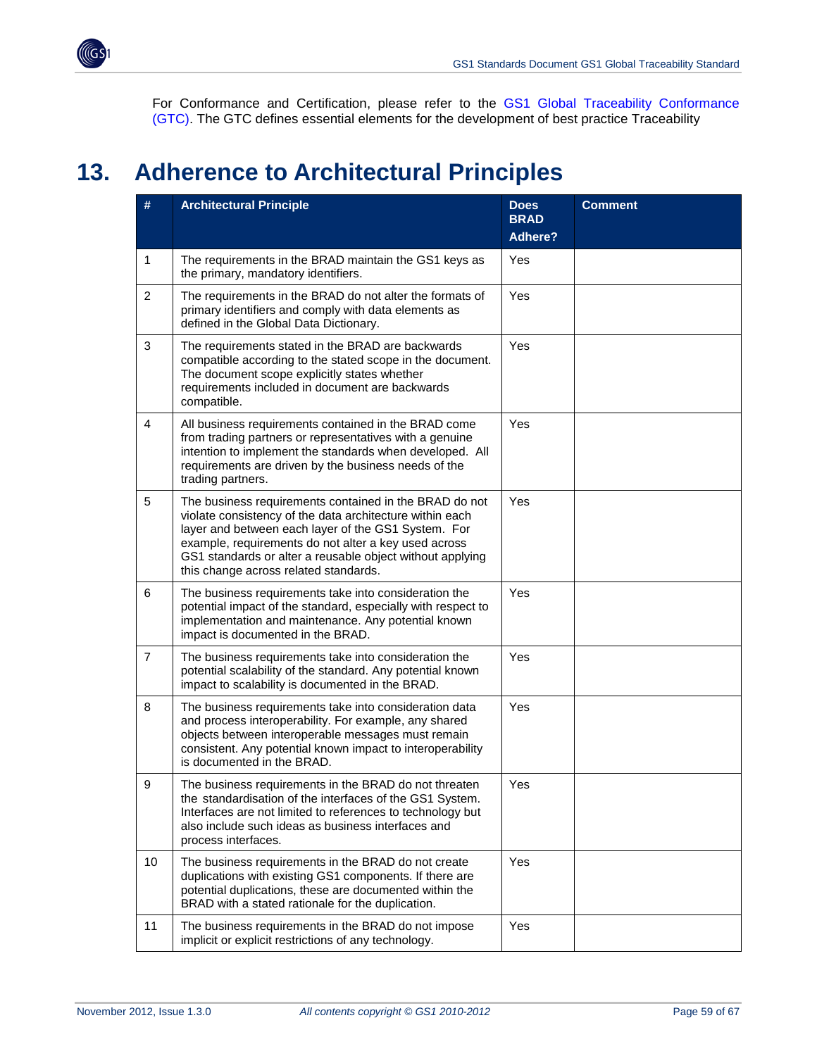For Conformance and Certification, please refer to the GS1 Global Traceability Conformance (GTC). The GTC defines essential elements for the development of best practice Traceability

# 13. Adherence to Architectural Principles

| # | Architectural Principle | Does BRAD Adhere? | Comment |
|---|---|---|---|
| 1 | The requirements in the BRAD maintain the GS1 keys as the primary, mandatory identifiers. | Yes | |
| 2 | The requirements in the BRAD do not alter the formats of primary identifiers and comply with data elements as defined in the Global Data Dictionary. | Yes | |
| 3 | The requirements stated in the BRAD are backwards compatible according to the stated scope in the document. The document scope explicitly states whether requirements included in document are backwards compatible. | Yes | |
| 4 | All business requirements contained in the BRAD come from trading partners or representatives with a genuine intention to implement the standards when developed. All requirements are driven by the business needs of the trading partners. | Yes | |
| 5 | The business requirements contained in the BRAD do not violate consistency of the data architecture within each layer and between each layer of the GS1 System. For example, requirements do not alter a key used across GS1 standards or alter a reusable object without applying this change across related standards. | Yes | |
| 6 | The business requirements take into consideration the potential impact of the standard, especially with respect to implementation and maintenance. Any potential known impact is documented in the BRAD. | Yes | |
| 7 | The business requirements take into consideration the potential scalability of the standard. Any potential known impact to scalability is documented in the BRAD. | Yes | |
| 8 | The business requirements take into consideration data and process interoperability. For example, any shared objects between interoperable messages must remain consistent. Any potential known impact to interoperability is documented in the BRAD. | Yes | |
| 9 | The business requirements in the BRAD do not threaten the standardisation of the interfaces of the GS1 System. Interfaces are not limited to references to technology but also include such ideas as business interfaces and process interfaces. | Yes | |
| 10 | The business requirements in the BRAD do not create duplications with existing GS1 components. If there are potential duplications, these are documented within the BRAD with a stated rationale for the duplication. | Yes | |
| 11 | The business requirements in the BRAD do not impose implicit or explicit restrictions of any technology. | Yes | |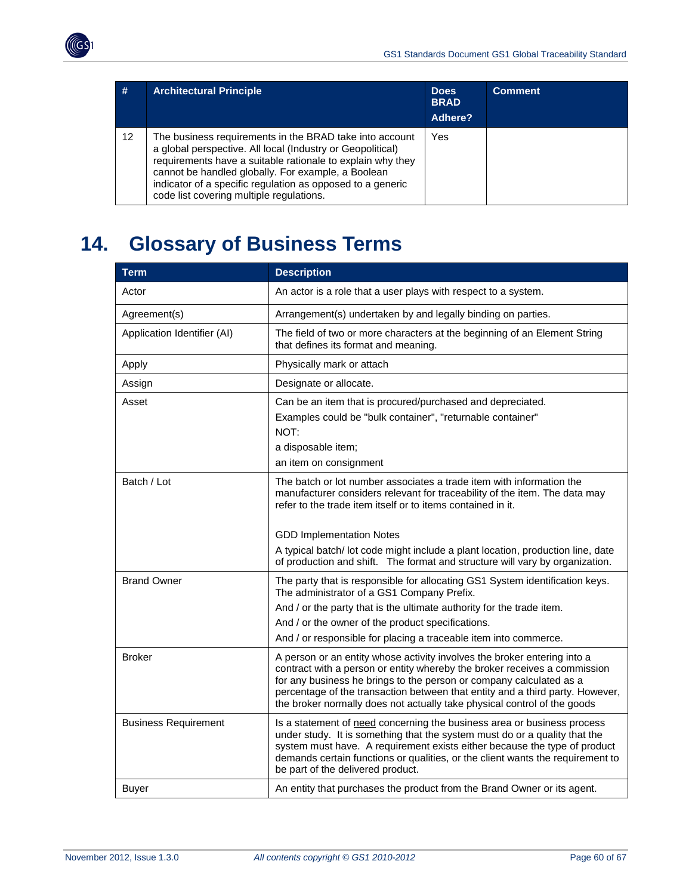| # | Architectural Principle | Does BRAD Adhere? | Comment |
|---|---|---|---|
| 12 | The business requirements in the BRAD take into account a global perspective. All local (Industry or Geopolitical) requirements have a suitable rationale to explain why they cannot be handled globally. For example, a Boolean indicator of a specific regulation as opposed to a generic code list covering multiple regulations. | Yes | |

# 14. Glossary of Business Terms

| Term | Description |
|---|---|
| Actor | An actor is a role that a user plays with respect to a system. |
| Agreement(s) | Arrangement(s) undertaken by and legally binding on parties. |
| Application Identifier (AI) | The field of two or more characters at the beginning of an Element String that defines its format and meaning. |
| Apply | Physically mark or attach |
| Assign | Designate or allocate. |
| Asset | Can be an item that is procured/purchased and depreciated.<br>Examples could be "bulk container", "returnable container"<br>NOT:<br>a disposable item;<br>an item on consignment |
| Batch / Lot | The batch or lot number associates a trade item with information the manufacturer considers relevant for traceability of the item. The data may refer to the trade item itself or to items contained in it.<br><br>GDD Implementation Notes<br>A typical batch/ lot code might include a plant location, production line, date of production and shift. The format and structure will vary by organization. |
| Brand Owner | The party that is responsible for allocating GS1 System identification keys. The administrator of a GS1 Company Prefix.<br>And / or the party that is the ultimate authority for the trade item.<br>And / or the owner of the product specifications.<br>And / or responsible for placing a traceable item into commerce. |
| Broker | A person or an entity whose activity involves the broker entering into a contract with a person or entity whereby the broker receives a commission for any business he brings to the person or company calculated as a percentage of the transaction between that entity and a third party. However, the broker normally does not actually take physical control of the goods |
| Business Requirement | Is a statement of need concerning the business area or business process under study. It is something that the system must do or a quality that the system must have. A requirement exists either because the type of product demands certain functions or qualities, or the client wants the requirement to be part of the delivered product. |
| Buyer | An entity that purchases the product from the Brand Owner or its agent. |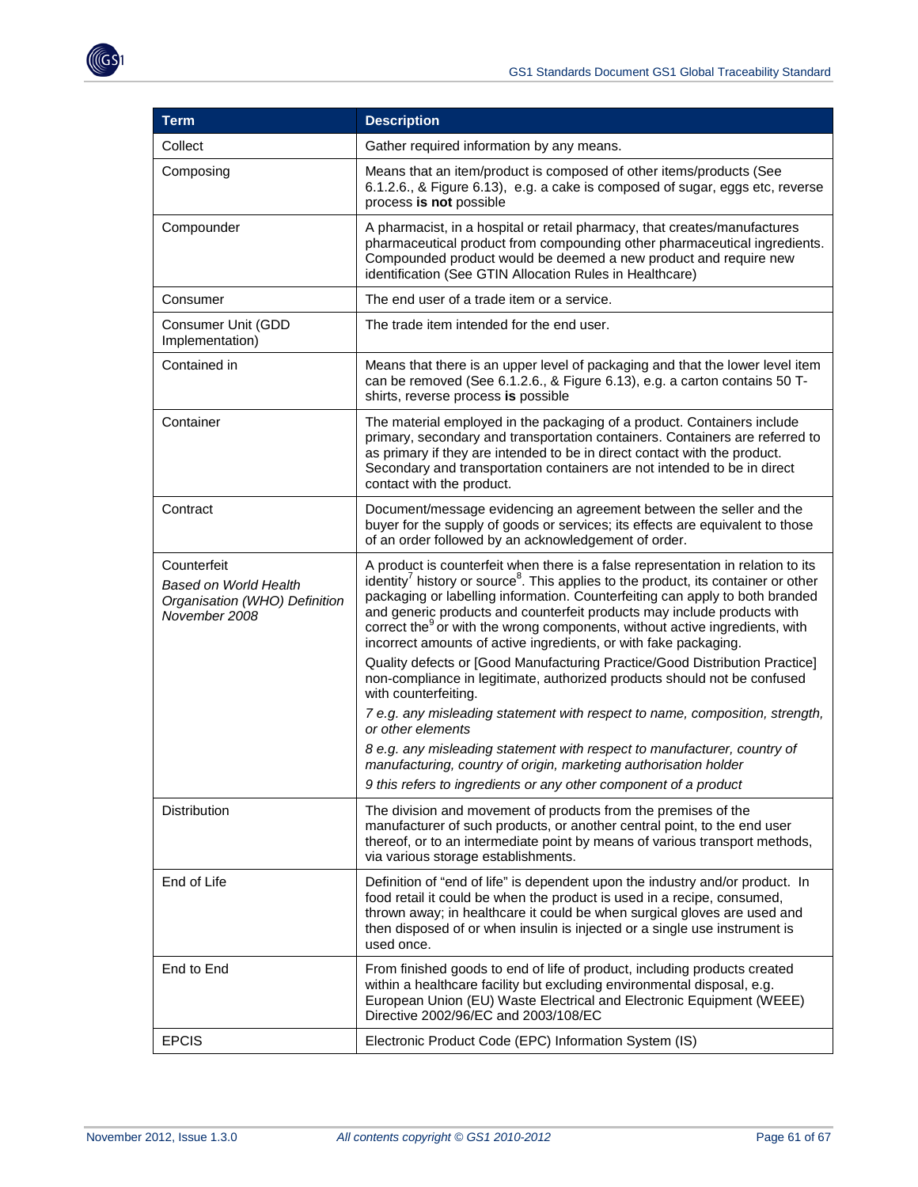| Term | Description |
| --- | --- |
| Collect | Gather required information by any means. |
| Composing | Means that an item/product is composed of other items/products (See 6.1.2.6., & Figure 6.13), e.g. a cake is composed of sugar, eggs etc, reverse process **is not** possible |
| Compounder | A pharmacist, in a hospital or retail pharmacy, that creates/manufactures pharmaceutical product from compounding other pharmaceutical ingredients. Compounded product would be deemed a new product and require new identification (See GTIN Allocation Rules in Healthcare) |
| Consumer | The end user of a trade item or a service. |
| Consumer Unit (GDD Implementation) | The trade item intended for the end user. |
| Contained in | Means that there is an upper level of packaging and that the lower level item can be removed (See 6.1.2.6., & Figure 6.13), e.g. a carton contains 50 T-shirts, reverse process **is** possible |
| Container | The material employed in the packaging of a product. Containers include primary, secondary and transportation containers. Containers are referred to as primary if they are intended to be in direct contact with the product. Secondary and transportation containers are not intended to be in direct contact with the product. |
| Contract | Document/message evidencing an agreement between the seller and the buyer for the supply of goods or services; its effects are equivalent to those of an order followed by an acknowledgement of order. |
| Counterfeit<br>*Based on World Health Organisation (WHO) Definition November 2008* | A product is counterfeit when there is a false representation in relation to its identity[7] history or source[8]. This applies to the product, its container or other packaging or labelling information. Counterfeiting can apply to both branded and generic products and counterfeit products may include products with correct the[9] or with the wrong components, without active ingredients, with incorrect amounts of active ingredients, or with fake packaging.<br>Quality defects or [Good Manufacturing Practice/Good Distribution Practice] non-compliance in legitimate, authorized products should not be confused with counterfeiting.<br>*7 e.g. any misleading statement with respect to name, composition, strength, or other elements*<br>*8 e.g. any misleading statement with respect to manufacturer, country of manufacturing, country of origin, marketing authorisation holder*<br>*9 this refers to ingredients or any other component of a product* |
| Distribution | The division and movement of products from the premises of the manufacturer of such products, or another central point, to the end user thereof, or to an intermediate point by means of various transport methods, via various storage establishments. |
| End of Life | Definition of "end of life" is dependent upon the industry and/or product. In food retail it could be when the product is used in a recipe, consumed, thrown away; in healthcare it could be when surgical gloves are used and then disposed of or when insulin is injected or a single use instrument is used once. |
| End to End | From finished goods to end of life of product, including products created within a healthcare facility but excluding environmental disposal, e.g. European Union (EU) Waste Electrical and Electronic Equipment (WEEE) Directive 2002/96/EC and 2003/108/EC |
| EPCIS | Electronic Product Code (EPC) Information System (IS) |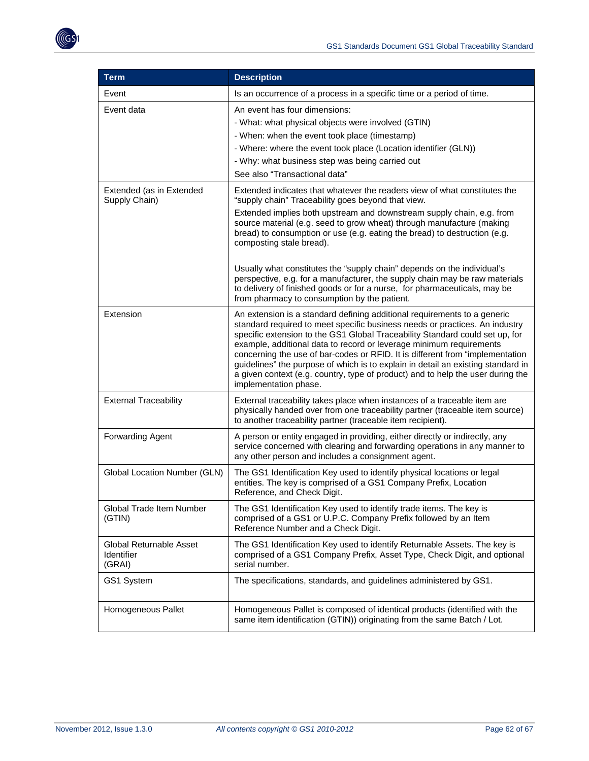| Term | Description |
|---|---|
| Event | Is an occurrence of a process in a specific time or a period of time. |
| Event data | An event has four dimensions:<br>- What: what physical objects were involved (GTIN)<br>- When: when the event took place (timestamp)<br>- Where: where the event took place (Location identifier (GLN))<br>- Why: what business step was being carried out<br>See also “Transactional data” |
| Extended (as in Extended Supply Chain) | Extended indicates that whatever the readers view of what constitutes the “supply chain” Traceability goes beyond that view.<br>Extended implies both upstream and downstream supply chain, e.g. from source material (e.g. seed to grow wheat) through manufacture (making bread) to consumption or use (e.g. eating the bread) to destruction (e.g. composting stale bread).<br><br>Usually what constitutes the “supply chain” depends on the individual’s perspective, e.g. for a manufacturer, the supply chain may be raw materials to delivery of finished goods or for a nurse, for pharmaceuticals, may be from pharmacy to consumption by the patient. |
| Extension | An extension is a standard defining additional requirements to a generic standard required to meet specific business needs or practices. An industry specific extension to the GS1 Global Traceability Standard could set up, for example, additional data to record or leverage minimum requirements concerning the use of bar-codes or RFID. It is different from “implementation guidelines” the purpose of which is to explain in detail an existing standard in a given context (e.g. country, type of product) and to help the user during the implementation phase. |
| External Traceability | External traceability takes place when instances of a traceable item are physically handed over from one traceability partner (traceable item source) to another traceability partner (traceable item recipient). |
| Forwarding Agent | A person or entity engaged in providing, either directly or indirectly, any service concerned with clearing and forwarding operations in any manner to any other person and includes a consignment agent. |
| Global Location Number (GLN) | The GS1 Identification Key used to identify physical locations or legal entities. The key is comprised of a GS1 Company Prefix, Location Reference, and Check Digit. |
| Global Trade Item Number (GTIN) | The GS1 Identification Key used to identify trade items. The key is comprised of a GS1 or U.P.C. Company Prefix followed by an Item Reference Number and a Check Digit. |
| Global Returnable Asset Identifier (GRAI) | The GS1 Identification Key used to identify Returnable Assets. The key is comprised of a GS1 Company Prefix, Asset Type, Check Digit, and optional serial number. |
| GS1 System | The specifications, standards, and guidelines administered by GS1. |
| Homogeneous Pallet | Homogeneous Pallet is composed of identical products (identified with the same item identification (GTIN)) originating from the same Batch / Lot. |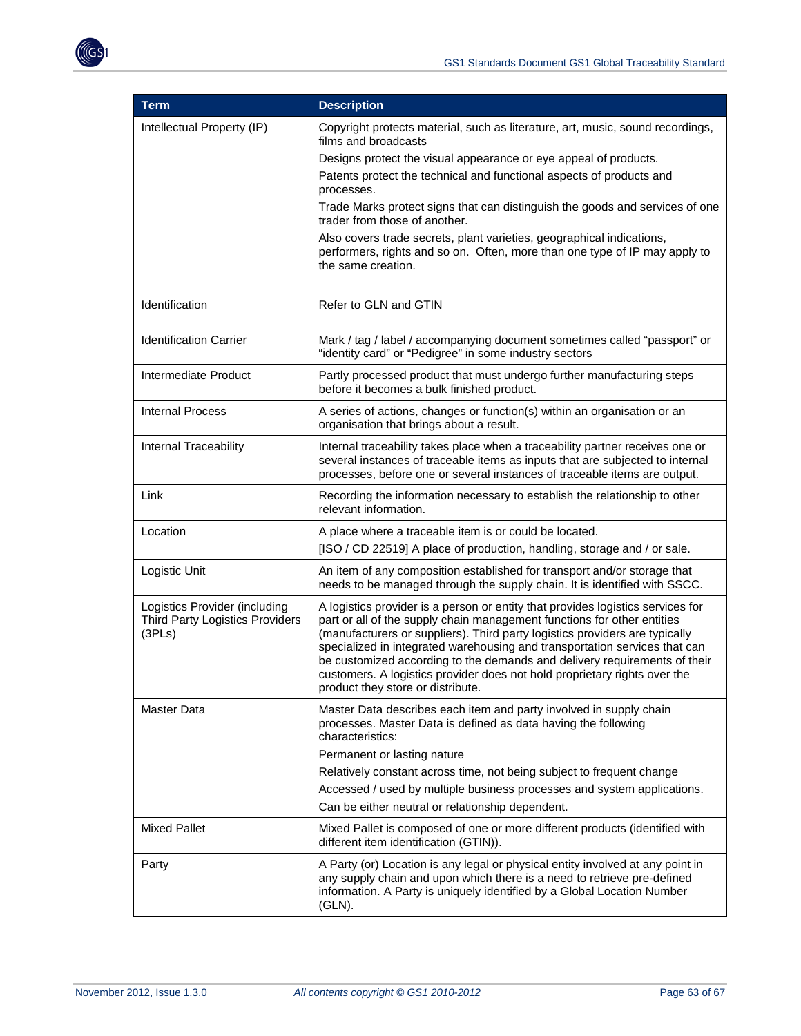| Term | Description |
| --- | --- |
| Intellectual Property (IP) | Copyright protects material, such as literature, art, music, sound recordings, films and broadcasts<br>Designs protect the visual appearance or eye appeal of products.<br>Patents protect the technical and functional aspects of products and processes.<br>Trade Marks protect signs that can distinguish the goods and services of one trader from those of another.<br>Also covers trade secrets, plant varieties, geographical indications, performers, rights and so on.  Often, more than one type of IP may apply to the same creation. |
| Identification | Refer to GLN and GTIN |
| Identification Carrier | Mark / tag / label / accompanying document sometimes called "passport" or "identity card" or "Pedigree" in some industry sectors |
| Intermediate Product | Partly processed product that must undergo further manufacturing steps before it becomes a bulk finished product. |
| Internal Process | A series of actions, changes or function(s) within an organisation or an organisation that brings about a result. |
| Internal Traceability | Internal traceability takes place when a traceability partner receives one or several instances of traceable items as inputs that are subjected to internal processes, before one or several instances of traceable items are output. |
| Link | Recording the information necessary to establish the relationship to other relevant information. |
| Location | A place where a traceable item is or could be located.<br>[ISO / CD 22519] A place of production, handling, storage and / or sale. |
| Logistic Unit | An item of any composition established for transport and/or storage that needs to be managed through the supply chain. It is identified with SSCC. |
| Logistics Provider (including Third Party Logistics Providers (3PLs) | A logistics provider is a person or entity that provides logistics services for part or all of the supply chain management functions for other entities (manufacturers or suppliers). Third party logistics providers are typically specialized in integrated warehousing and transportation services that can be customized according to the demands and delivery requirements of their customers. A logistics provider does not hold proprietary rights over the product they store or distribute. |
| Master Data | Master Data describes each item and party involved in supply chain processes. Master Data is defined as data having the following characteristics:<br>Permanent or lasting nature<br>Relatively constant across time, not being subject to frequent change<br>Accessed / used by multiple business processes and system applications.<br>Can be either neutral or relationship dependent. |
| Mixed Pallet | Mixed Pallet is composed of one or more different products (identified with different item identification (GTIN)). |
| Party | A Party (or) Location is any legal or physical entity involved at any point in any supply chain and upon which there is a need to retrieve pre-defined information. A Party is uniquely identified by a Global Location Number (GLN). |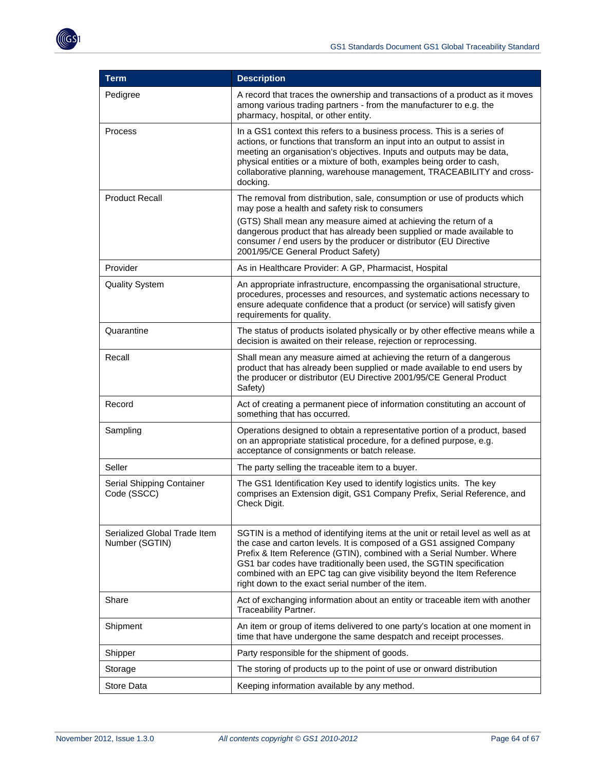| Term | Description |
| --- | --- |
| Pedigree | A record that traces the ownership and transactions of a product as it moves among various trading partners - from the manufacturer to e.g. the pharmacy, hospital, or other entity. |
| Process | In a GS1 context this refers to a business process. This is a series of actions, or functions that transform an input into an output to assist in meeting an organisation's objectives. Inputs and outputs may be data, physical entities or a mixture of both, examples being order to cash, collaborative planning, warehouse management, TRACEABILITY and cross-docking. |
| Product Recall | The removal from distribution, sale, consumption or use of products which may pose a health and safety risk to consumers<br>(GTS) Shall mean any measure aimed at achieving the return of a dangerous product that has already been supplied or made available to consumer / end users by the producer or distributor (EU Directive 2001/95/CE General Product Safety) |
| Provider | As in Healthcare Provider: A GP, Pharmacist, Hospital |
| Quality System | An appropriate infrastructure, encompassing the organisational structure, procedures, processes and resources, and systematic actions necessary to ensure adequate confidence that a product (or service) will satisfy given requirements for quality. |
| Quarantine | The status of products isolated physically or by other effective means while a decision is awaited on their release, rejection or reprocessing. |
| Recall | Shall mean any measure aimed at achieving the return of a dangerous product that has already been supplied or made available to end users by the producer or distributor (EU Directive 2001/95/CE General Product Safety) |
| Record | Act of creating a permanent piece of information constituting an account of something that has occurred. |
| Sampling | Operations designed to obtain a representative portion of a product, based on an appropriate statistical procedure, for a defined purpose, e.g. acceptance of consignments or batch release. |
| Seller | The party selling the traceable item to a buyer. |
| Serial Shipping Container Code (SSCC) | The GS1 Identification Key used to identify logistics units. The key comprises an Extension digit, GS1 Company Prefix, Serial Reference, and Check Digit. |
| Serialized Global Trade Item Number (SGTIN) | SGTIN is a method of identifying items at the unit or retail level as well as at the case and carton levels. It is composed of a GS1 assigned Company Prefix & Item Reference (GTIN), combined with a Serial Number. Where GS1 bar codes have traditionally been used, the SGTIN specification combined with an EPC tag can give visibility beyond the Item Reference right down to the exact serial number of the item. |
| Share | Act of exchanging information about an entity or traceable item with another Traceability Partner. |
| Shipment | An item or group of items delivered to one party's location at one moment in time that have undergone the same despatch and receipt processes. |
| Shipper | Party responsible for the shipment of goods. |
| Storage | The storing of products up to the point of use or onward distribution |
| Store Data | Keeping information available by any method. |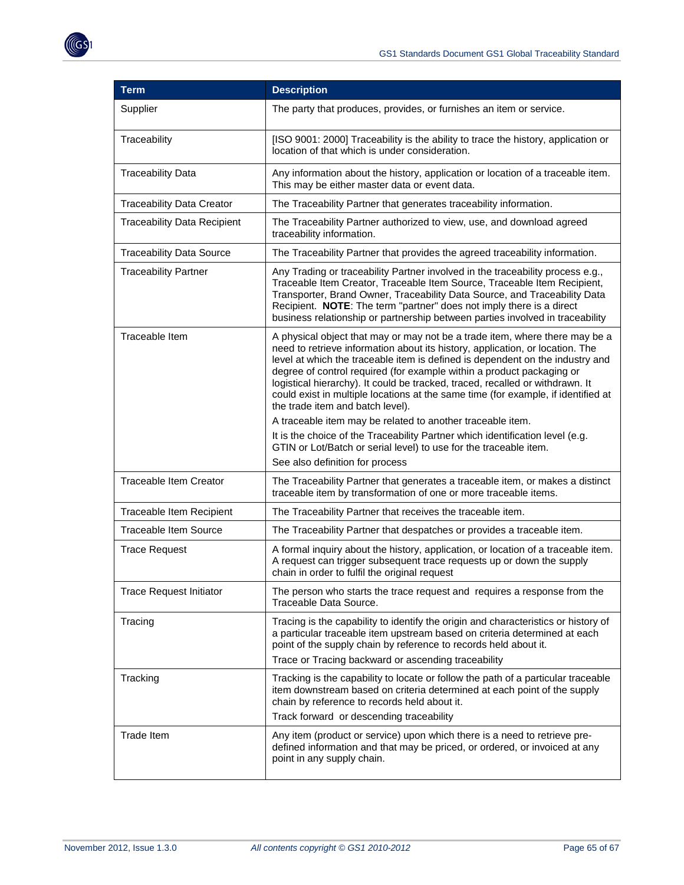| Term | Description |
| --- | --- |
| Supplier | The party that produces, provides, or furnishes an item or service. |
| Traceability | [ISO 9001: 2000] Traceability is the ability to trace the history, application or location of that which is under consideration. |
| Traceability Data | Any information about the history, application or location of a traceable item. This may be either master data or event data. |
| Traceability Data Creator | The Traceability Partner that generates traceability information. |
| Traceability Data Recipient | The Traceability Partner authorized to view, use, and download agreed traceability information. |
| Traceability Data Source | The Traceability Partner that provides the agreed traceability information. |
| Traceability Partner | Any Trading or traceability Partner involved in the traceability process e.g., Traceable Item Creator, Traceable Item Source, Traceable Item Recipient, Transporter, Brand Owner, Traceability Data Source, and Traceability Data Recipient. **NOTE**: The term "partner" does not imply there is a direct business relationship or partnership between parties involved in traceability |
| Traceable Item | A physical object that may or may not be a trade item, where there may be a need to retrieve information about its history, application, or location. The level at which the traceable item is defined is dependent on the industry and degree of control required (for example within a product packaging or logistical hierarchy). It could be tracked, traced, recalled or withdrawn. It could exist in multiple locations at the same time (for example, if identified at the trade item and batch level).<br>A traceable item may be related to another traceable item.<br>It is the choice of the Traceability Partner which identification level (e.g. GTIN or Lot/Batch or serial level) to use for the traceable item.<br>See also definition for process |
| Traceable Item Creator | The Traceability Partner that generates a traceable item, or makes a distinct traceable item by transformation of one or more traceable items. |
| Traceable Item Recipient | The Traceability Partner that receives the traceable item. |
| Traceable Item Source | The Traceability Partner that despatches or provides a traceable item. |
| Trace Request | A formal inquiry about the history, application, or location of a traceable item. A request can trigger subsequent trace requests up or down the supply chain in order to fulfil the original request |
| Trace Request Initiator | The person who starts the trace request and requires a response from the Traceable Data Source. |
| Tracing | Tracing is the capability to identify the origin and characteristics or history of a particular traceable item upstream based on criteria determined at each point of the supply chain by reference to records held about it.<br>Trace or Tracing backward or ascending traceability |
| Tracking | Tracking is the capability to locate or follow the path of a particular traceable item downstream based on criteria determined at each point of the supply chain by reference to records held about it.<br>Track forward or descending traceability |
| Trade Item | Any item (product or service) upon which there is a need to retrieve pre-defined information and that may be priced, or ordered, or invoiced at any point in any supply chain. |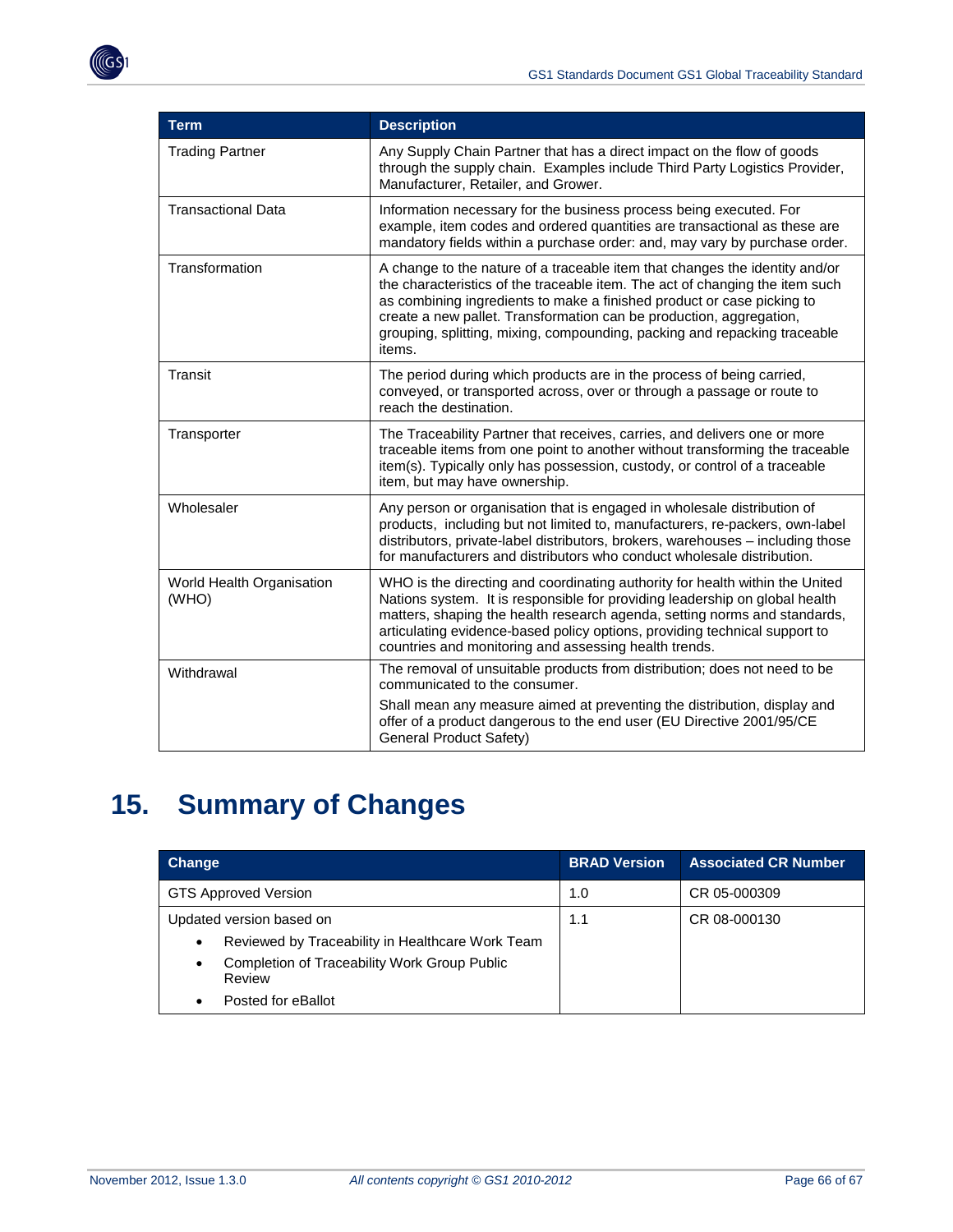| Term | Description |
| --- | --- |
| Trading Partner | Any Supply Chain Partner that has a direct impact on the flow of goods through the supply chain. Examples include Third Party Logistics Provider, Manufacturer, Retailer, and Grower. |
| Transactional Data | Information necessary for the business process being executed. For example, item codes and ordered quantities are transactional as these are mandatory fields within a purchase order: and, may vary by purchase order. |
| Transformation | A change to the nature of a traceable item that changes the identity and/or the characteristics of the traceable item. The act of changing the item such as combining ingredients to make a finished product or case picking to create a new pallet. Transformation can be production, aggregation, grouping, splitting, mixing, compounding, packing and repacking traceable items. |
| Transit | The period during which products are in the process of being carried, conveyed, or transported across, over or through a passage or route to reach the destination. |
| Transporter | The Traceability Partner that receives, carries, and delivers one or more traceable items from one point to another without transforming the traceable item(s). Typically only has possession, custody, or control of a traceable item, but may have ownership. |
| Wholesaler | Any person or organisation that is engaged in wholesale distribution of products, including but not limited to, manufacturers, re-packers, own-label distributors, private-label distributors, brokers, warehouses – including those for manufacturers and distributors who conduct wholesale distribution. |
| World Health Organisation (WHO) | WHO is the directing and coordinating authority for health within the United Nations system. It is responsible for providing leadership on global health matters, shaping the health research agenda, setting norms and standards, articulating evidence-based policy options, providing technical support to countries and monitoring and assessing health trends. |
| Withdrawal | The removal of unsuitable products from distribution; does not need to be communicated to the consumer.<br><br>Shall mean any measure aimed at preventing the distribution, display and offer of a product dangerous to the end user (EU Directive 2001/95/CE General Product Safety) |

# 15. Summary of Changes

| Change | BRAD Version | Associated CR Number |
| --- | --- | --- |
| GTS Approved Version | 1.0 | CR 05-000309 |
| Updated version based on<br>• Reviewed by Traceability in Healthcare Work Team<br>• Completion of Traceability Work Group Public Review<br>• Posted for eBallot | 1.1 | CR 08-000130 |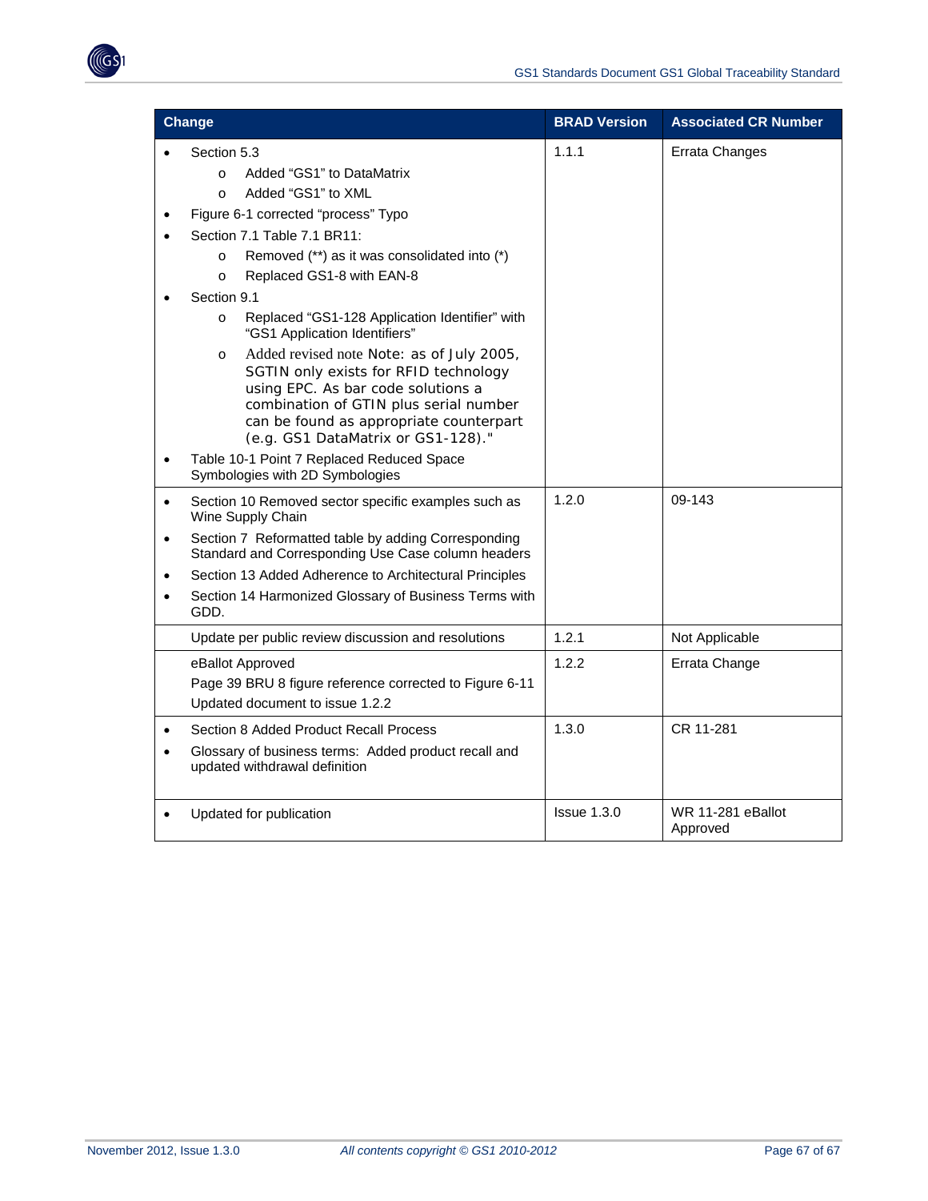| Change | BRAD Version | Associated CR Number |
|---|---|---|
| • Section 5.3<br>  o Added "GS1" to DataMatrix<br>  o Added "GS1" to XML<br>• Figure 6-1 corrected "process" Typo<br>• Section 7.1 Table 7.1 BR11:<br>  o Removed (**) as it was consolidated into (*)<br>  o Replaced GS1-8 with EAN-8<br>• Section 9.1<br>  o Replaced "GS1-128 Application Identifier" with "GS1 Application Identifiers"<br>  o Added revised note Note: as of July 2005, SGTIN only exists for RFID technology using EPC. As bar code solutions a combination of GTIN plus serial number can be found as appropriate counterpart (e.g. GS1 DataMatrix or GS1-128)."<br>• Table 10-1 Point 7 Replaced Reduced Space Symbologies with 2D Symbologies | 1.1.1 | Errata Changes |
| • Section 10 Removed sector specific examples such as Wine Supply Chain<br>• Section 7 Reformatted table by adding Corresponding Standard and Corresponding Use Case column headers<br>• Section 13 Added Adherence to Architectural Principles<br>• Section 14 Harmonized Glossary of Business Terms with GDD. | 1.2.0 | 09-143 |
| Update per public review discussion and resolutions | 1.2.1 | Not Applicable |
| eBallot Approved<br>Page 39 BRU 8 figure reference corrected to Figure 6-11<br>Updated document to issue 1.2.2 | 1.2.2 | Errata Change |
| • Section 8 Added Product Recall Process<br>• Glossary of business terms: Added product recall and updated withdrawal definition | 1.3.0 | CR 11-281 |
| • Updated for publication | Issue 1.3.0 | WR 11-281 eBallot Approved |